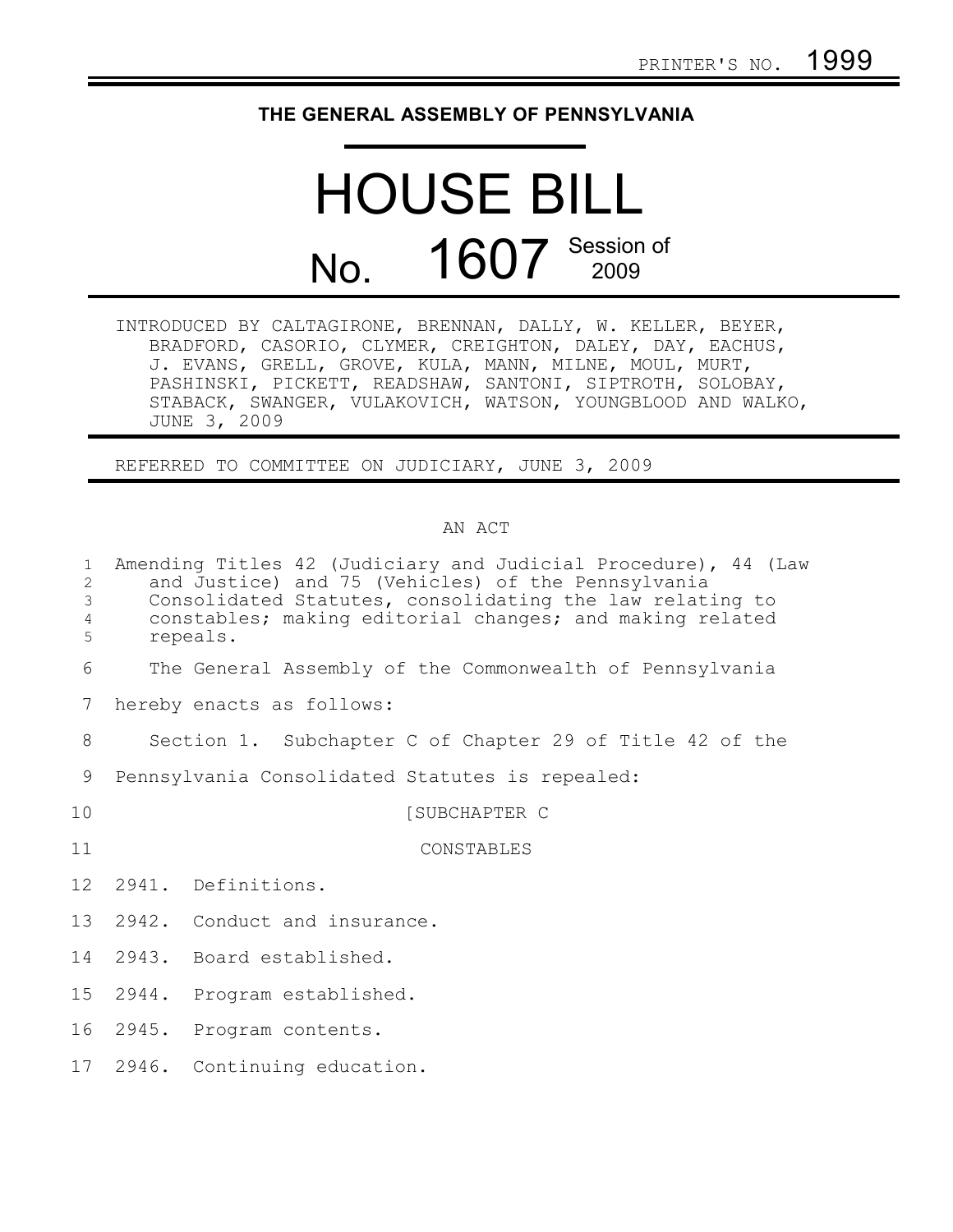PRINTER'S NO. 1999

# THE GENERAL ASSEMBLY OF PENNSYLVANIA

# HOUSE BILL

# No. 1607 Session of 2009

INTRODUCED BY CALTAGIRONE, BRENNAN, DALLY, W. KELLER, BEYER, BRADFORD, CASORIO, CLYMER, CREIGHTON, DALEY, DAY, EACHUS, J. EVANS, GRELL, GROVE, KULA, MANN, MILNE, MOUL, MURT, PASHINSKI, PICKETT, READSHAW, SANTONI, SIPTROTH, SOLOBAY, STABACK, SWANGER, VULAKOVICH, WATSON, YOUNGBLOOD AND WALKO, JUNE 3, 2009

REFERRED TO COMMITTEE ON JUDICIARY, JUNE 3, 2009

AN ACT

1 Amending Titles 42 (Judiciary and Judicial Procedure), 44 (Law
2 and Justice) and 75 (Vehicles) of the Pennsylvania
3 Consolidated Statutes, consolidating the law relating to
4 constables; making editorial changes; and making related
5 repeals.

6 The General Assembly of the Commonwealth of Pennsylvania
7 hereby enacts as follows:

8 Section 1. Subchapter C of Chapter 29 of Title 42 of the
9 Pennsylvania Consolidated Statutes is repealed:

10 [SUBCHAPTER C

11 CONSTABLES

12 2941. Definitions.

13 2942. Conduct and insurance.

14 2943. Board established.

15 2944. Program established.

16 2945. Program contents.

17 2946. Continuing education.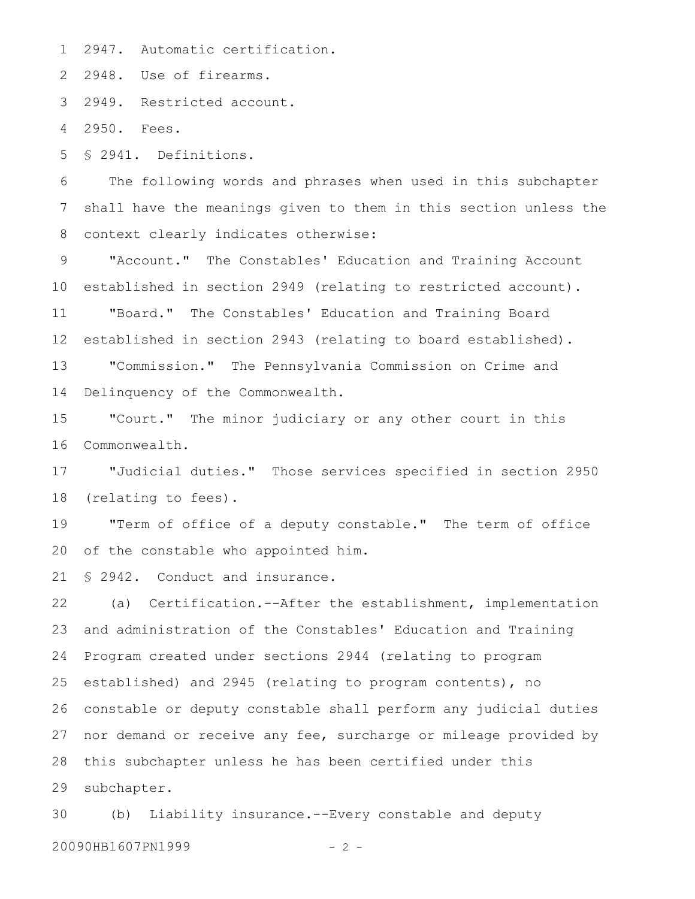2947. Automatic certification.

2948. Use of firearms.

2949. Restricted account.

2950. Fees.

§ 2941. Definitions.

The following words and phrases when used in this subchapter shall have the meanings given to them in this section unless the context clearly indicates otherwise:

"Account." The Constables' Education and Training Account established in section 2949 (relating to restricted account).

"Board." The Constables' Education and Training Board established in section 2943 (relating to board established).

"Commission." The Pennsylvania Commission on Crime and Delinquency of the Commonwealth.

"Court." The minor judiciary or any other court in this Commonwealth.

"Judicial duties." Those services specified in section 2950 (relating to fees).

"Term of office of a deputy constable." The term of office of the constable who appointed him.

§ 2942. Conduct and insurance.

(a) Certification.--After the establishment, implementation and administration of the Constables' Education and Training Program created under sections 2944 (relating to program established) and 2945 (relating to program contents), no constable or deputy constable shall perform any judicial duties nor demand or receive any fee, surcharge or mileage provided by this subchapter unless he has been certified under this subchapter.

(b) Liability insurance.--Every constable and deputy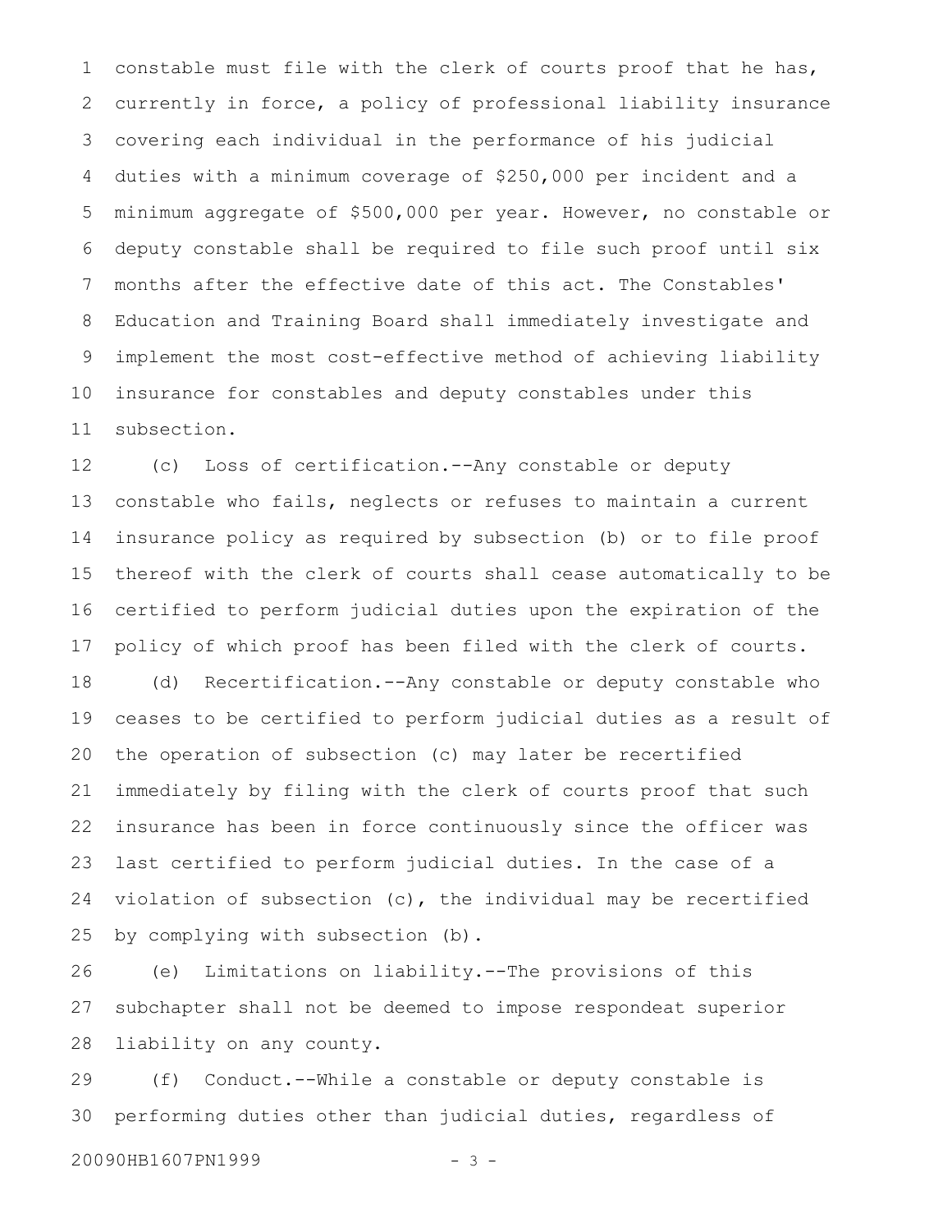constable must file with the clerk of courts proof that he has, currently in force, a policy of professional liability insurance covering each individual in the performance of his judicial duties with a minimum coverage of $250,000 per incident and a minimum aggregate of $500,000 per year. However, no constable or deputy constable shall be required to file such proof until six months after the effective date of this act. The Constables' Education and Training Board shall immediately investigate and implement the most cost-effective method of achieving liability insurance for constables and deputy constables under this subsection.

(c) Loss of certification.--Any constable or deputy constable who fails, neglects or refuses to maintain a current insurance policy as required by subsection (b) or to file proof thereof with the clerk of courts shall cease automatically to be certified to perform judicial duties upon the expiration of the policy of which proof has been filed with the clerk of courts.

(d) Recertification.--Any constable or deputy constable who ceases to be certified to perform judicial duties as a result of the operation of subsection (c) may later be recertified immediately by filing with the clerk of courts proof that such insurance has been in force continuously since the officer was last certified to perform judicial duties. In the case of a violation of subsection (c), the individual may be recertified by complying with subsection (b).

(e) Limitations on liability.--The provisions of this subchapter shall not be deemed to impose respondeat superior liability on any county.

(f) Conduct.--While a constable or deputy constable is performing duties other than judicial duties, regardless of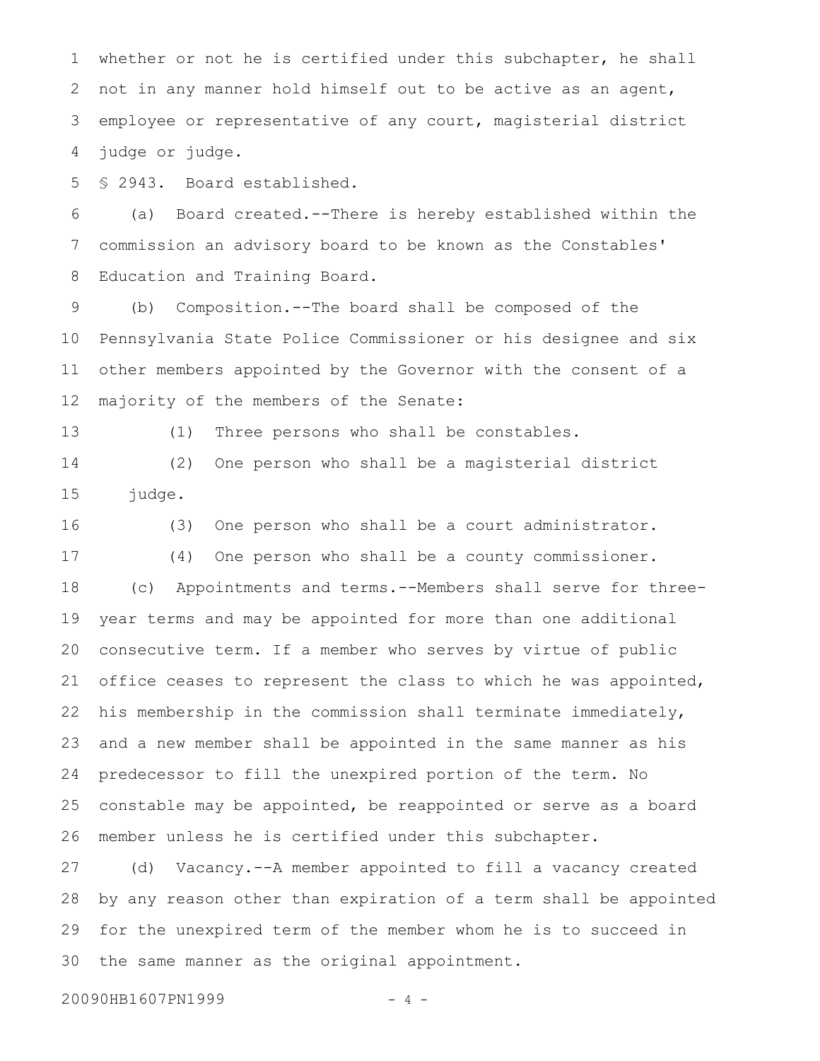whether or not he is certified under this subchapter, he shall not in any manner hold himself out to be active as an agent, employee or representative of any court, magisterial district judge or judge.

§ 2943. Board established.

(a) Board created.--There is hereby established within the commission an advisory board to be known as the Constables' Education and Training Board.

(b) Composition.--The board shall be composed of the Pennsylvania State Police Commissioner or his designee and six other members appointed by the Governor with the consent of a majority of the members of the Senate:

(1) Three persons who shall be constables.

(2) One person who shall be a magisterial district judge.

(3) One person who shall be a court administrator.

(4) One person who shall be a county commissioner.

(c) Appointments and terms.--Members shall serve for three-year terms and may be appointed for more than one additional consecutive term. If a member who serves by virtue of public office ceases to represent the class to which he was appointed, his membership in the commission shall terminate immediately, and a new member shall be appointed in the same manner as his predecessor to fill the unexpired portion of the term. No constable may be appointed, be reappointed or serve as a board member unless he is certified under this subchapter.

(d) Vacancy.--A member appointed to fill a vacancy created by any reason other than expiration of a term shall be appointed for the unexpired term of the member whom he is to succeed in the same manner as the original appointment.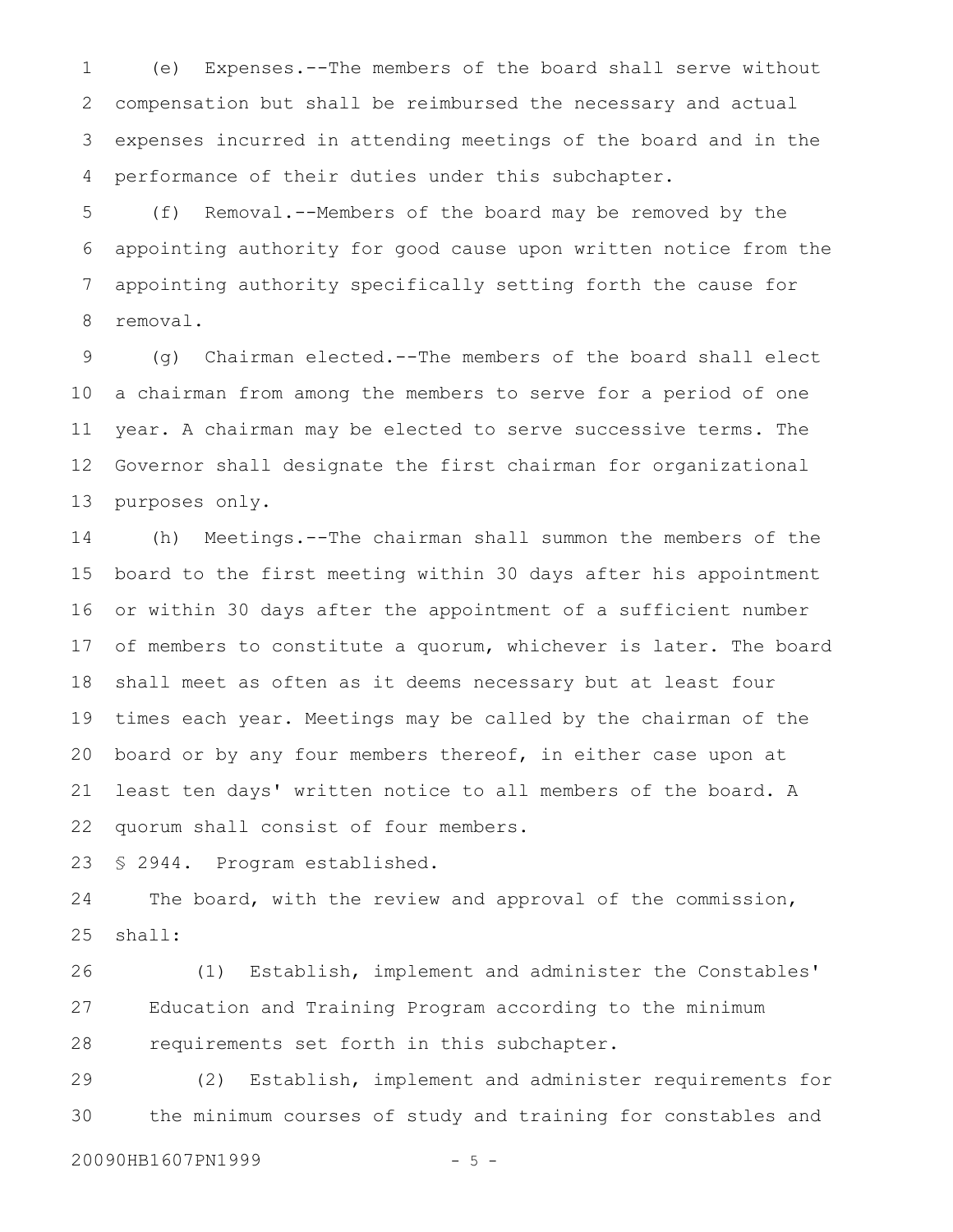(e) Expenses.--The members of the board shall serve without compensation but shall be reimbursed the necessary and actual expenses incurred in attending meetings of the board and in the performance of their duties under this subchapter.

(f) Removal.--Members of the board may be removed by the appointing authority for good cause upon written notice from the appointing authority specifically setting forth the cause for removal.

(g) Chairman elected.--The members of the board shall elect a chairman from among the members to serve for a period of one year. A chairman may be elected to serve successive terms. The Governor shall designate the first chairman for organizational purposes only.

(h) Meetings.--The chairman shall summon the members of the board to the first meeting within 30 days after his appointment or within 30 days after the appointment of a sufficient number of members to constitute a quorum, whichever is later. The board shall meet as often as it deems necessary but at least four times each year. Meetings may be called by the chairman of the board or by any four members thereof, in either case upon at least ten days' written notice to all members of the board. A quorum shall consist of four members.

§ 2944. Program established.

The board, with the review and approval of the commission, shall:

(1) Establish, implement and administer the Constables' Education and Training Program according to the minimum requirements set forth in this subchapter.

(2) Establish, implement and administer requirements for the minimum courses of study and training for constables and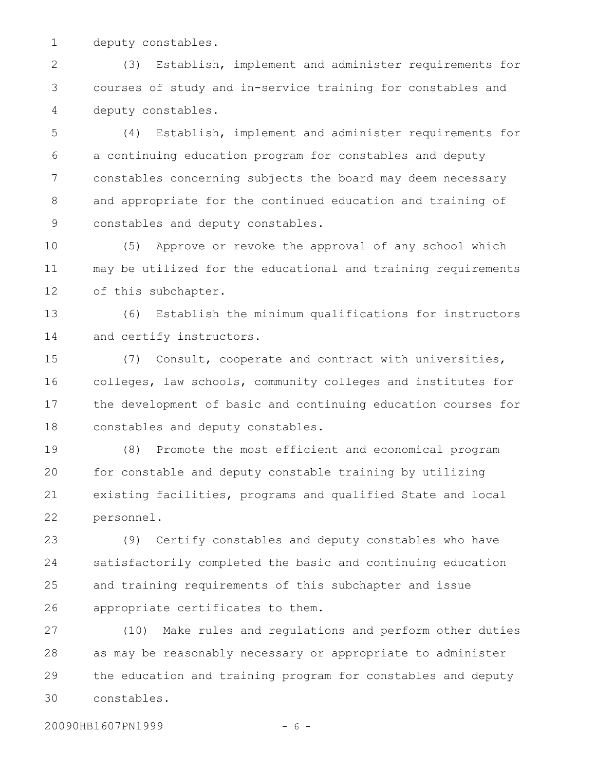deputy constables.

(3) Establish, implement and administer requirements for courses of study and in-service training for constables and deputy constables.

(4) Establish, implement and administer requirements for a continuing education program for constables and deputy constables concerning subjects the board may deem necessary and appropriate for the continued education and training of constables and deputy constables.

(5) Approve or revoke the approval of any school which may be utilized for the educational and training requirements of this subchapter.

(6) Establish the minimum qualifications for instructors and certify instructors.

(7) Consult, cooperate and contract with universities, colleges, law schools, community colleges and institutes for the development of basic and continuing education courses for constables and deputy constables.

(8) Promote the most efficient and economical program for constable and deputy constable training by utilizing existing facilities, programs and qualified State and local personnel.

(9) Certify constables and deputy constables who have satisfactorily completed the basic and continuing education and training requirements of this subchapter and issue appropriate certificates to them.

(10) Make rules and regulations and perform other duties as may be reasonably necessary or appropriate to administer the education and training program for constables and deputy constables.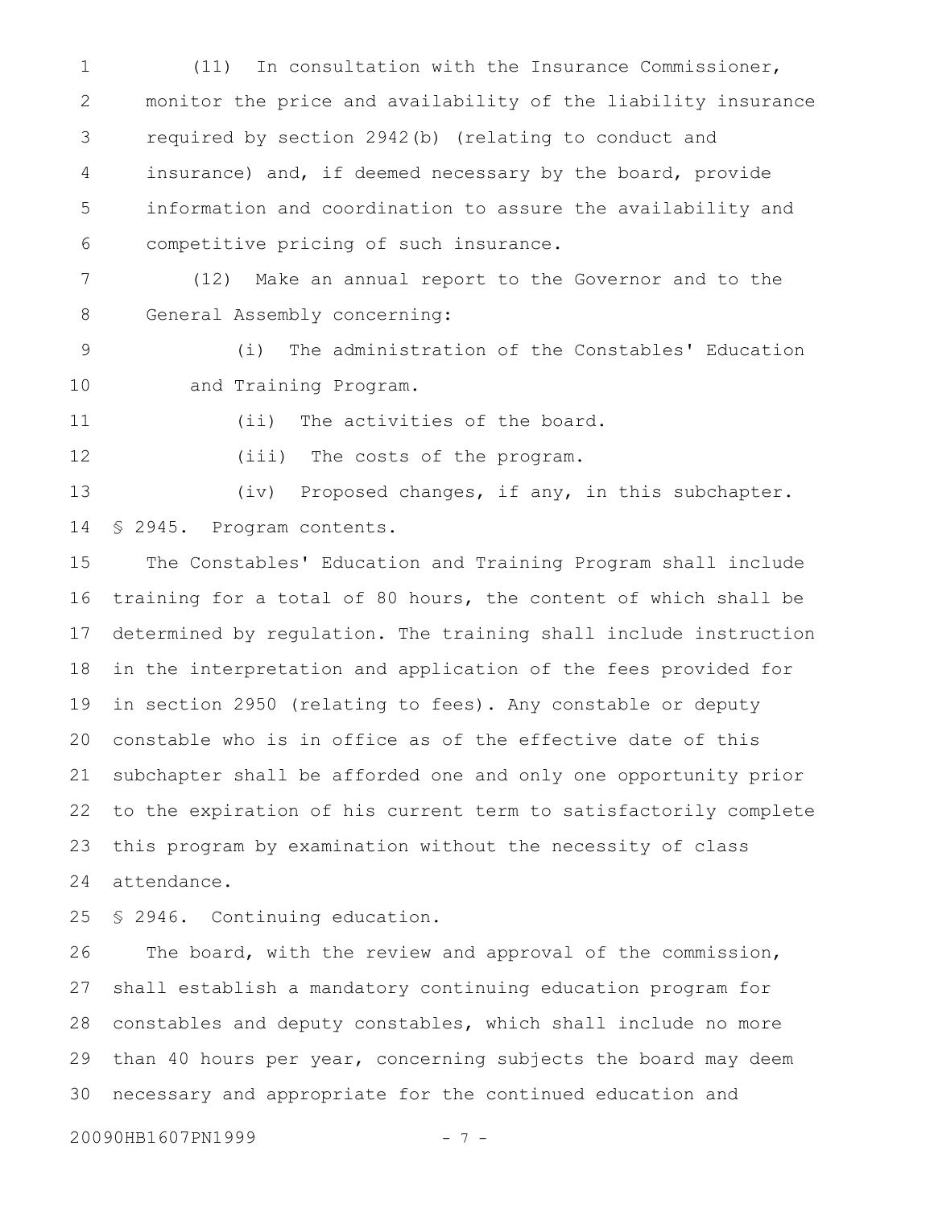(11) In consultation with the Insurance Commissioner, monitor the price and availability of the liability insurance required by section 2942(b) (relating to conduct and insurance) and, if deemed necessary by the board, provide information and coordination to assure the availability and competitive pricing of such insurance.

(12) Make an annual report to the Governor and to the General Assembly concerning:

(i) The administration of the Constables' Education and Training Program.

(ii) The activities of the board.

(iii) The costs of the program.

(iv) Proposed changes, if any, in this subchapter.

§ 2945. Program contents.

The Constables' Education and Training Program shall include training for a total of 80 hours, the content of which shall be determined by regulation. The training shall include instruction in the interpretation and application of the fees provided for in section 2950 (relating to fees). Any constable or deputy constable who is in office as of the effective date of this subchapter shall be afforded one and only one opportunity prior to the expiration of his current term to satisfactorily complete this program by examination without the necessity of class attendance.

§ 2946. Continuing education.

The board, with the review and approval of the commission, shall establish a mandatory continuing education program for constables and deputy constables, which shall include no more than 40 hours per year, concerning subjects the board may deem necessary and appropriate for the continued education and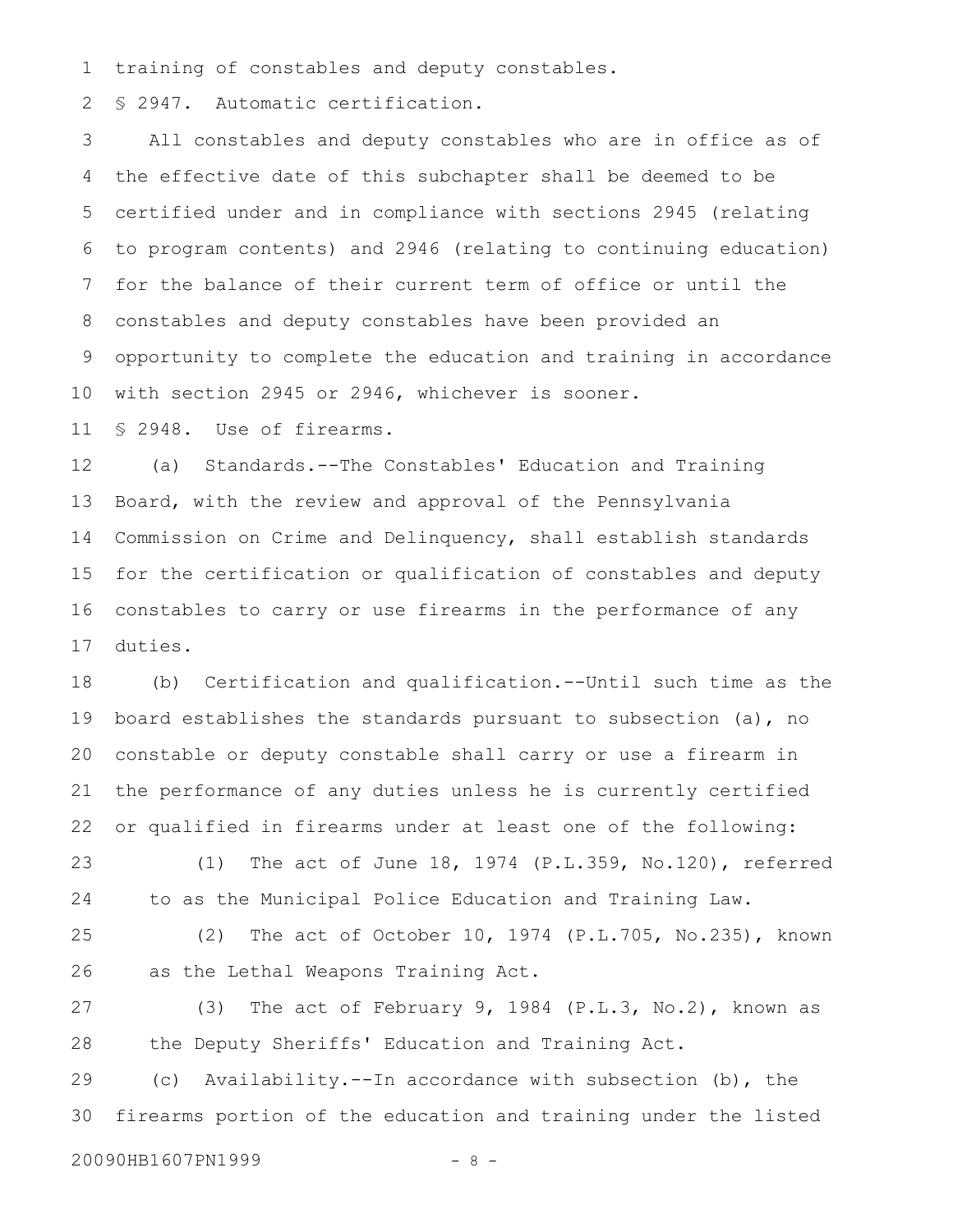training of constables and deputy constables.

§ 2947. Automatic certification.

All constables and deputy constables who are in office as of the effective date of this subchapter shall be deemed to be certified under and in compliance with sections 2945 (relating to program contents) and 2946 (relating to continuing education) for the balance of their current term of office or until the constables and deputy constables have been provided an opportunity to complete the education and training in accordance with section 2945 or 2946, whichever is sooner.

§ 2948. Use of firearms.

(a) Standards.--The Constables' Education and Training Board, with the review and approval of the Pennsylvania Commission on Crime and Delinquency, shall establish standards for the certification or qualification of constables and deputy constables to carry or use firearms in the performance of any duties.

(b) Certification and qualification.--Until such time as the board establishes the standards pursuant to subsection (a), no constable or deputy constable shall carry or use a firearm in the performance of any duties unless he is currently certified or qualified in firearms under at least one of the following:

(1) The act of June 18, 1974 (P.L.359, No.120), referred to as the Municipal Police Education and Training Law.

(2) The act of October 10, 1974 (P.L.705, No.235), known as the Lethal Weapons Training Act.

(3) The act of February 9, 1984 (P.L.3, No.2), known as the Deputy Sheriffs' Education and Training Act.

(c) Availability.--In accordance with subsection (b), the firearms portion of the education and training under the listed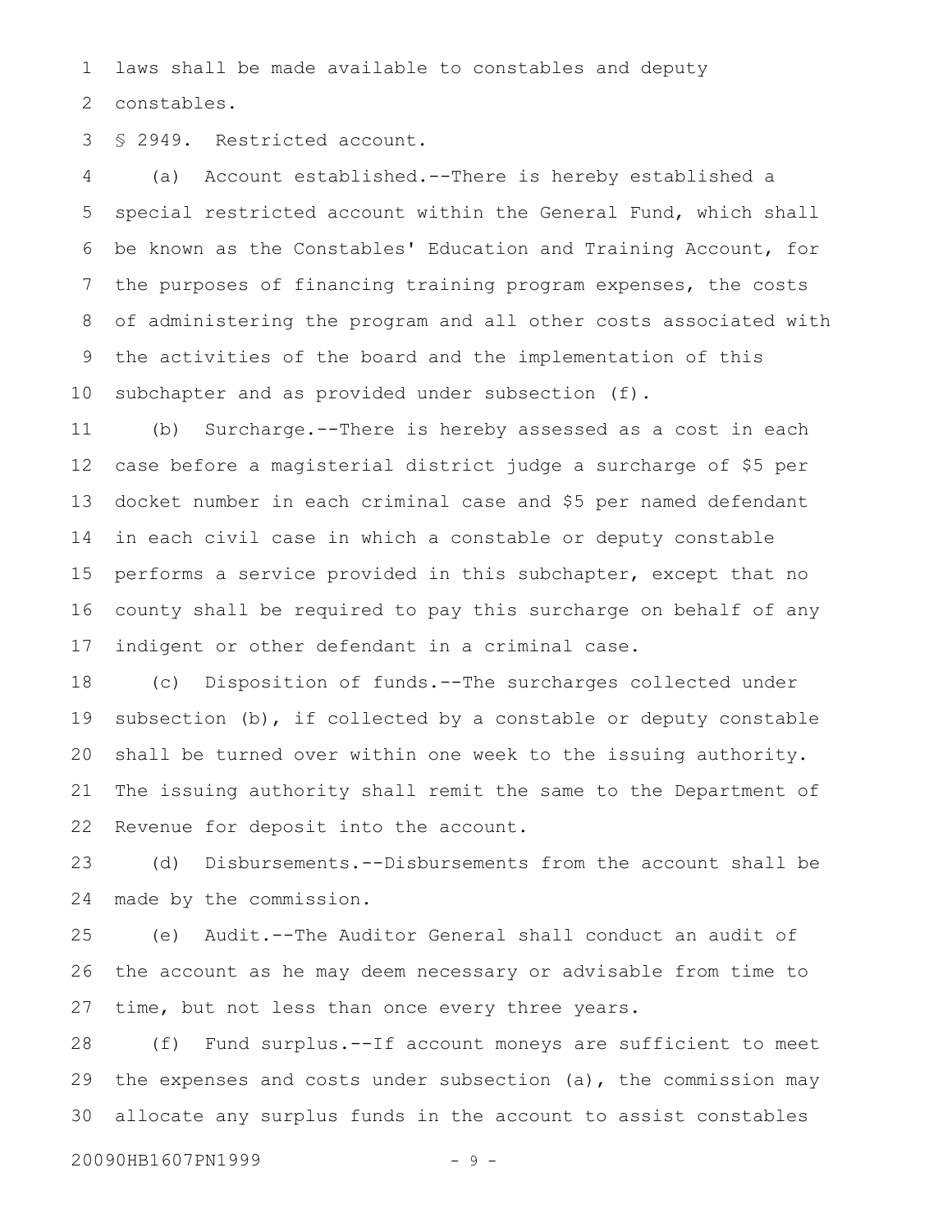laws shall be made available to constables and deputy constables.

§ 2949. Restricted account.

(a) Account established.--There is hereby established a special restricted account within the General Fund, which shall be known as the Constables' Education and Training Account, for the purposes of financing training program expenses, the costs of administering the program and all other costs associated with the activities of the board and the implementation of this subchapter and as provided under subsection (f).

(b) Surcharge.--There is hereby assessed as a cost in each case before a magisterial district judge a surcharge of $5 per docket number in each criminal case and $5 per named defendant in each civil case in which a constable or deputy constable performs a service provided in this subchapter, except that no county shall be required to pay this surcharge on behalf of any indigent or other defendant in a criminal case.

(c) Disposition of funds.--The surcharges collected under subsection (b), if collected by a constable or deputy constable shall be turned over within one week to the issuing authority. The issuing authority shall remit the same to the Department of Revenue for deposit into the account.

(d) Disbursements.--Disbursements from the account shall be made by the commission.

(e) Audit.--The Auditor General shall conduct an audit of the account as he may deem necessary or advisable from time to time, but not less than once every three years.

(f) Fund surplus.--If account moneys are sufficient to meet the expenses and costs under subsection (a), the commission may allocate any surplus funds in the account to assist constables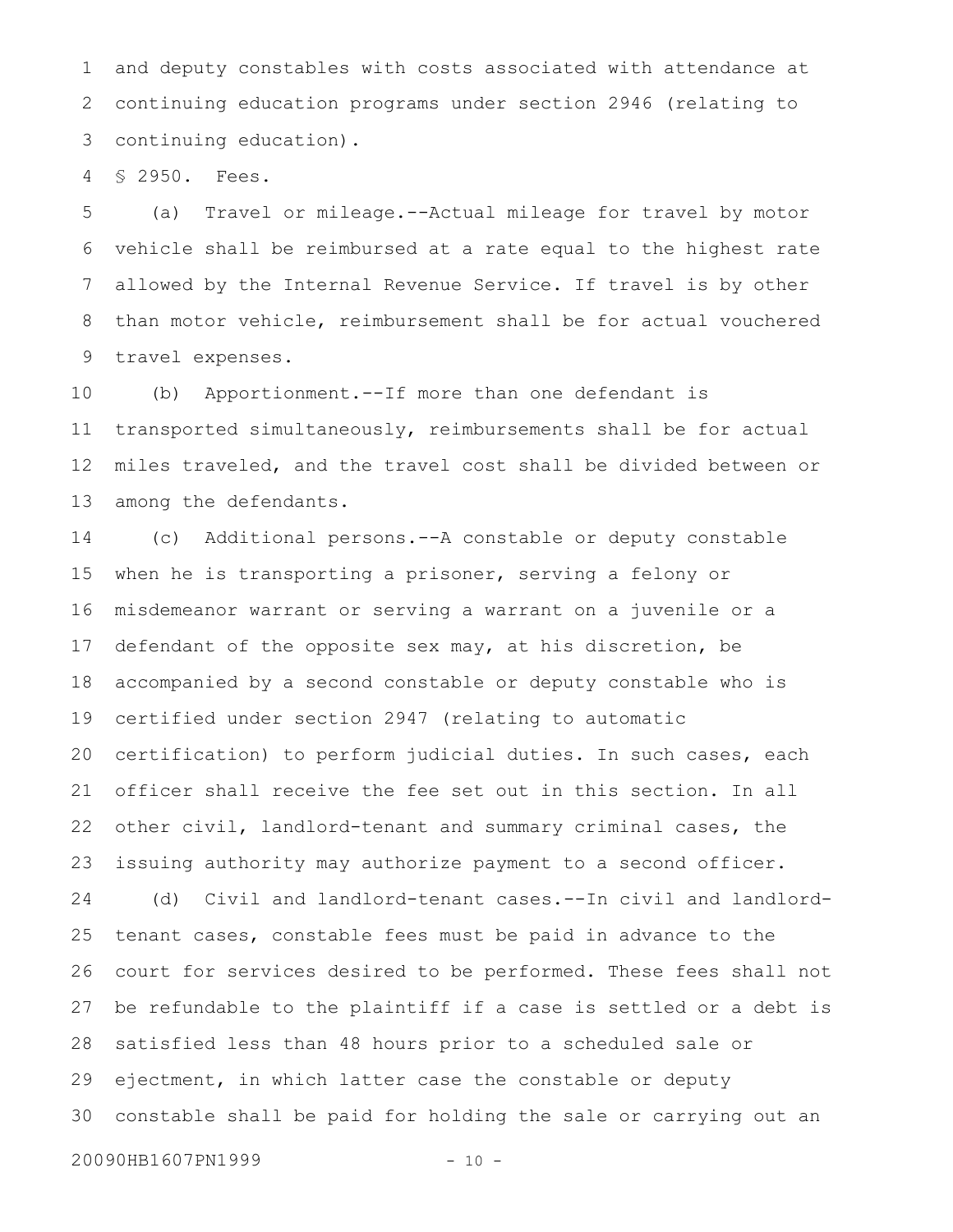and deputy constables with costs associated with attendance at continuing education programs under section 2946 (relating to continuing education).

§ 2950. Fees.

(a) Travel or mileage.--Actual mileage for travel by motor vehicle shall be reimbursed at a rate equal to the highest rate allowed by the Internal Revenue Service. If travel is by other than motor vehicle, reimbursement shall be for actual vouchered travel expenses.

(b) Apportionment.--If more than one defendant is transported simultaneously, reimbursements shall be for actual miles traveled, and the travel cost shall be divided between or among the defendants.

(c) Additional persons.--A constable or deputy constable when he is transporting a prisoner, serving a felony or misdemeanor warrant or serving a warrant on a juvenile or a defendant of the opposite sex may, at his discretion, be accompanied by a second constable or deputy constable who is certified under section 2947 (relating to automatic certification) to perform judicial duties. In such cases, each officer shall receive the fee set out in this section. In all other civil, landlord-tenant and summary criminal cases, the issuing authority may authorize payment to a second officer.

(d) Civil and landlord-tenant cases.--In civil and landlord-tenant cases, constable fees must be paid in advance to the court for services desired to be performed. These fees shall not be refundable to the plaintiff if a case is settled or a debt is satisfied less than 48 hours prior to a scheduled sale or ejectment, in which latter case the constable or deputy constable shall be paid for holding the sale or carrying out an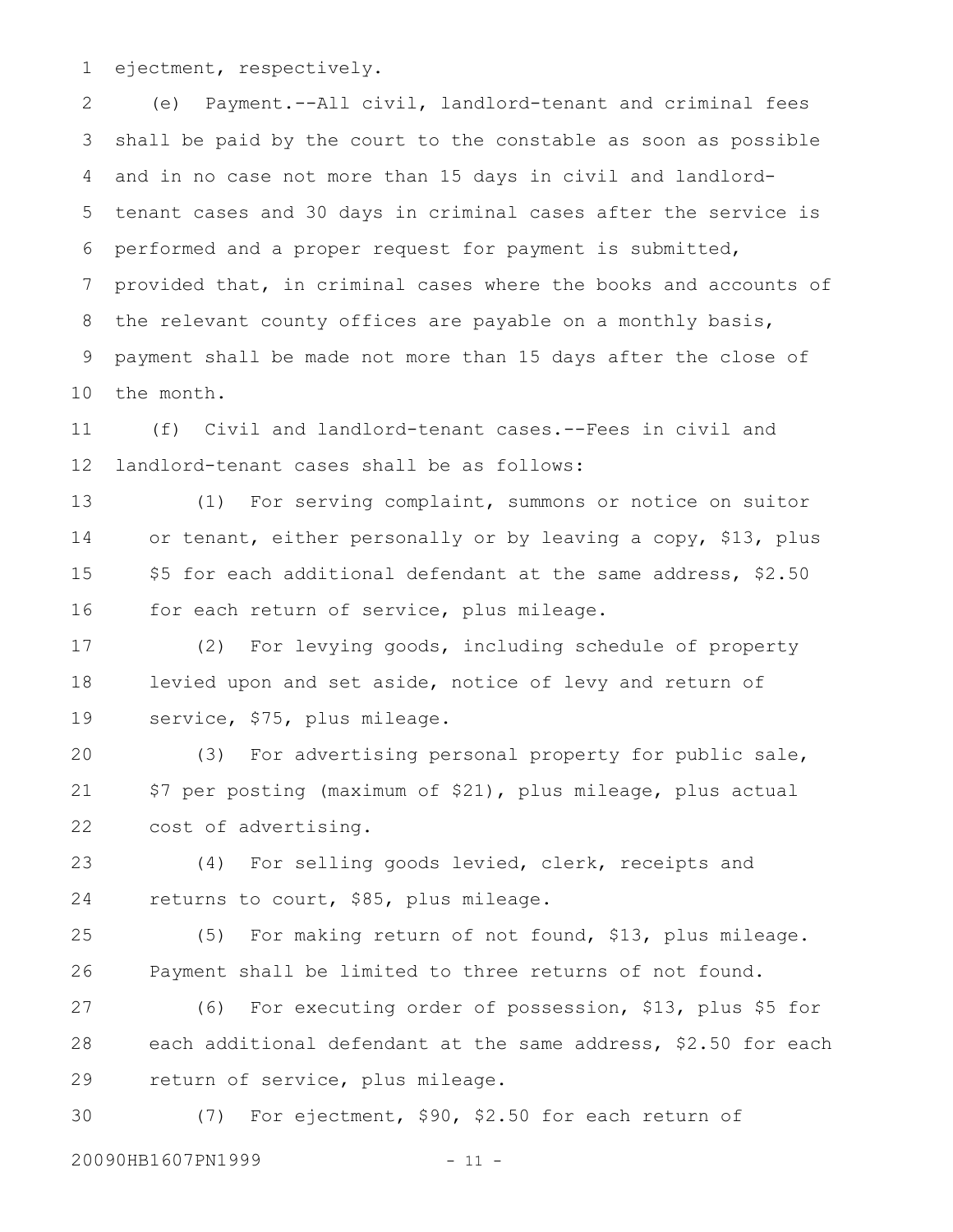ejectment, respectively.

(e) Payment.--All civil, landlord-tenant and criminal fees shall be paid by the court to the constable as soon as possible and in no case not more than 15 days in civil and landlord-tenant cases and 30 days in criminal cases after the service is performed and a proper request for payment is submitted, provided that, in criminal cases where the books and accounts of the relevant county offices are payable on a monthly basis, payment shall be made not more than 15 days after the close of the month.

(f) Civil and landlord-tenant cases.--Fees in civil and landlord-tenant cases shall be as follows:

(1) For serving complaint, summons or notice on suitor or tenant, either personally or by leaving a copy, $13, plus $5 for each additional defendant at the same address, $2.50 for each return of service, plus mileage.

(2) For levying goods, including schedule of property levied upon and set aside, notice of levy and return of service, $75, plus mileage.

(3) For advertising personal property for public sale, $7 per posting (maximum of $21), plus mileage, plus actual cost of advertising.

(4) For selling goods levied, clerk, receipts and returns to court, $85, plus mileage.

(5) For making return of not found, $13, plus mileage. Payment shall be limited to three returns of not found.

(6) For executing order of possession, $13, plus $5 for each additional defendant at the same address, $2.50 for each return of service, plus mileage.

(7) For ejectment, $90, $2.50 for each return of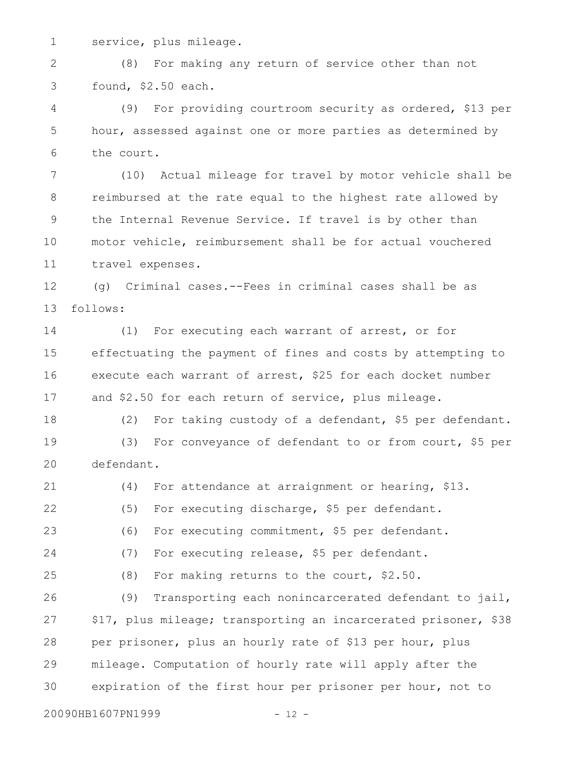service, plus mileage.

(8) For making any return of service other than not found, $2.50 each.

(9) For providing courtroom security as ordered, $13 per hour, assessed against one or more parties as determined by the court.

(10) Actual mileage for travel by motor vehicle shall be reimbursed at the rate equal to the highest rate allowed by the Internal Revenue Service. If travel is by other than motor vehicle, reimbursement shall be for actual vouchered travel expenses.

(g) Criminal cases.--Fees in criminal cases shall be as follows:

(1) For executing each warrant of arrest, or for effectuating the payment of fines and costs by attempting to execute each warrant of arrest, $25 for each docket number and $2.50 for each return of service, plus mileage.

(2) For taking custody of a defendant, $5 per defendant.

(3) For conveyance of defendant to or from court, $5 per defendant.

(4) For attendance at arraignment or hearing, $13.

(5) For executing discharge, $5 per defendant.

(6) For executing commitment, $5 per defendant.

(7) For executing release, $5 per defendant.

(8) For making returns to the court, $2.50.

(9) Transporting each nonincarcerated defendant to jail, $17, plus mileage; transporting an incarcerated prisoner, $38 per prisoner, plus an hourly rate of $13 per hour, plus mileage. Computation of hourly rate will apply after the expiration of the first hour per prisoner per hour, not to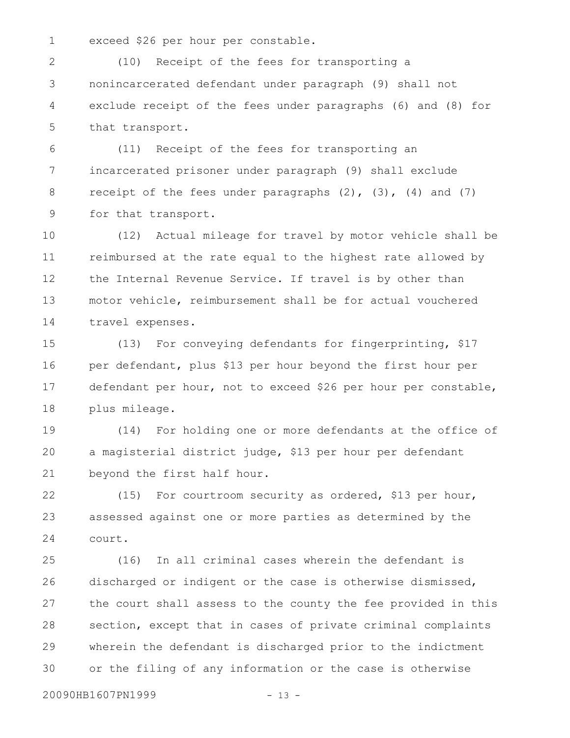exceed $26 per hour per constable.

(10) Receipt of the fees for transporting a nonincarcerated defendant under paragraph (9) shall not exclude receipt of the fees under paragraphs (6) and (8) for that transport.

(11) Receipt of the fees for transporting an incarcerated prisoner under paragraph (9) shall exclude receipt of the fees under paragraphs (2), (3), (4) and (7) for that transport.

(12) Actual mileage for travel by motor vehicle shall be reimbursed at the rate equal to the highest rate allowed by the Internal Revenue Service. If travel is by other than motor vehicle, reimbursement shall be for actual vouchered travel expenses.

(13) For conveying defendants for fingerprinting, $17 per defendant, plus $13 per hour beyond the first hour per defendant per hour, not to exceed $26 per hour per constable, plus mileage.

(14) For holding one or more defendants at the office of a magisterial district judge, $13 per hour per defendant beyond the first half hour.

(15) For courtroom security as ordered, $13 per hour, assessed against one or more parties as determined by the court.

(16) In all criminal cases wherein the defendant is discharged or indigent or the case is otherwise dismissed, the court shall assess to the county the fee provided in this section, except that in cases of private criminal complaints wherein the defendant is discharged prior to the indictment or the filing of any information or the case is otherwise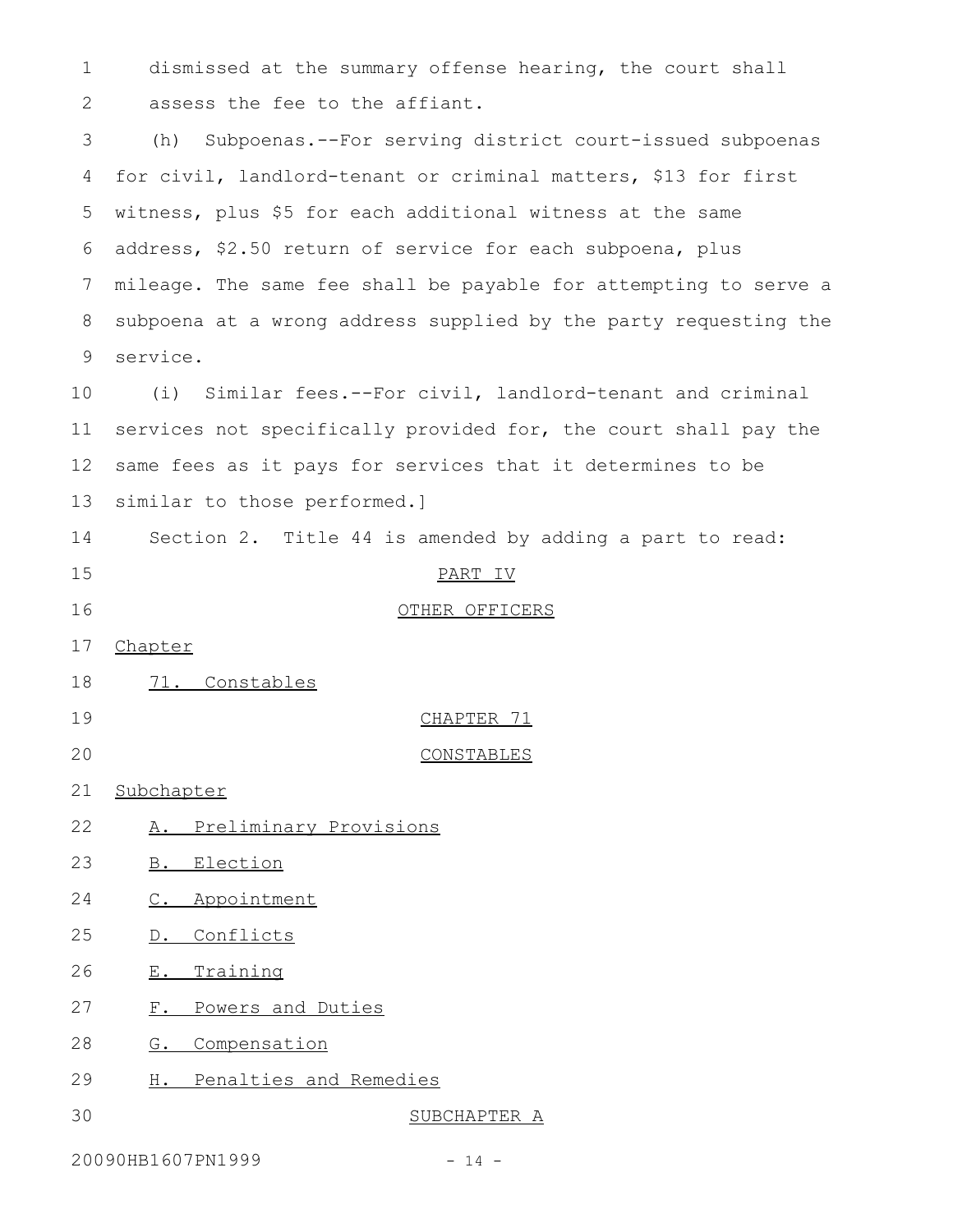dismissed at the summary offense hearing, the court shall assess the fee to the affiant.

(h) Subpoenas.--For serving district court-issued subpoenas for civil, landlord-tenant or criminal matters, $13 for first witness, plus $5 for each additional witness at the same address, $2.50 return of service for each subpoena, plus mileage. The same fee shall be payable for attempting to serve a subpoena at a wrong address supplied by the party requesting the service.

(i) Similar fees.--For civil, landlord-tenant and criminal services not specifically provided for, the court shall pay the same fees as it pays for services that it determines to be similar to those performed.]

Section 2. Title 44 is amended by adding a part to read:

PART IV

OTHER OFFICERS

Chapter

71. Constables

CHAPTER 71

CONSTABLES

Subchapter

A. Preliminary Provisions

B. Election

C. Appointment

D. Conflicts

E. Training

F. Powers and Duties

G. Compensation

H. Penalties and Remedies

SUBCHAPTER A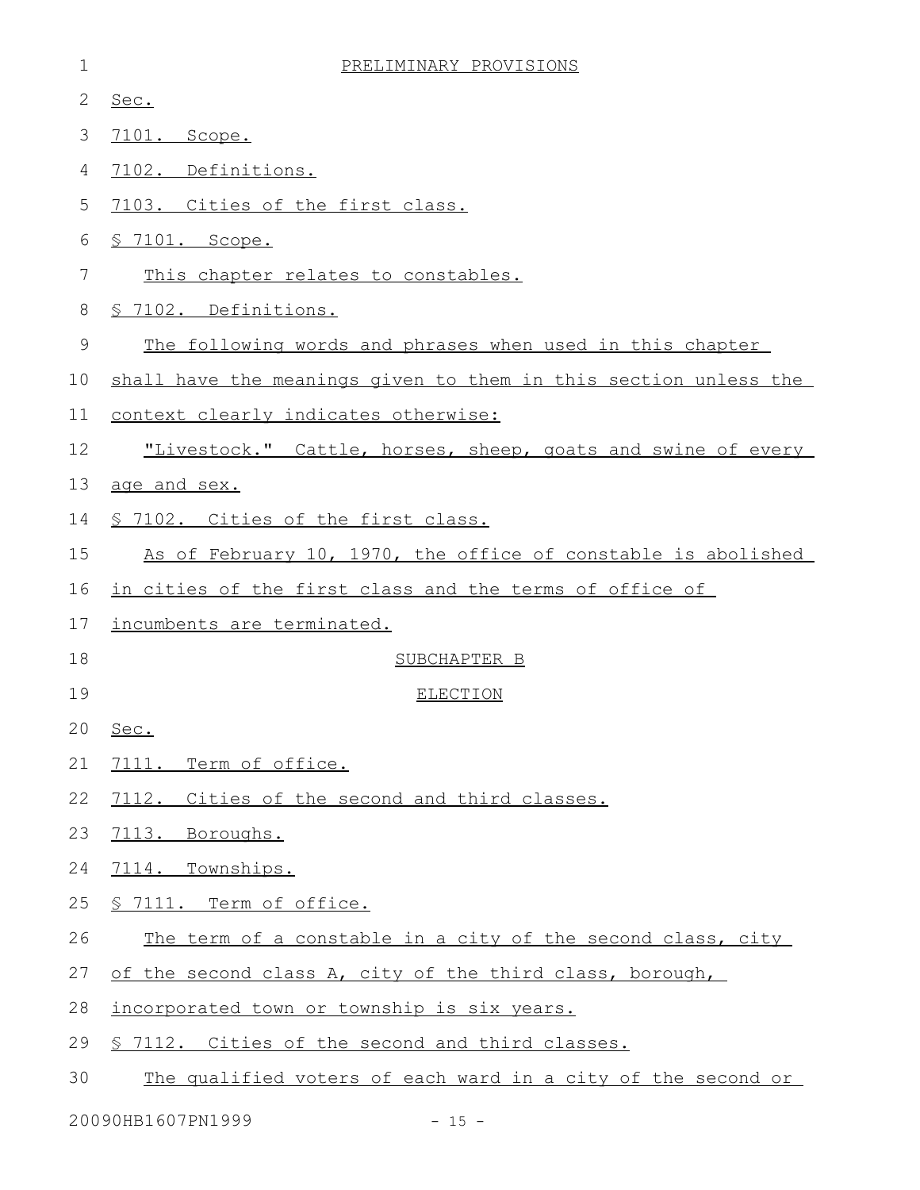PRELIMINARY PROVISIONS

Sec.

7101. Scope.

7102. Definitions.

7103. Cities of the first class.

§ 7101. Scope.

This chapter relates to constables.

§ 7102. Definitions.

The following words and phrases when used in this chapter shall have the meanings given to them in this section unless the context clearly indicates otherwise:

"Livestock." Cattle, horses, sheep, goats and swine of every age and sex.

§ 7102. Cities of the first class.

As of February 10, 1970, the office of constable is abolished in cities of the first class and the terms of office of incumbents are terminated.

SUBCHAPTER B

ELECTION

Sec.

7111. Term of office.

7112. Cities of the second and third classes.

7113. Boroughs.

7114. Townships.

§ 7111. Term of office.

The term of a constable in a city of the second class, city of the second class A, city of the third class, borough, incorporated town or township is six years.

§ 7112. Cities of the second and third classes.

The qualified voters of each ward in a city of the second or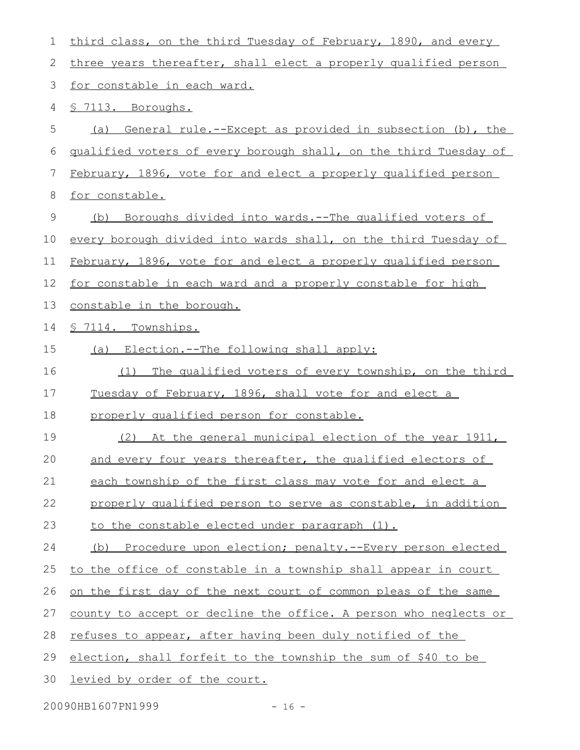third class, on the third Tuesday of February, 1890, and every three years thereafter, shall elect a properly qualified person for constable in each ward.

§ 7113. Boroughs.

(a) General rule.--Except as provided in subsection (b), the qualified voters of every borough shall, on the third Tuesday of February, 1896, vote for and elect a properly qualified person for constable.

(b) Boroughs divided into wards.--The qualified voters of every borough divided into wards shall, on the third Tuesday of February, 1896, vote for and elect a properly qualified person for constable in each ward and a properly constable for high constable in the borough.

§ 7114. Townships.

(a) Election.--The following shall apply:

(1) The qualified voters of every township, on the third Tuesday of February, 1896, shall vote for and elect a properly qualified person for constable.

(2) At the general municipal election of the year 1911, and every four years thereafter, the qualified electors of each township of the first class may vote for and elect a properly qualified person to serve as constable, in addition to the constable elected under paragraph (1).

(b) Procedure upon election; penalty.--Every person elected to the office of constable in a township shall appear in court on the first day of the next court of common pleas of the same county to accept or decline the office. A person who neglects or refuses to appear, after having been duly notified of the election, shall forfeit to the township the sum of $40 to be levied by order of the court.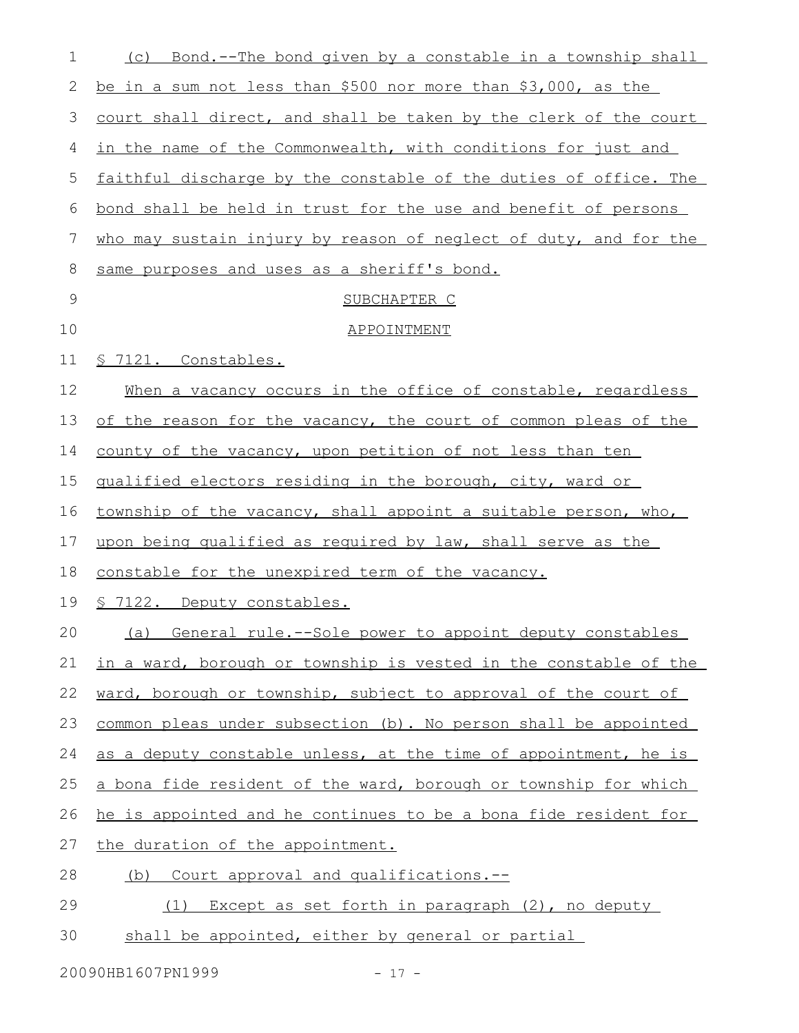(c) Bond.--The bond given by a constable in a township shall be in a sum not less than $500 nor more than $3,000, as the court shall direct, and shall be taken by the clerk of the court in the name of the Commonwealth, with conditions for just and faithful discharge by the constable of the duties of office. The bond shall be held in trust for the use and benefit of persons who may sustain injury by reason of neglect of duty, and for the same purposes and uses as a sheriff's bond.

SUBCHAPTER C

APPOINTMENT

§ 7121. Constables.

When a vacancy occurs in the office of constable, regardless of the reason for the vacancy, the court of common pleas of the county of the vacancy, upon petition of not less than ten qualified electors residing in the borough, city, ward or township of the vacancy, shall appoint a suitable person, who, upon being qualified as required by law, shall serve as the constable for the unexpired term of the vacancy.

§ 7122. Deputy constables.

(a) General rule.--Sole power to appoint deputy constables in a ward, borough or township is vested in the constable of the ward, borough or township, subject to approval of the court of common pleas under subsection (b). No person shall be appointed as a deputy constable unless, at the time of appointment, he is a bona fide resident of the ward, borough or township for which he is appointed and he continues to be a bona fide resident for the duration of the appointment.

(b) Court approval and qualifications.--

(1) Except as set forth in paragraph (2), no deputy shall be appointed, either by general or partial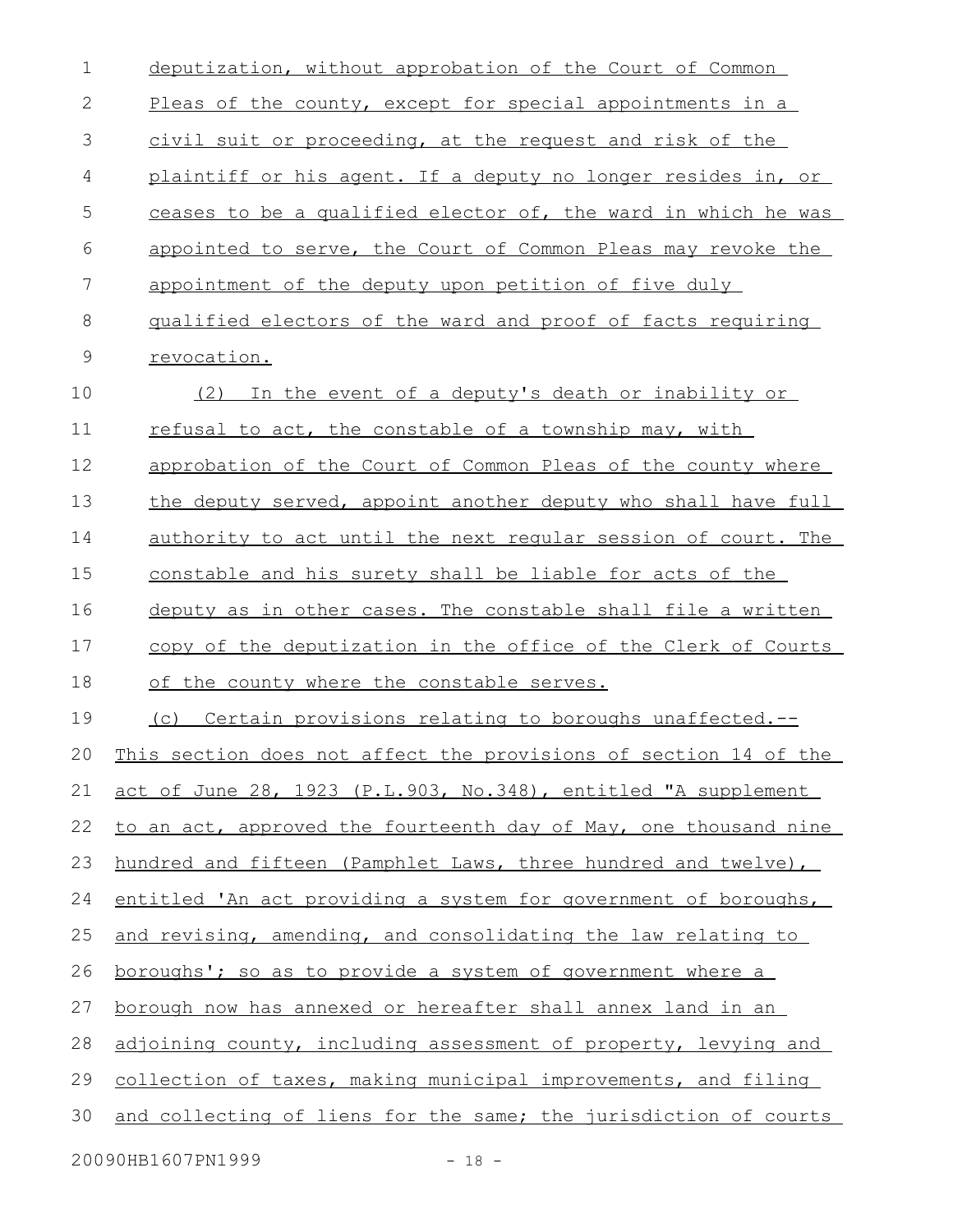deputization, without approbation of the Court of Common Pleas of the county, except for special appointments in a civil suit or proceeding, at the request and risk of the plaintiff or his agent. If a deputy no longer resides in, or ceases to be a qualified elector of, the ward in which he was appointed to serve, the Court of Common Pleas may revoke the appointment of the deputy upon petition of five duly qualified electors of the ward and proof of facts requiring revocation.

(2) In the event of a deputy's death or inability or refusal to act, the constable of a township may, with approbation of the Court of Common Pleas of the county where the deputy served, appoint another deputy who shall have full authority to act until the next regular session of court. The constable and his surety shall be liable for acts of the deputy as in other cases. The constable shall file a written copy of the deputization in the office of the Clerk of Courts of the county where the constable serves.

(c) Certain provisions relating to boroughs unaffected.-- This section does not affect the provisions of section 14 of the act of June 28, 1923 (P.L.903, No.348), entitled "A supplement to an act, approved the fourteenth day of May, one thousand nine hundred and fifteen (Pamphlet Laws, three hundred and twelve), entitled 'An act providing a system for government of boroughs, and revising, amending, and consolidating the law relating to boroughs'; so as to provide a system of government where a borough now has annexed or hereafter shall annex land in an adjoining county, including assessment of property, levying and collection of taxes, making municipal improvements, and filing and collecting of liens for the same; the jurisdiction of courts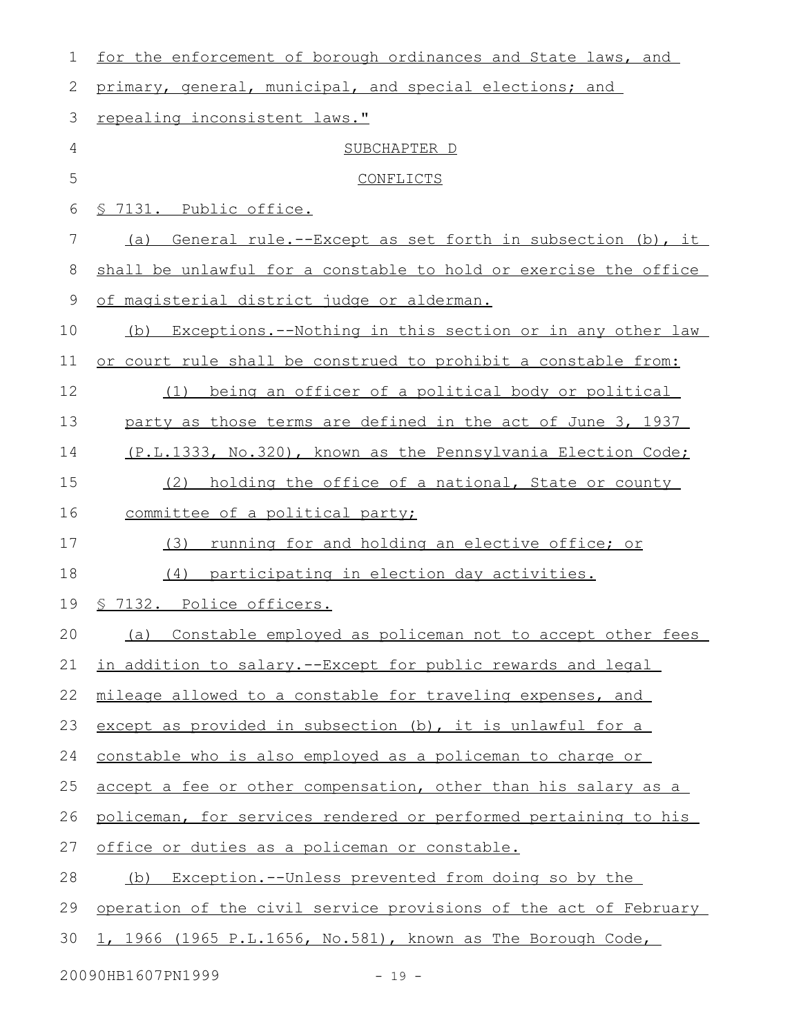for the enforcement of borough ordinances and State laws, and primary, general, municipal, and special elections; and repealing inconsistent laws."

SUBCHAPTER D

CONFLICTS

§ 7131. Public office.

(a) General rule.--Except as set forth in subsection (b), it shall be unlawful for a constable to hold or exercise the office of magisterial district judge or alderman.

(b) Exceptions.--Nothing in this section or in any other law or court rule shall be construed to prohibit a constable from:

(1) being an officer of a political body or political party as those terms are defined in the act of June 3, 1937 (P.L.1333, No.320), known as the Pennsylvania Election Code;

(2) holding the office of a national, State or county committee of a political party;

(3) running for and holding an elective office; or

(4) participating in election day activities.

§ 7132. Police officers.

(a) Constable employed as policeman not to accept other fees in addition to salary.--Except for public rewards and legal mileage allowed to a constable for traveling expenses, and except as provided in subsection (b), it is unlawful for a constable who is also employed as a policeman to charge or accept a fee or other compensation, other than his salary as a policeman, for services rendered or performed pertaining to his office or duties as a policeman or constable.

(b) Exception.--Unless prevented from doing so by the operation of the civil service provisions of the act of February 1, 1966 (1965 P.L.1656, No.581), known as The Borough Code,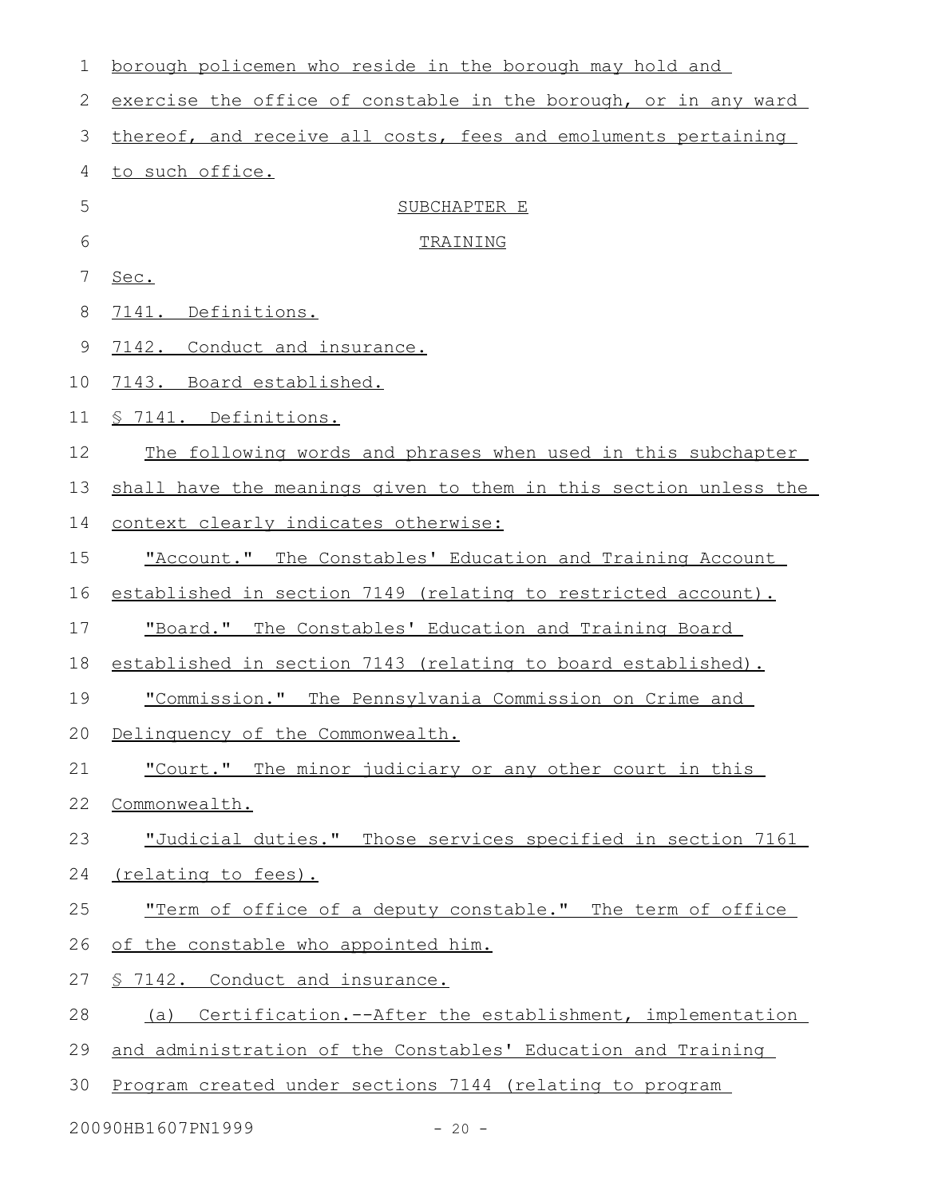borough policemen who reside in the borough may hold and exercise the office of constable in the borough, or in any ward thereof, and receive all costs, fees and emoluments pertaining to such office.

SUBCHAPTER E

TRAINING

Sec.

7141. Definitions.

7142. Conduct and insurance.

7143. Board established.

§ 7141. Definitions.

The following words and phrases when used in this subchapter shall have the meanings given to them in this section unless the context clearly indicates otherwise:

"Account." The Constables' Education and Training Account established in section 7149 (relating to restricted account).

"Board." The Constables' Education and Training Board established in section 7143 (relating to board established).

"Commission." The Pennsylvania Commission on Crime and Delinquency of the Commonwealth.

"Court." The minor judiciary or any other court in this Commonwealth.

"Judicial duties." Those services specified in section 7161 (relating to fees).

"Term of office of a deputy constable." The term of office of the constable who appointed him.

§ 7142. Conduct and insurance.

(a) Certification.--After the establishment, implementation and administration of the Constables' Education and Training Program created under sections 7144 (relating to program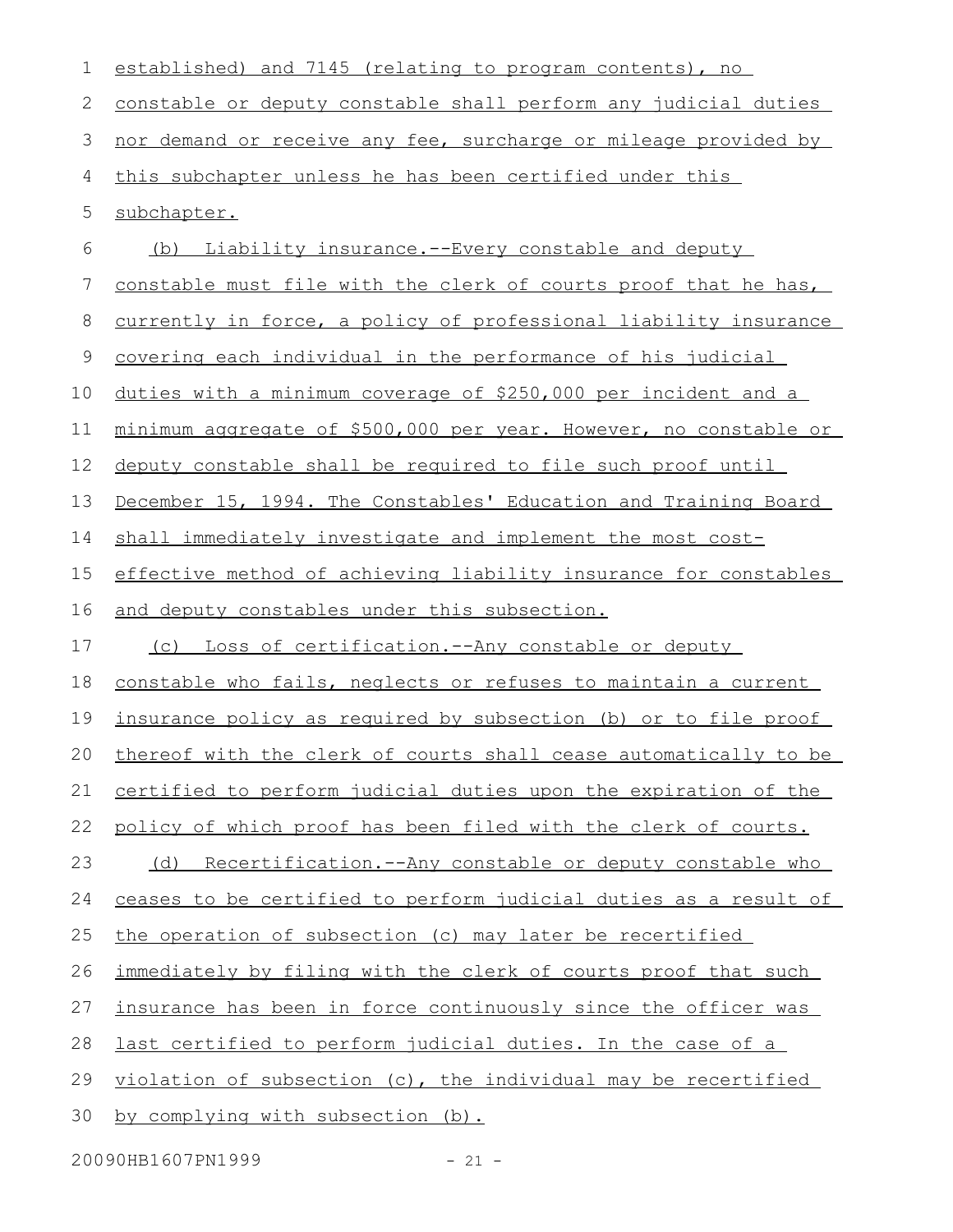established) and 7145 (relating to program contents), no constable or deputy constable shall perform any judicial duties nor demand or receive any fee, surcharge or mileage provided by this subchapter unless he has been certified under this subchapter.

(b) Liability insurance.--Every constable and deputy constable must file with the clerk of courts proof that he has, currently in force, a policy of professional liability insurance covering each individual in the performance of his judicial duties with a minimum coverage of $250,000 per incident and a minimum aggregate of $500,000 per year. However, no constable or deputy constable shall be required to file such proof until December 15, 1994. The Constables' Education and Training Board shall immediately investigate and implement the most cost-effective method of achieving liability insurance for constables and deputy constables under this subsection.

(c) Loss of certification.--Any constable or deputy constable who fails, neglects or refuses to maintain a current insurance policy as required by subsection (b) or to file proof thereof with the clerk of courts shall cease automatically to be certified to perform judicial duties upon the expiration of the policy of which proof has been filed with the clerk of courts.

(d) Recertification.--Any constable or deputy constable who ceases to be certified to perform judicial duties as a result of the operation of subsection (c) may later be recertified immediately by filing with the clerk of courts proof that such insurance has been in force continuously since the officer was last certified to perform judicial duties. In the case of a violation of subsection (c), the individual may be recertified by complying with subsection (b).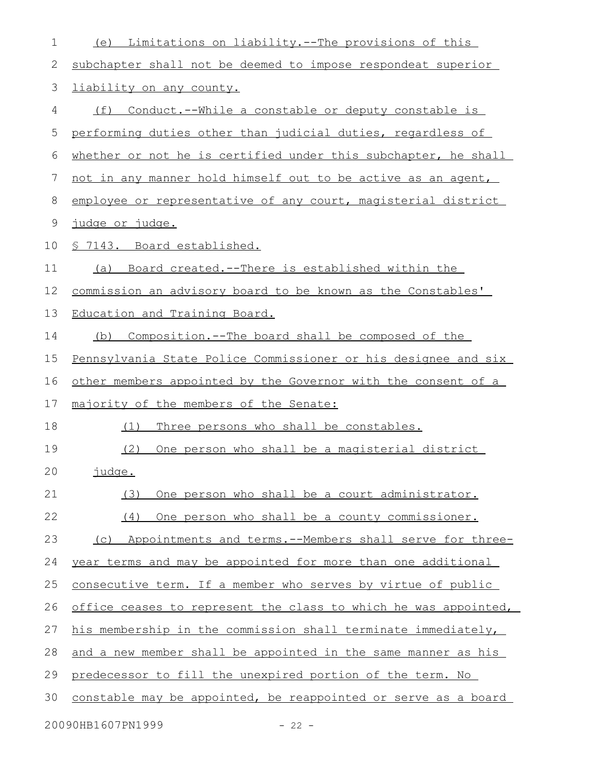(e) Limitations on liability.--The provisions of this subchapter shall not be deemed to impose respondeat superior liability on any county.

(f) Conduct.--While a constable or deputy constable is performing duties other than judicial duties, regardless of whether or not he is certified under this subchapter, he shall not in any manner hold himself out to be active as an agent, employee or representative of any court, magisterial district judge or judge.

§ 7143. Board established.

(a) Board created.--There is established within the commission an advisory board to be known as the Constables' Education and Training Board.

(b) Composition.--The board shall be composed of the Pennsylvania State Police Commissioner or his designee and six other members appointed by the Governor with the consent of a majority of the members of the Senate:

(1) Three persons who shall be constables.

(2) One person who shall be a magisterial district judge.

(3) One person who shall be a court administrator.

(4) One person who shall be a county commissioner.

(c) Appointments and terms.--Members shall serve for three-year terms and may be appointed for more than one additional consecutive term. If a member who serves by virtue of public office ceases to represent the class to which he was appointed, his membership in the commission shall terminate immediately, and a new member shall be appointed in the same manner as his predecessor to fill the unexpired portion of the term. No constable may be appointed, be reappointed or serve as a board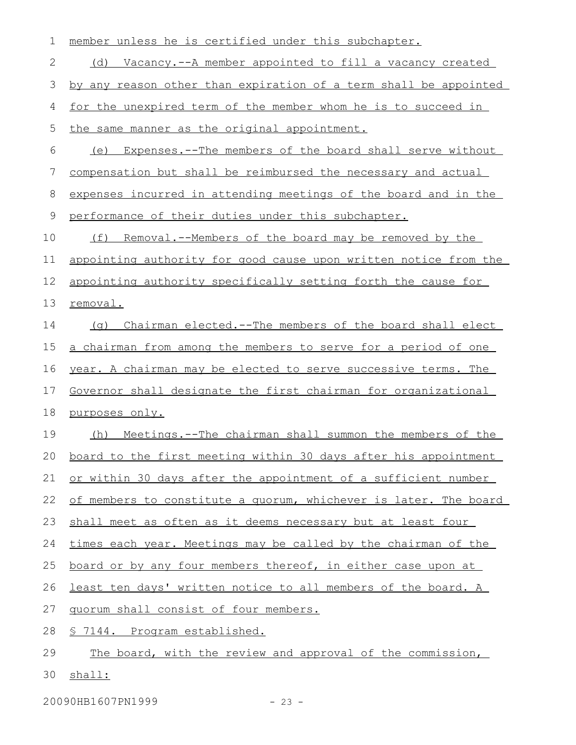member unless he is certified under this subchapter.

(d) Vacancy.--A member appointed to fill a vacancy created by any reason other than expiration of a term shall be appointed for the unexpired term of the member whom he is to succeed in the same manner as the original appointment.

(e) Expenses.--The members of the board shall serve without compensation but shall be reimbursed the necessary and actual expenses incurred in attending meetings of the board and in the performance of their duties under this subchapter.

(f) Removal.--Members of the board may be removed by the appointing authority for good cause upon written notice from the appointing authority specifically setting forth the cause for removal.

(g) Chairman elected.--The members of the board shall elect a chairman from among the members to serve for a period of one year. A chairman may be elected to serve successive terms. The Governor shall designate the first chairman for organizational purposes only.

(h) Meetings.--The chairman shall summon the members of the board to the first meeting within 30 days after his appointment or within 30 days after the appointment of a sufficient number of members to constitute a quorum, whichever is later. The board shall meet as often as it deems necessary but at least four times each year. Meetings may be called by the chairman of the board or by any four members thereof, in either case upon at least ten days' written notice to all members of the board. A quorum shall consist of four members.

§ 7144. Program established.

The board, with the review and approval of the commission, shall: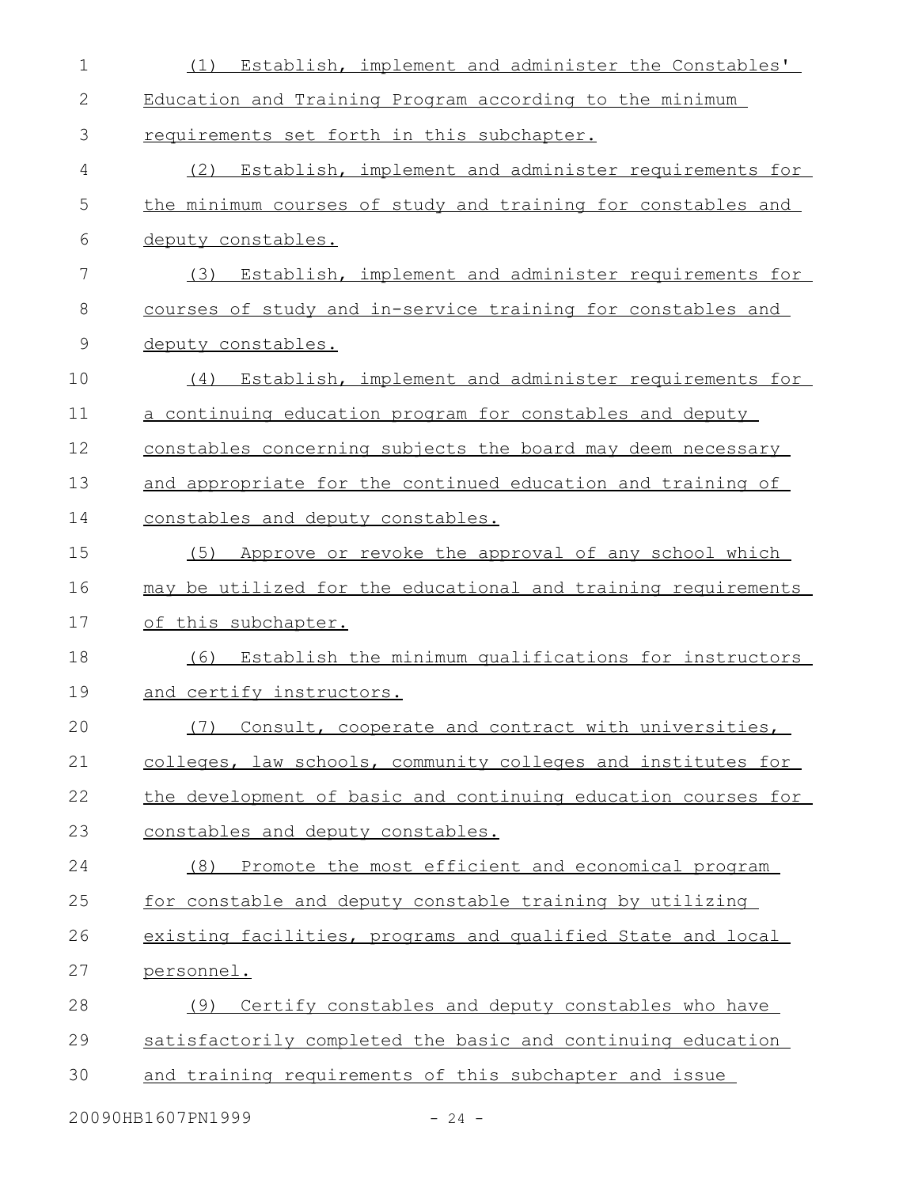(1) Establish, implement and administer the Constables' Education and Training Program according to the minimum requirements set forth in this subchapter.

(2) Establish, implement and administer requirements for the minimum courses of study and training for constables and deputy constables.

(3) Establish, implement and administer requirements for courses of study and in-service training for constables and deputy constables.

(4) Establish, implement and administer requirements for a continuing education program for constables and deputy constables concerning subjects the board may deem necessary and appropriate for the continued education and training of constables and deputy constables.

(5) Approve or revoke the approval of any school which may be utilized for the educational and training requirements of this subchapter.

(6) Establish the minimum qualifications for instructors and certify instructors.

(7) Consult, cooperate and contract with universities, colleges, law schools, community colleges and institutes for the development of basic and continuing education courses for constables and deputy constables.

(8) Promote the most efficient and economical program for constable and deputy constable training by utilizing existing facilities, programs and qualified State and local personnel.

(9) Certify constables and deputy constables who have satisfactorily completed the basic and continuing education and training requirements of this subchapter and issue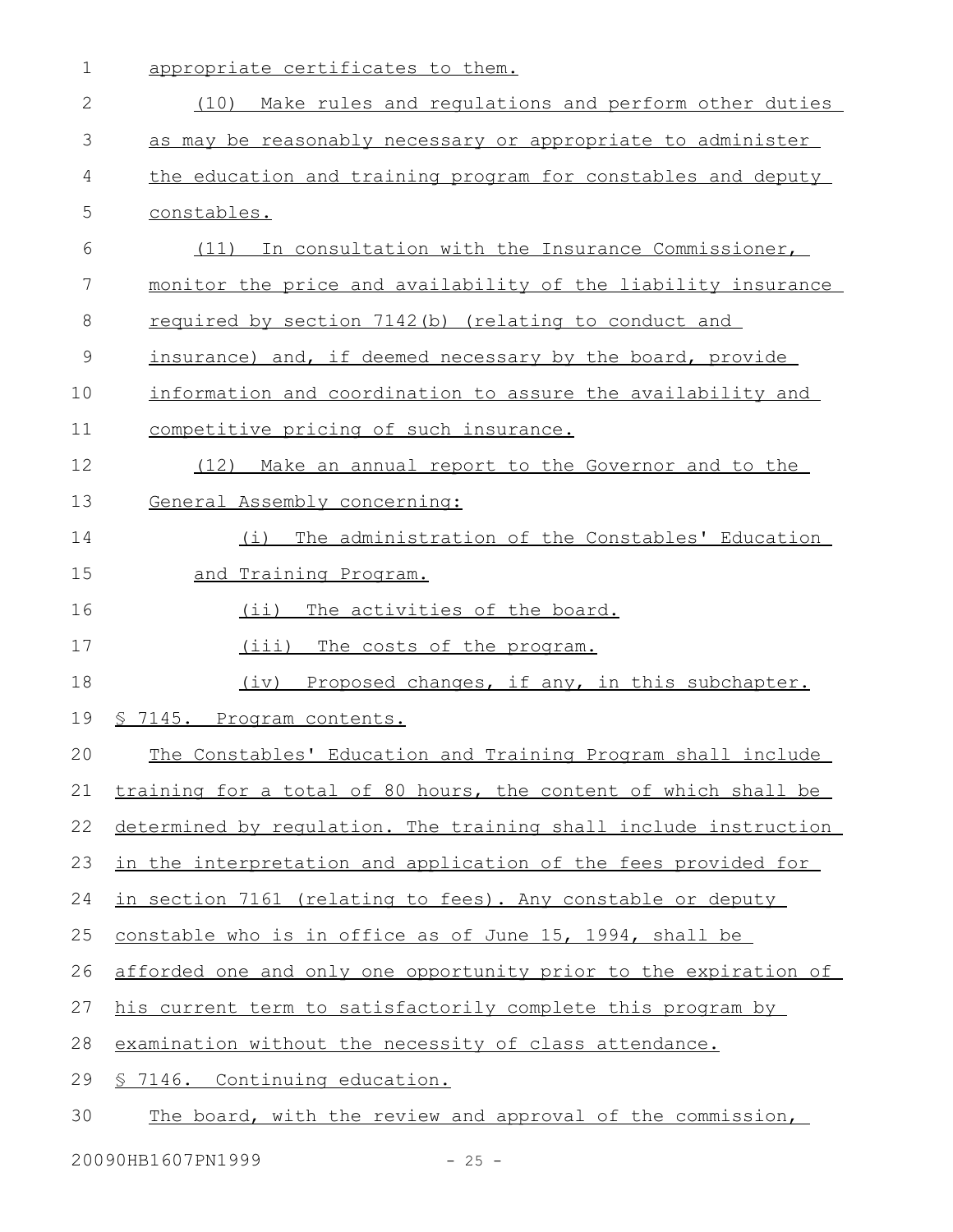appropriate certificates to them.

(10) Make rules and regulations and perform other duties as may be reasonably necessary or appropriate to administer the education and training program for constables and deputy constables.

(11) In consultation with the Insurance Commissioner, monitor the price and availability of the liability insurance required by section 7142(b) (relating to conduct and insurance) and, if deemed necessary by the board, provide information and coordination to assure the availability and competitive pricing of such insurance.

(12) Make an annual report to the Governor and to the General Assembly concerning:

(i) The administration of the Constables' Education and Training Program.

(ii) The activities of the board.

(iii) The costs of the program.

(iv) Proposed changes, if any, in this subchapter.

§ 7145. Program contents.

The Constables' Education and Training Program shall include training for a total of 80 hours, the content of which shall be determined by regulation. The training shall include instruction in the interpretation and application of the fees provided for in section 7161 (relating to fees). Any constable or deputy constable who is in office as of June 15, 1994, shall be afforded one and only one opportunity prior to the expiration of his current term to satisfactorily complete this program by examination without the necessity of class attendance.

§ 7146. Continuing education.

The board, with the review and approval of the commission,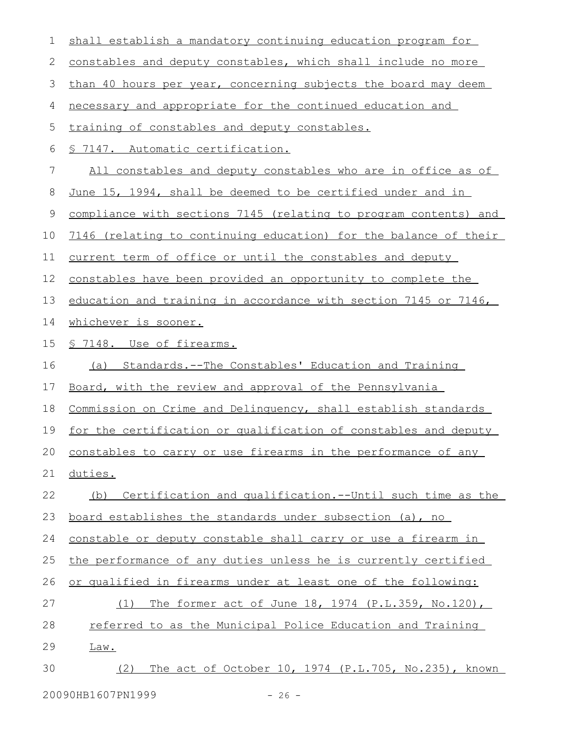shall establish a mandatory continuing education program for constables and deputy constables, which shall include no more than 40 hours per year, concerning subjects the board may deem necessary and appropriate for the continued education and training of constables and deputy constables.

§ 7147. Automatic certification.

All constables and deputy constables who are in office as of June 15, 1994, shall be deemed to be certified under and in compliance with sections 7145 (relating to program contents) and 7146 (relating to continuing education) for the balance of their current term of office or until the constables and deputy constables have been provided an opportunity to complete the education and training in accordance with section 7145 or 7146, whichever is sooner.

§ 7148. Use of firearms.

(a) Standards.--The Constables' Education and Training Board, with the review and approval of the Pennsylvania Commission on Crime and Delinquency, shall establish standards for the certification or qualification of constables and deputy constables to carry or use firearms in the performance of any duties.

(b) Certification and qualification.--Until such time as the board establishes the standards under subsection (a), no constable or deputy constable shall carry or use a firearm in the performance of any duties unless he is currently certified or qualified in firearms under at least one of the following:

(1) The former act of June 18, 1974 (P.L.359, No.120), referred to as the Municipal Police Education and Training Law.

(2) The act of October 10, 1974 (P.L.705, No.235), known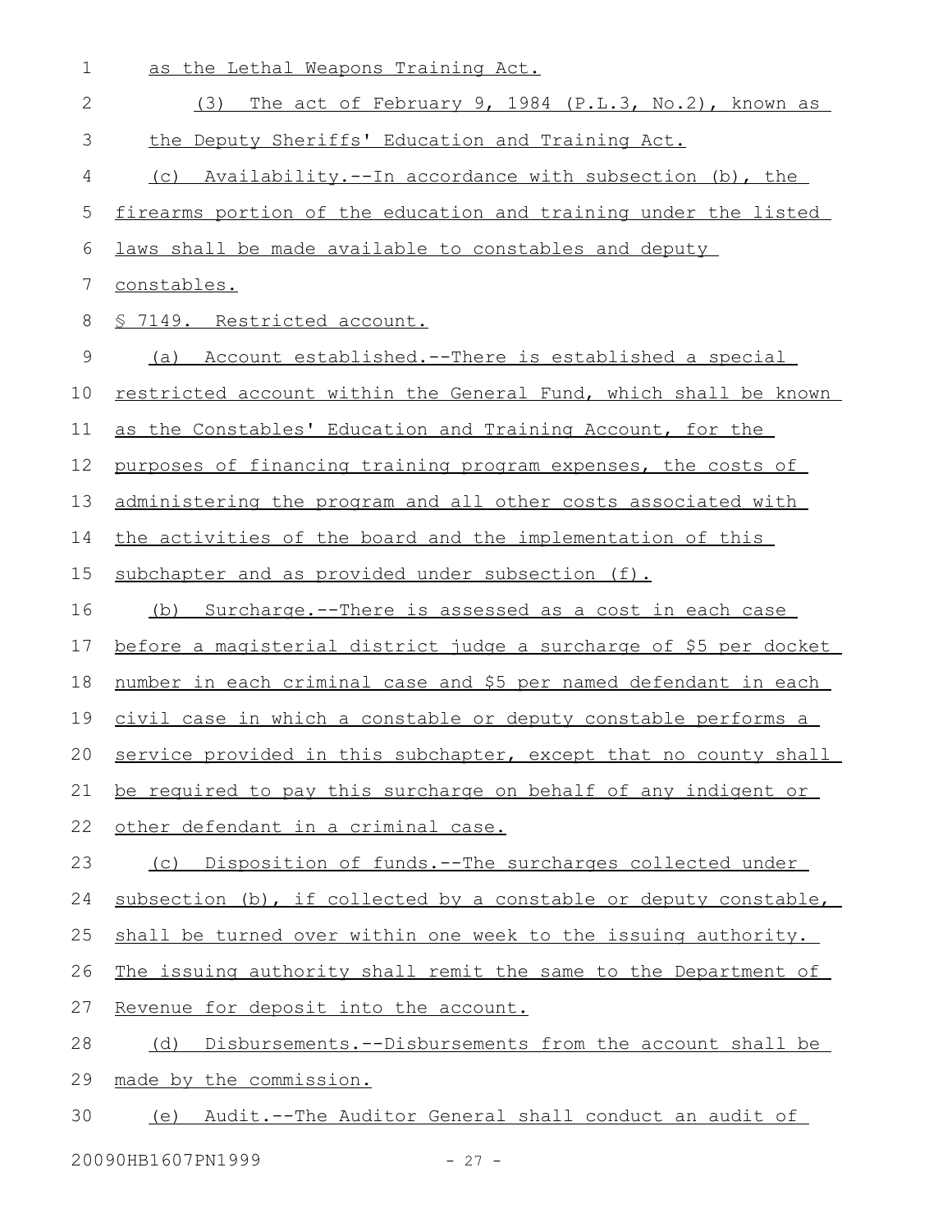as the Lethal Weapons Training Act.

(3) The act of February 9, 1984 (P.L.3, No.2), known as the Deputy Sheriffs' Education and Training Act.

(c) Availability.--In accordance with subsection (b), the firearms portion of the education and training under the listed laws shall be made available to constables and deputy constables.

§ 7149. Restricted account.

(a) Account established.--There is established a special restricted account within the General Fund, which shall be known as the Constables' Education and Training Account, for the purposes of financing training program expenses, the costs of administering the program and all other costs associated with the activities of the board and the implementation of this subchapter and as provided under subsection (f).

(b) Surcharge.--There is assessed as a cost in each case before a magisterial district judge a surcharge of $5 per docket number in each criminal case and $5 per named defendant in each civil case in which a constable or deputy constable performs a service provided in this subchapter, except that no county shall be required to pay this surcharge on behalf of any indigent or other defendant in a criminal case.

(c) Disposition of funds.--The surcharges collected under subsection (b), if collected by a constable or deputy constable, shall be turned over within one week to the issuing authority. The issuing authority shall remit the same to the Department of Revenue for deposit into the account.

(d) Disbursements.--Disbursements from the account shall be made by the commission.

(e) Audit.--The Auditor General shall conduct an audit of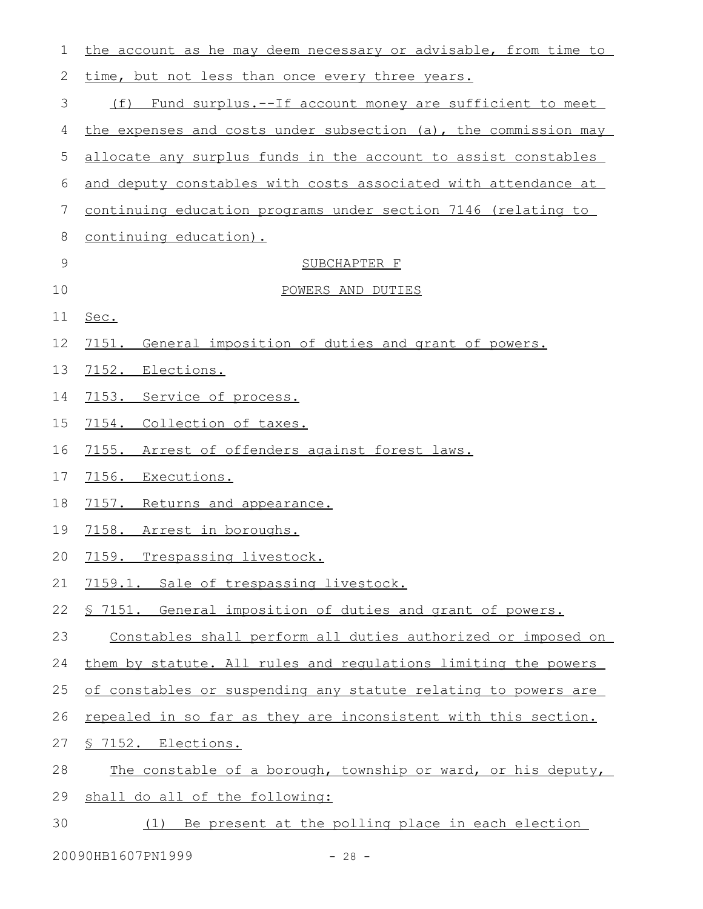the account as he may deem necessary or advisable, from time to time, but not less than once every three years.

(f) Fund surplus.--If account money are sufficient to meet the expenses and costs under subsection (a), the commission may allocate any surplus funds in the account to assist constables and deputy constables with costs associated with attendance at continuing education programs under section 7146 (relating to continuing education).

SUBCHAPTER F

POWERS AND DUTIES

Sec.

7151. General imposition of duties and grant of powers.

7152. Elections.

7153. Service of process.

7154. Collection of taxes.

7155. Arrest of offenders against forest laws.

7156. Executions.

7157. Returns and appearance.

7158. Arrest in boroughs.

7159. Trespassing livestock.

7159.1. Sale of trespassing livestock.

§ 7151. General imposition of duties and grant of powers.

Constables shall perform all duties authorized or imposed on them by statute. All rules and regulations limiting the powers of constables or suspending any statute relating to powers are repealed in so far as they are inconsistent with this section.

§ 7152. Elections.

The constable of a borough, township or ward, or his deputy, shall do all of the following:

(1) Be present at the polling place in each election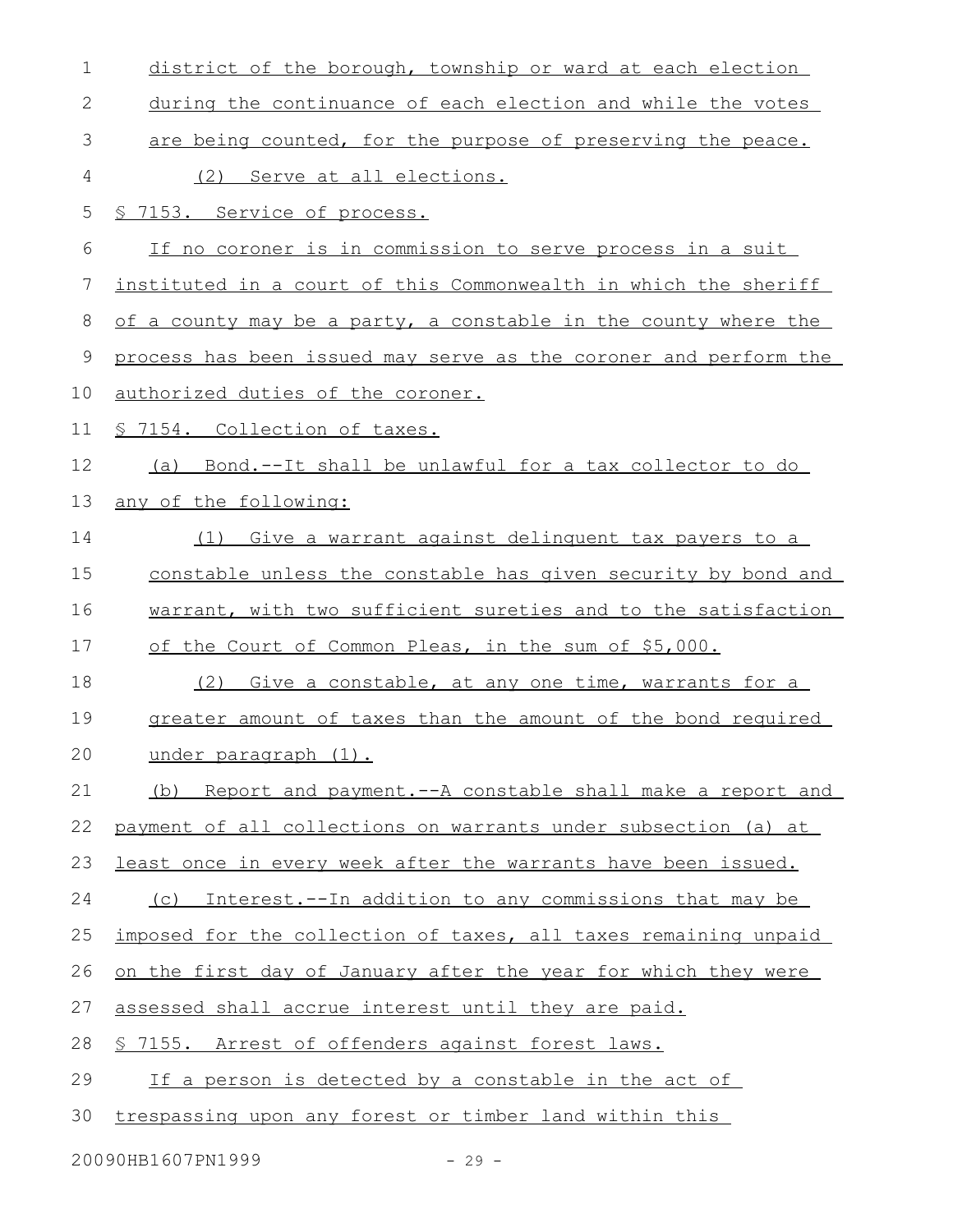district of the borough, township or ward at each election during the continuance of each election and while the votes are being counted, for the purpose of preserving the peace.

(2) Serve at all elections.

§ 7153. Service of process.

If no coroner is in commission to serve process in a suit instituted in a court of this Commonwealth in which the sheriff of a county may be a party, a constable in the county where the process has been issued may serve as the coroner and perform the authorized duties of the coroner.

§ 7154. Collection of taxes.

(a) Bond.--It shall be unlawful for a tax collector to do any of the following:

(1) Give a warrant against delinquent tax payers to a constable unless the constable has given security by bond and warrant, with two sufficient sureties and to the satisfaction of the Court of Common Pleas, in the sum of $5,000.

(2) Give a constable, at any one time, warrants for a greater amount of taxes than the amount of the bond required under paragraph (1).

(b) Report and payment.--A constable shall make a report and payment of all collections on warrants under subsection (a) at least once in every week after the warrants have been issued.

(c) Interest.--In addition to any commissions that may be imposed for the collection of taxes, all taxes remaining unpaid on the first day of January after the year for which they were assessed shall accrue interest until they are paid.

§ 7155. Arrest of offenders against forest laws.

If a person is detected by a constable in the act of trespassing upon any forest or timber land within this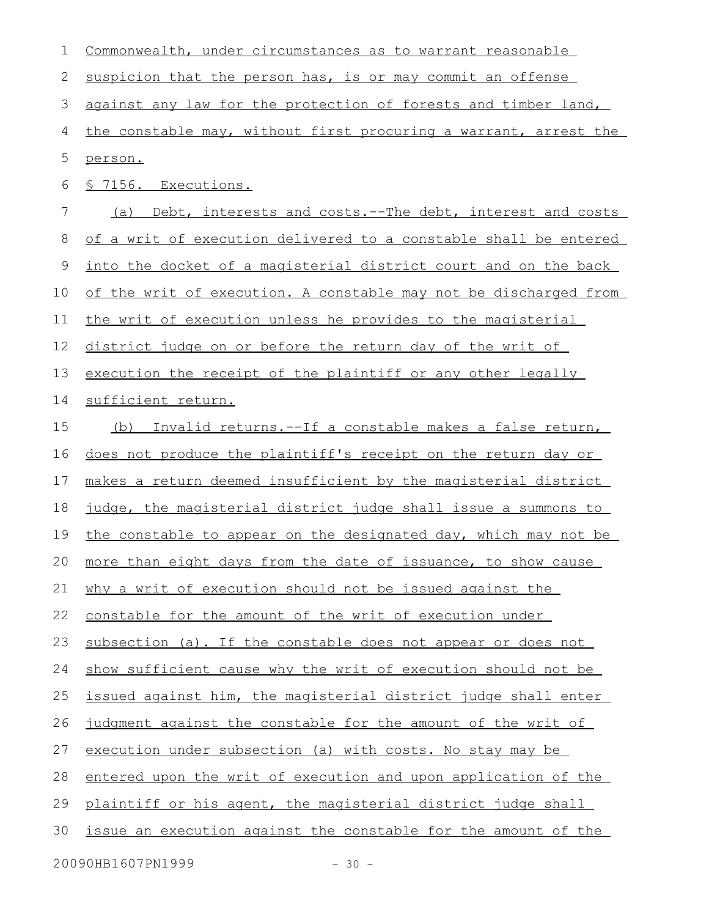Commonwealth, under circumstances as to warrant reasonable suspicion that the person has, is or may commit an offense against any law for the protection of forests and timber land, the constable may, without first procuring a warrant, arrest the person.

§ 7156. Executions.

(a) Debt, interests and costs.--The debt, interest and costs of a writ of execution delivered to a constable shall be entered into the docket of a magisterial district court and on the back of the writ of execution. A constable may not be discharged from the writ of execution unless he provides to the magisterial district judge on or before the return day of the writ of execution the receipt of the plaintiff or any other legally sufficient return.

(b) Invalid returns.--If a constable makes a false return, does not produce the plaintiff's receipt on the return day or makes a return deemed insufficient by the magisterial district judge, the magisterial district judge shall issue a summons to the constable to appear on the designated day, which may not be more than eight days from the date of issuance, to show cause why a writ of execution should not be issued against the constable for the amount of the writ of execution under subsection (a). If the constable does not appear or does not show sufficient cause why the writ of execution should not be issued against him, the magisterial district judge shall enter judgment against the constable for the amount of the writ of execution under subsection (a) with costs. No stay may be entered upon the writ of execution and upon application of the plaintiff or his agent, the magisterial district judge shall issue an execution against the constable for the amount of the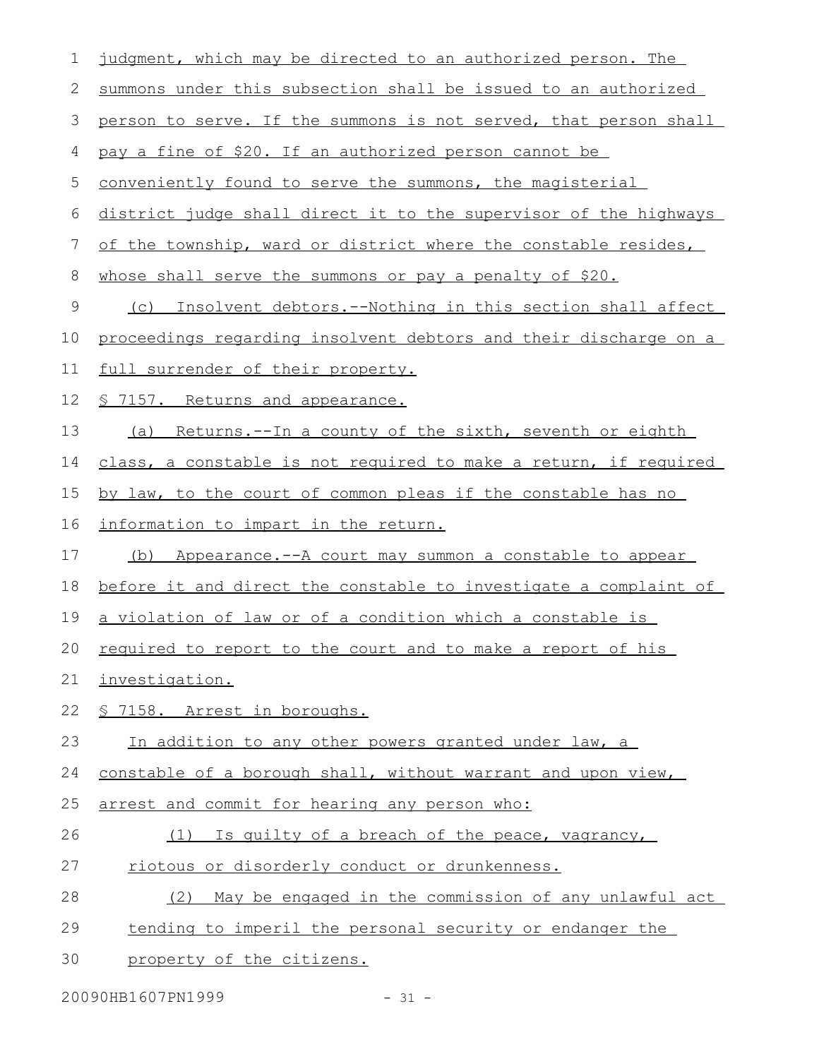judgment, which may be directed to an authorized person. The summons under this subsection shall be issued to an authorized person to serve. If the summons is not served, that person shall pay a fine of $20. If an authorized person cannot be conveniently found to serve the summons, the magisterial district judge shall direct it to the supervisor of the highways of the township, ward or district where the constable resides, whose shall serve the summons or pay a penalty of $20.

(c) Insolvent debtors.--Nothing in this section shall affect proceedings regarding insolvent debtors and their discharge on a full surrender of their property.

§ 7157. Returns and appearance.

(a) Returns.--In a county of the sixth, seventh or eighth class, a constable is not required to make a return, if required by law, to the court of common pleas if the constable has no information to impart in the return.

(b) Appearance.--A court may summon a constable to appear before it and direct the constable to investigate a complaint of a violation of law or of a condition which a constable is required to report to the court and to make a report of his investigation.

§ 7158. Arrest in boroughs.

In addition to any other powers granted under law, a constable of a borough shall, without warrant and upon view, arrest and commit for hearing any person who:

(1) Is guilty of a breach of the peace, vagrancy, riotous or disorderly conduct or drunkenness.

(2) May be engaged in the commission of any unlawful act tending to imperil the personal security or endanger the property of the citizens.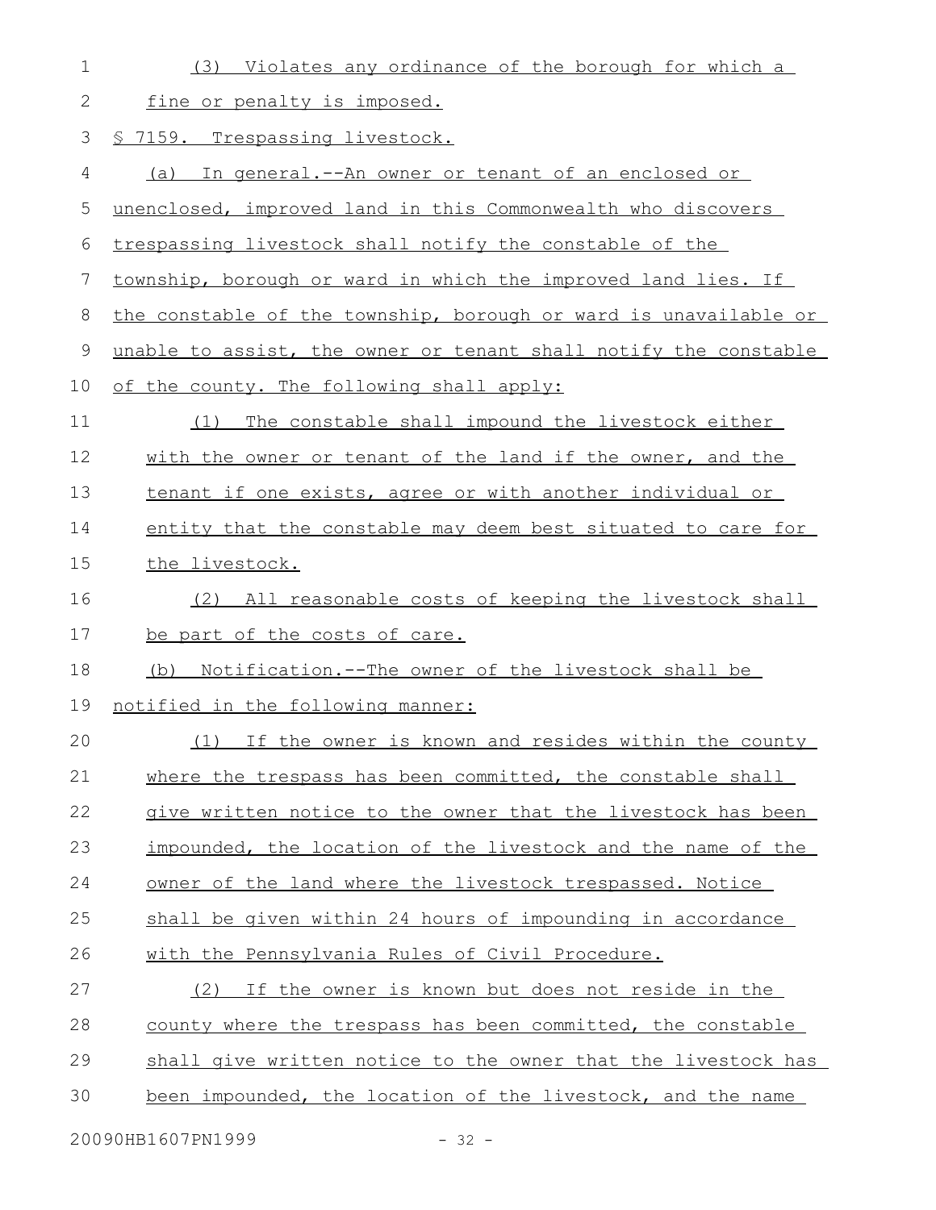(3) Violates any ordinance of the borough for which a fine or penalty is imposed.

§ 7159. Trespassing livestock.

(a) In general.--An owner or tenant of an enclosed or unenclosed, improved land in this Commonwealth who discovers trespassing livestock shall notify the constable of the township, borough or ward in which the improved land lies. If the constable of the township, borough or ward is unavailable or unable to assist, the owner or tenant shall notify the constable of the county. The following shall apply:

(1) The constable shall impound the livestock either with the owner or tenant of the land if the owner, and the tenant if one exists, agree or with another individual or entity that the constable may deem best situated to care for the livestock.

(2) All reasonable costs of keeping the livestock shall be part of the costs of care.

(b) Notification.--The owner of the livestock shall be notified in the following manner:

(1) If the owner is known and resides within the county where the trespass has been committed, the constable shall give written notice to the owner that the livestock has been impounded, the location of the livestock and the name of the owner of the land where the livestock trespassed. Notice shall be given within 24 hours of impounding in accordance with the Pennsylvania Rules of Civil Procedure.

(2) If the owner is known but does not reside in the county where the trespass has been committed, the constable shall give written notice to the owner that the livestock has been impounded, the location of the livestock, and the name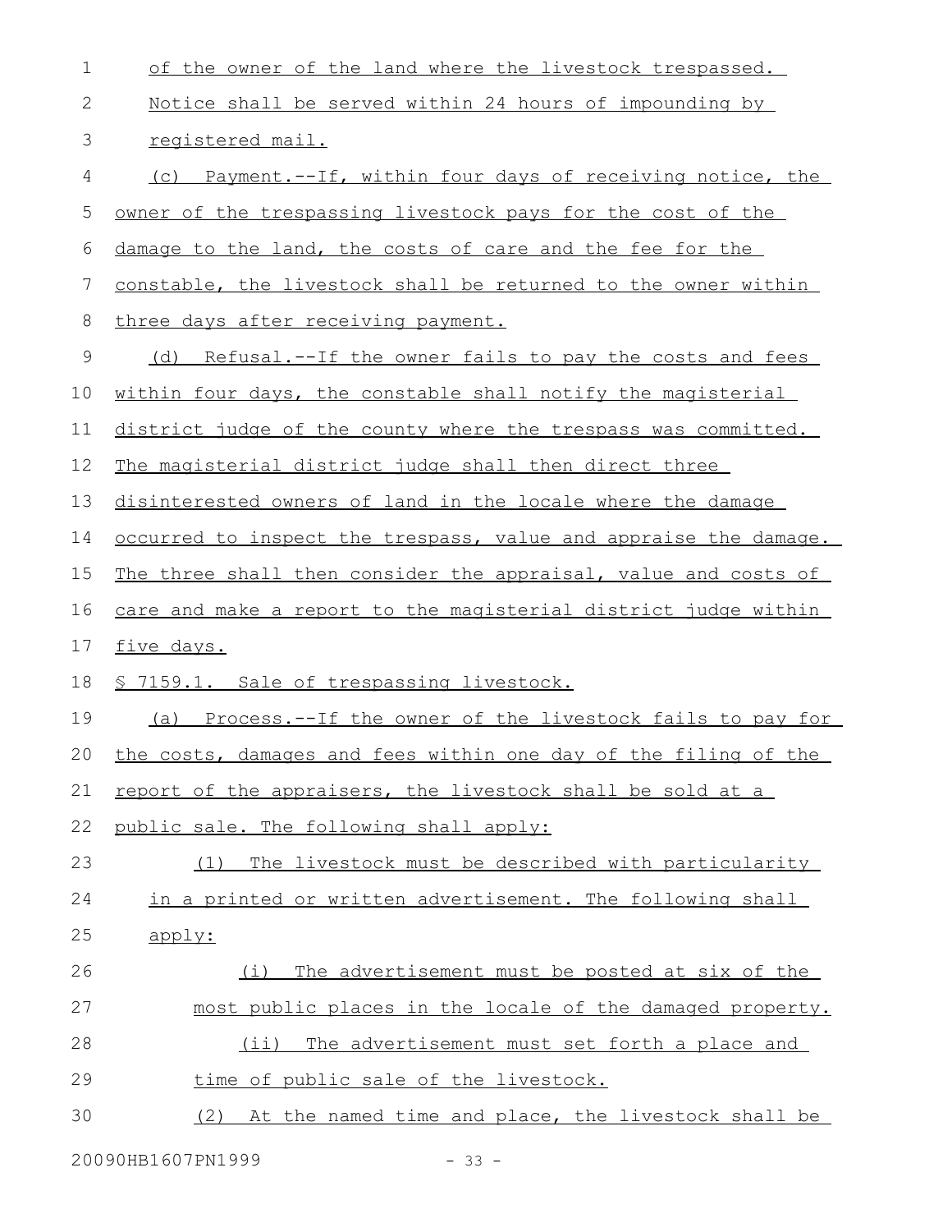of the owner of the land where the livestock trespassed. Notice shall be served within 24 hours of impounding by registered mail.

(c) Payment.--If, within four days of receiving notice, the owner of the trespassing livestock pays for the cost of the damage to the land, the costs of care and the fee for the constable, the livestock shall be returned to the owner within three days after receiving payment.

(d) Refusal.--If the owner fails to pay the costs and fees within four days, the constable shall notify the magisterial district judge of the county where the trespass was committed. The magisterial district judge shall then direct three disinterested owners of land in the locale where the damage occurred to inspect the trespass, value and appraise the damage. The three shall then consider the appraisal, value and costs of care and make a report to the magisterial district judge within five days.

§ 7159.1. Sale of trespassing livestock.

(a) Process.--If the owner of the livestock fails to pay for the costs, damages and fees within one day of the filing of the report of the appraisers, the livestock shall be sold at a public sale. The following shall apply:

(1) The livestock must be described with particularity in a printed or written advertisement. The following shall apply:

(i) The advertisement must be posted at six of the most public places in the locale of the damaged property.

(ii) The advertisement must set forth a place and time of public sale of the livestock.

(2) At the named time and place, the livestock shall be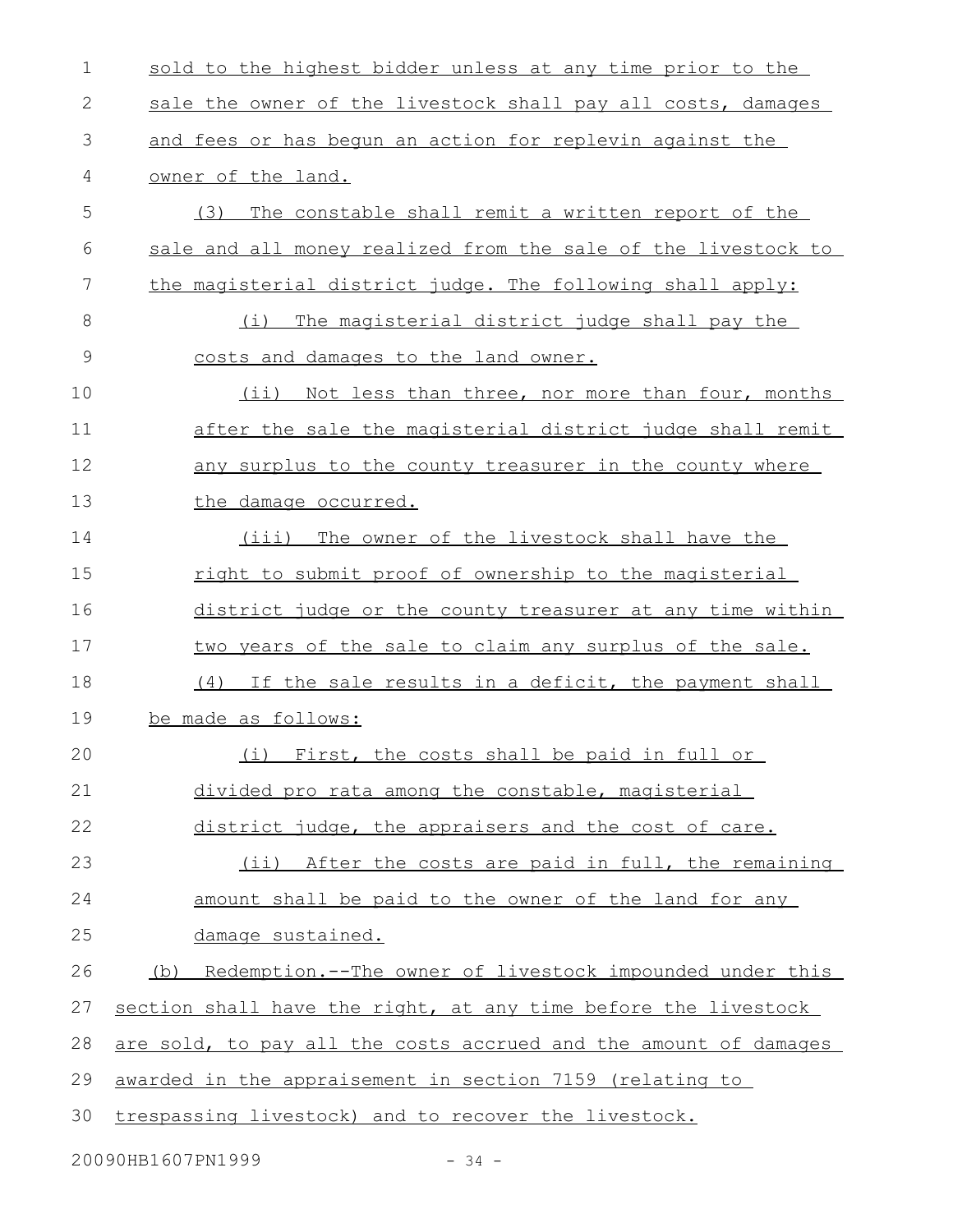sold to the highest bidder unless at any time prior to the sale the owner of the livestock shall pay all costs, damages and fees or has begun an action for replevin against the owner of the land.

(3) The constable shall remit a written report of the sale and all money realized from the sale of the livestock to the magisterial district judge. The following shall apply:

(i) The magisterial district judge shall pay the costs and damages to the land owner.

(ii) Not less than three, nor more than four, months after the sale the magisterial district judge shall remit any surplus to the county treasurer in the county where the damage occurred.

(iii) The owner of the livestock shall have the right to submit proof of ownership to the magisterial district judge or the county treasurer at any time within two years of the sale to claim any surplus of the sale.

(4) If the sale results in a deficit, the payment shall be made as follows:

(i) First, the costs shall be paid in full or divided pro rata among the constable, magisterial district judge, the appraisers and the cost of care.

(ii) After the costs are paid in full, the remaining amount shall be paid to the owner of the land for any damage sustained.

(b) Redemption.--The owner of livestock impounded under this section shall have the right, at any time before the livestock are sold, to pay all the costs accrued and the amount of damages awarded in the appraisement in section 7159 (relating to trespassing livestock) and to recover the livestock.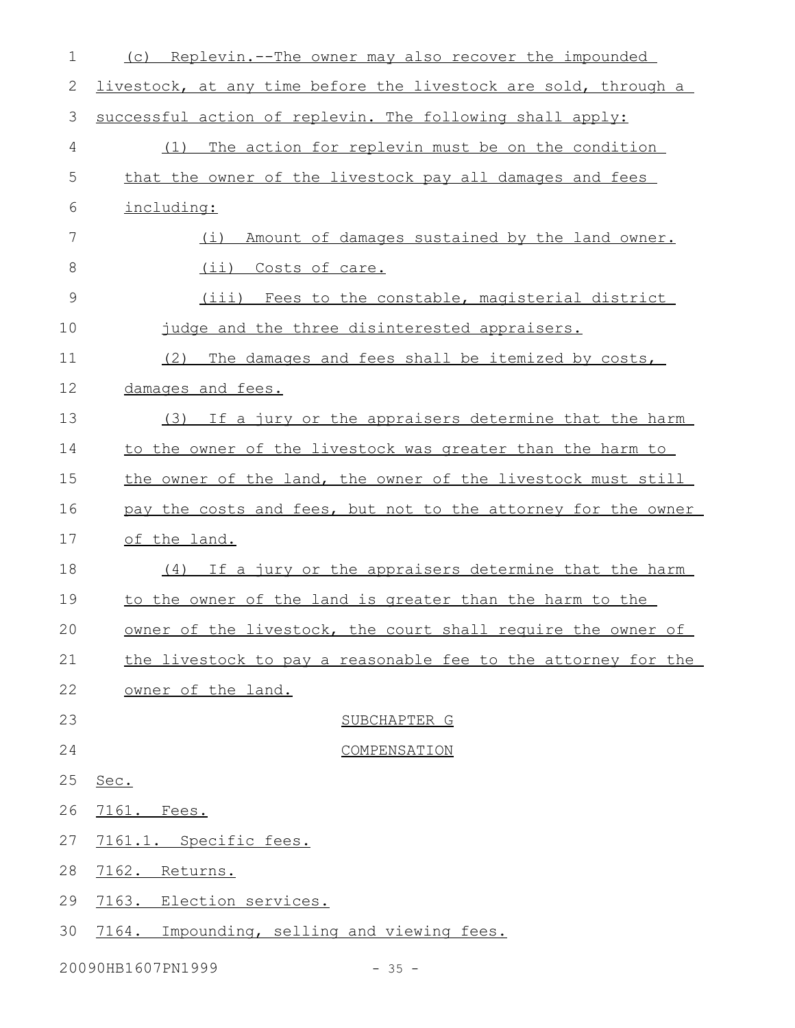(c) Replevin.--The owner may also recover the impounded livestock, at any time before the livestock are sold, through a successful action of replevin. The following shall apply:

(1) The action for replevin must be on the condition that the owner of the livestock pay all damages and fees including:

(i) Amount of damages sustained by the land owner.

(ii) Costs of care.

(iii) Fees to the constable, magisterial district judge and the three disinterested appraisers.

(2) The damages and fees shall be itemized by costs, damages and fees.

(3) If a jury or the appraisers determine that the harm to the owner of the livestock was greater than the harm to the owner of the land, the owner of the livestock must still pay the costs and fees, but not to the attorney for the owner of the land.

(4) If a jury or the appraisers determine that the harm to the owner of the land is greater than the harm to the owner of the livestock, the court shall require the owner of the livestock to pay a reasonable fee to the attorney for the owner of the land.

## SUBCHAPTER G

## COMPENSATION

Sec.

7161. Fees.

7161.1. Specific fees.

7162. Returns.

7163. Election services.

7164. Impounding, selling and viewing fees.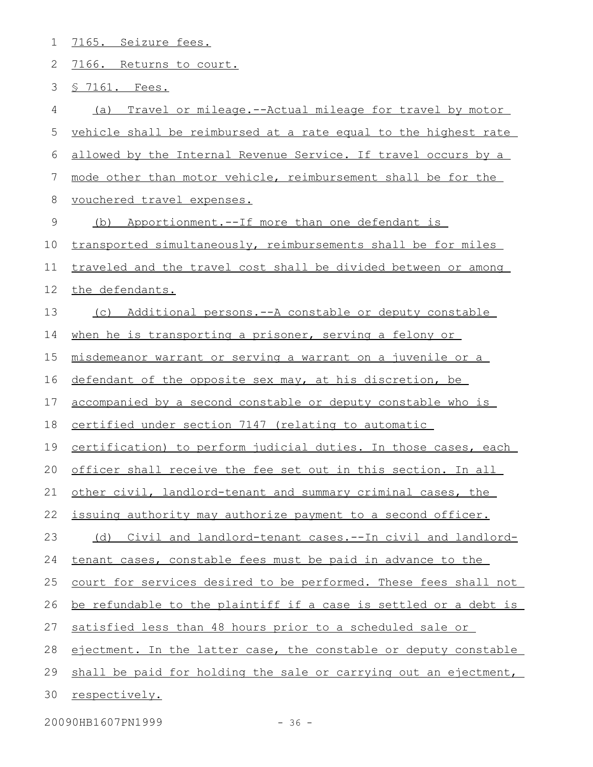7165. Seizure fees.

7166. Returns to court.

§ 7161. Fees.

(a) Travel or mileage.--Actual mileage for travel by motor vehicle shall be reimbursed at a rate equal to the highest rate allowed by the Internal Revenue Service. If travel occurs by a mode other than motor vehicle, reimbursement shall be for the vouchered travel expenses.

(b) Apportionment.--If more than one defendant is transported simultaneously, reimbursements shall be for miles traveled and the travel cost shall be divided between or among the defendants.

(c) Additional persons.--A constable or deputy constable when he is transporting a prisoner, serving a felony or misdemeanor warrant or serving a warrant on a juvenile or a defendant of the opposite sex may, at his discretion, be accompanied by a second constable or deputy constable who is certified under section 7147 (relating to automatic certification) to perform judicial duties. In those cases, each officer shall receive the fee set out in this section. In all other civil, landlord-tenant and summary criminal cases, the issuing authority may authorize payment to a second officer.

(d) Civil and landlord-tenant cases.--In civil and landlord-tenant cases, constable fees must be paid in advance to the court for services desired to be performed. These fees shall not be refundable to the plaintiff if a case is settled or a debt is satisfied less than 48 hours prior to a scheduled sale or ejectment. In the latter case, the constable or deputy constable shall be paid for holding the sale or carrying out an ejectment, respectively.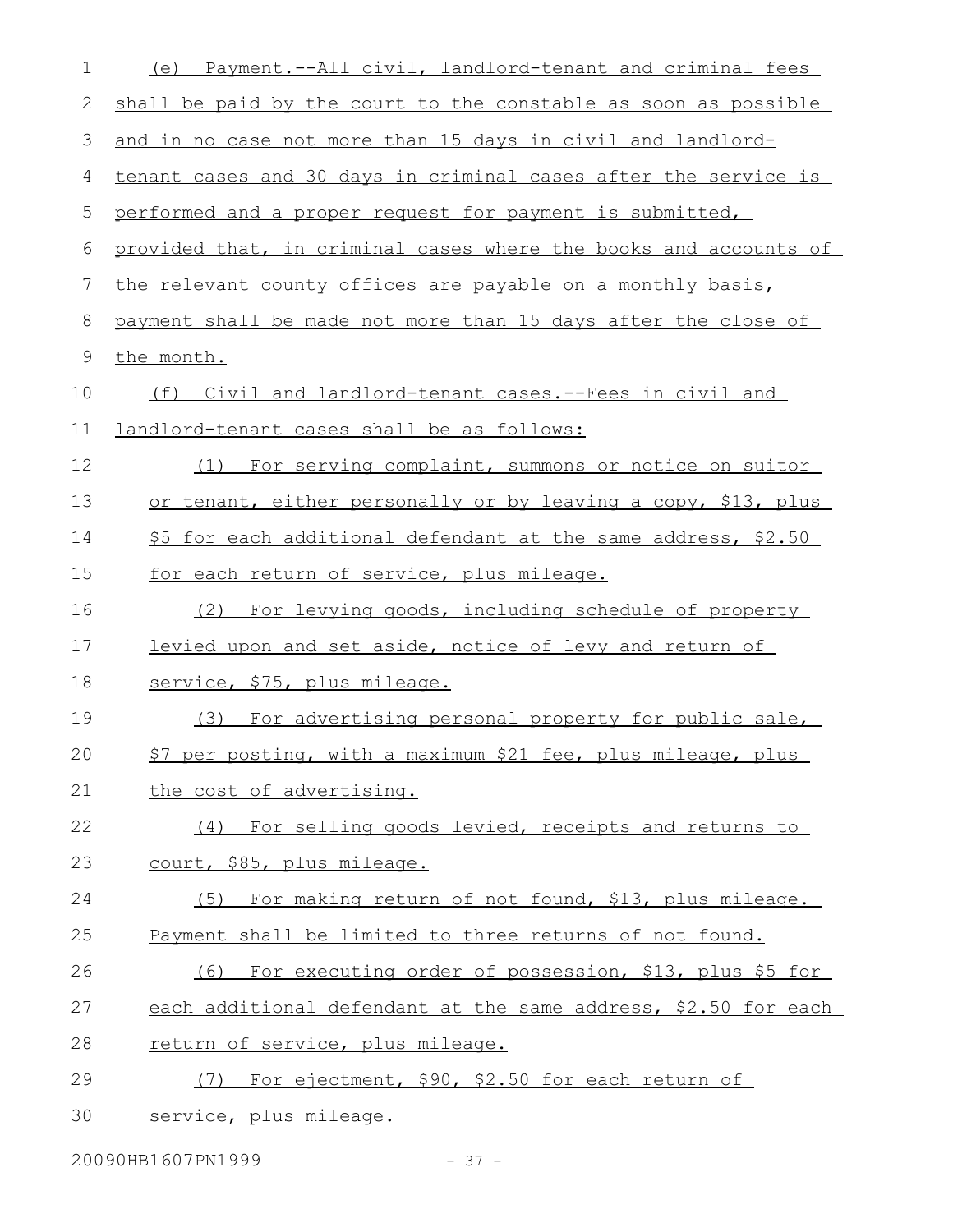(e) Payment.--All civil, landlord-tenant and criminal fees shall be paid by the court to the constable as soon as possible and in no case not more than 15 days in civil and landlord-tenant cases and 30 days in criminal cases after the service is performed and a proper request for payment is submitted, provided that, in criminal cases where the books and accounts of the relevant county offices are payable on a monthly basis, payment shall be made not more than 15 days after the close of the month.

(f) Civil and landlord-tenant cases.--Fees in civil and landlord-tenant cases shall be as follows:

(1) For serving complaint, summons or notice on suitor or tenant, either personally or by leaving a copy, $13, plus $5 for each additional defendant at the same address, $2.50 for each return of service, plus mileage.

(2) For levying goods, including schedule of property levied upon and set aside, notice of levy and return of service, $75, plus mileage.

(3) For advertising personal property for public sale, $7 per posting, with a maximum $21 fee, plus mileage, plus the cost of advertising.

(4) For selling goods levied, receipts and returns to court, $85, plus mileage.

(5) For making return of not found, $13, plus mileage. Payment shall be limited to three returns of not found.

(6) For executing order of possession, $13, plus $5 for each additional defendant at the same address, $2.50 for each return of service, plus mileage.

(7) For ejectment, $90, $2.50 for each return of service, plus mileage.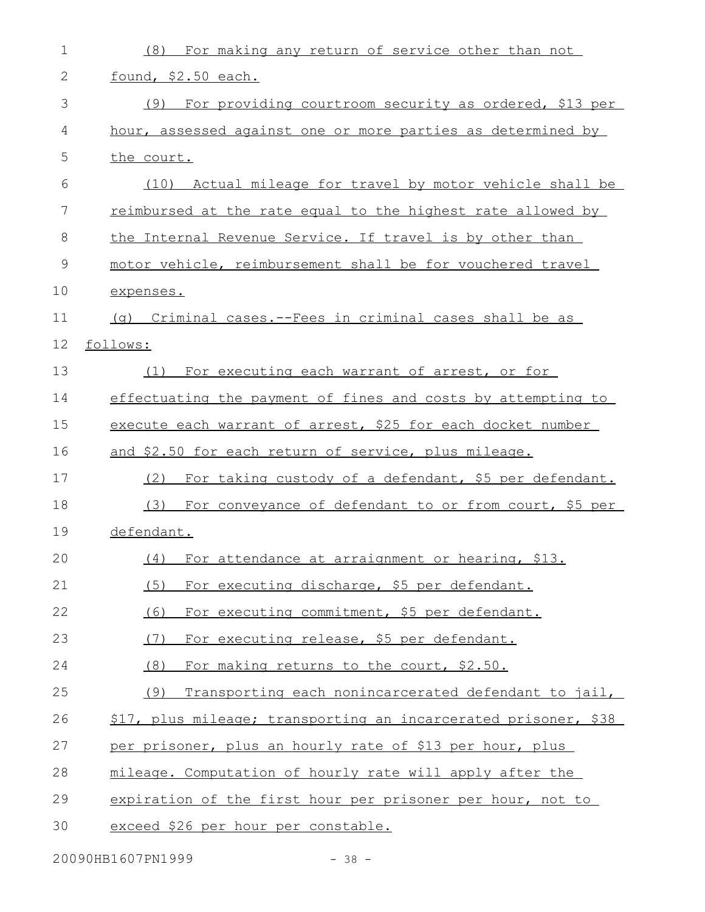(8) For making any return of service other than not found, $2.50 each.

(9) For providing courtroom security as ordered, $13 per hour, assessed against one or more parties as determined by the court.

(10) Actual mileage for travel by motor vehicle shall be reimbursed at the rate equal to the highest rate allowed by the Internal Revenue Service. If travel is by other than motor vehicle, reimbursement shall be for vouchered travel expenses.

(g) Criminal cases.--Fees in criminal cases shall be as follows:

(1) For executing each warrant of arrest, or for effectuating the payment of fines and costs by attempting to execute each warrant of arrest, $25 for each docket number and $2.50 for each return of service, plus mileage.

(2) For taking custody of a defendant, $5 per defendant.

(3) For conveyance of defendant to or from court, $5 per defendant.

(4) For attendance at arraignment or hearing, $13.

(5) For executing discharge, $5 per defendant.

(6) For executing commitment, $5 per defendant.

(7) For executing release, $5 per defendant.

(8) For making returns to the court, $2.50.

(9) Transporting each nonincarcerated defendant to jail, $17, plus mileage; transporting an incarcerated prisoner, $38 per prisoner, plus an hourly rate of $13 per hour, plus mileage. Computation of hourly rate will apply after the expiration of the first hour per prisoner per hour, not to exceed $26 per hour per constable.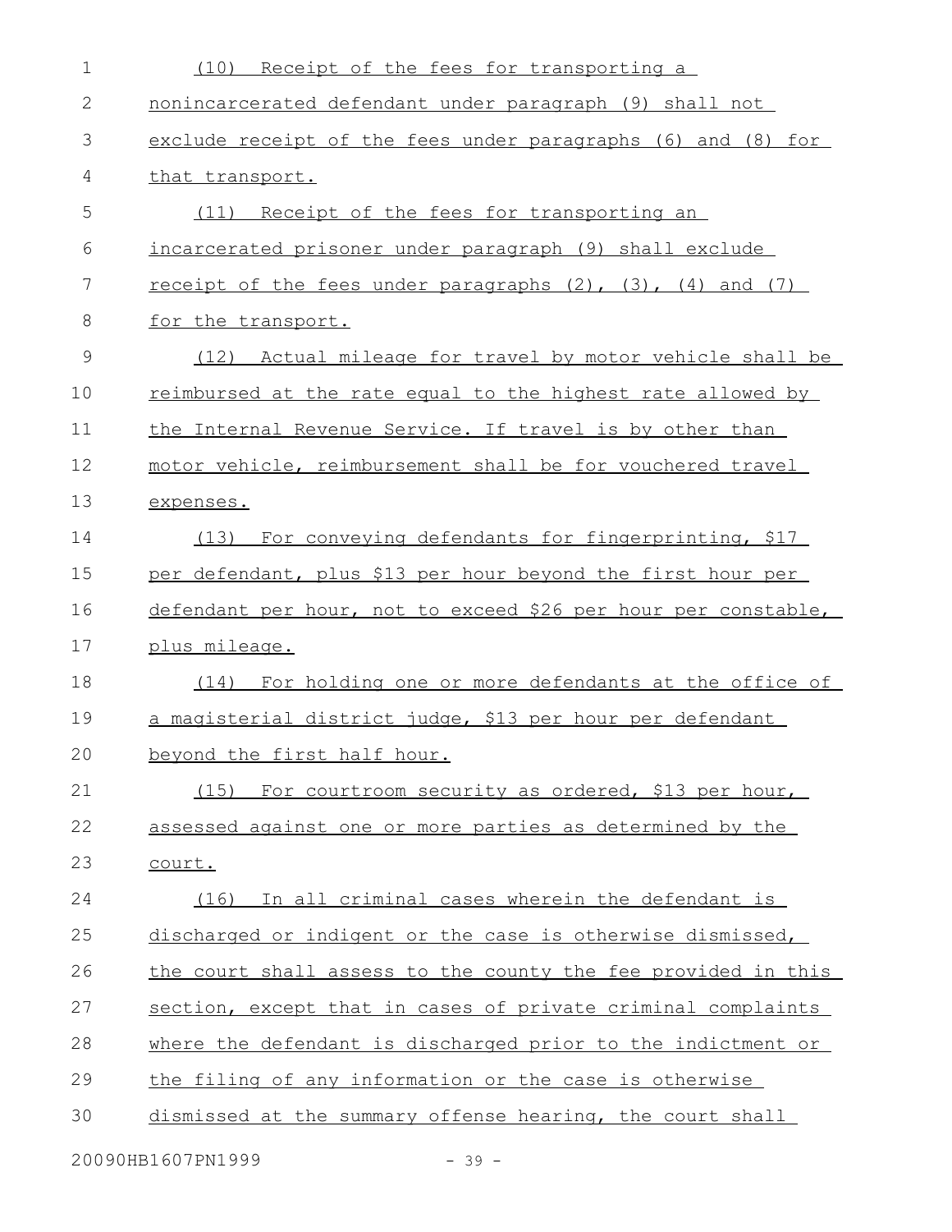(10) Receipt of the fees for transporting a nonincarcerated defendant under paragraph (9) shall not exclude receipt of the fees under paragraphs (6) and (8) for that transport.

(11) Receipt of the fees for transporting an incarcerated prisoner under paragraph (9) shall exclude receipt of the fees under paragraphs (2), (3), (4) and (7) for the transport.

(12) Actual mileage for travel by motor vehicle shall be reimbursed at the rate equal to the highest rate allowed by the Internal Revenue Service. If travel is by other than motor vehicle, reimbursement shall be for vouchered travel expenses.

(13) For conveying defendants for fingerprinting, $17 per defendant, plus $13 per hour beyond the first hour per defendant per hour, not to exceed $26 per hour per constable, plus mileage.

(14) For holding one or more defendants at the office of a magisterial district judge, $13 per hour per defendant beyond the first half hour.

(15) For courtroom security as ordered, $13 per hour, assessed against one or more parties as determined by the court.

(16) In all criminal cases wherein the defendant is discharged or indigent or the case is otherwise dismissed, the court shall assess to the county the fee provided in this section, except that in cases of private criminal complaints where the defendant is discharged prior to the indictment or the filing of any information or the case is otherwise dismissed at the summary offense hearing, the court shall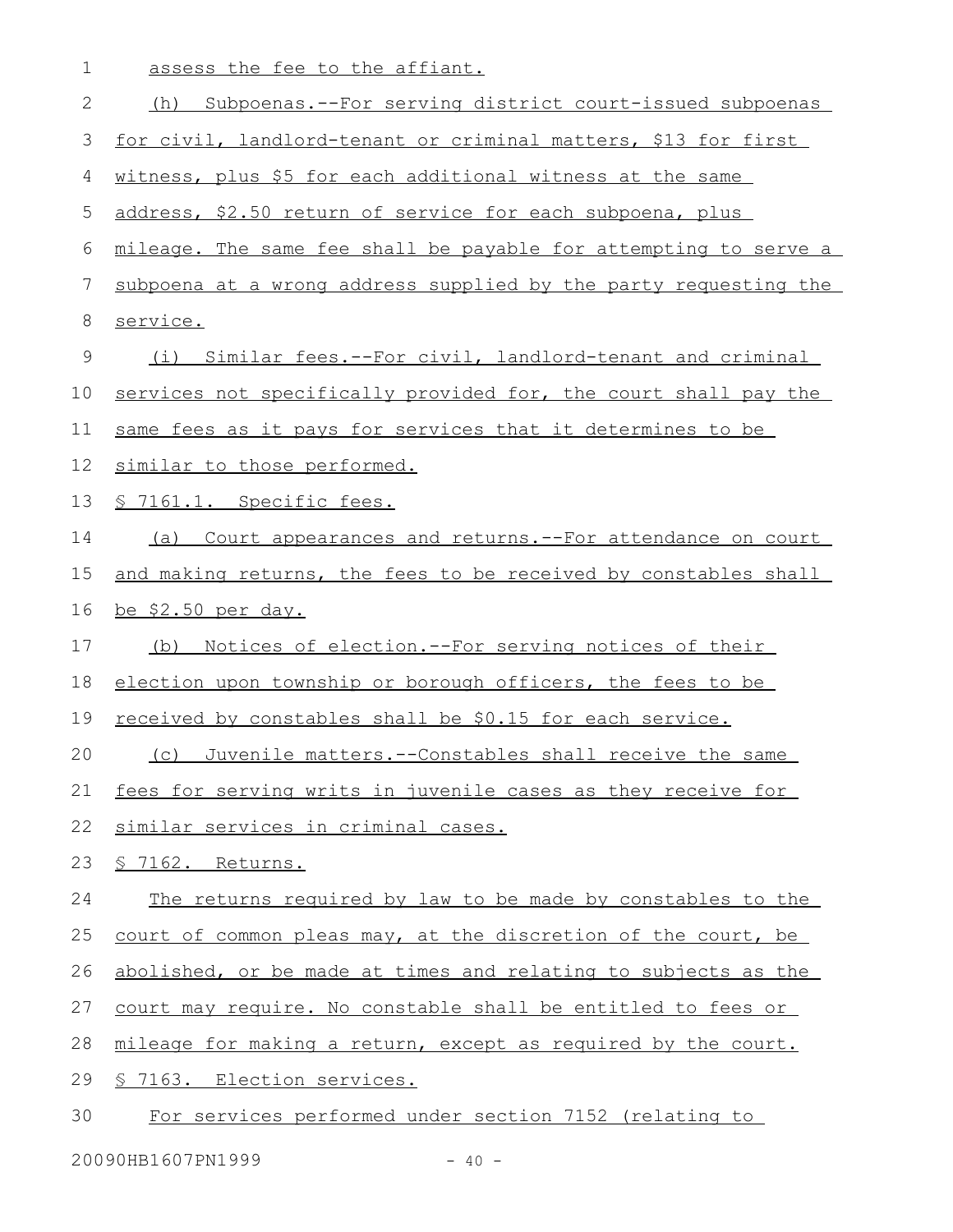assess the fee to the affiant.

(h) Subpoenas.--For serving district court-issued subpoenas for civil, landlord-tenant or criminal matters, $13 for first witness, plus $5 for each additional witness at the same address, $2.50 return of service for each subpoena, plus mileage. The same fee shall be payable for attempting to serve a subpoena at a wrong address supplied by the party requesting the service.

(i) Similar fees.--For civil, landlord-tenant and criminal services not specifically provided for, the court shall pay the same fees as it pays for services that it determines to be similar to those performed.

§ 7161.1. Specific fees.

(a) Court appearances and returns.--For attendance on court and making returns, the fees to be received by constables shall be $2.50 per day.

(b) Notices of election.--For serving notices of their election upon township or borough officers, the fees to be received by constables shall be $0.15 for each service.

(c) Juvenile matters.--Constables shall receive the same fees for serving writs in juvenile cases as they receive for similar services in criminal cases.

§ 7162. Returns.

The returns required by law to be made by constables to the court of common pleas may, at the discretion of the court, be abolished, or be made at times and relating to subjects as the court may require. No constable shall be entitled to fees or mileage for making a return, except as required by the court.

§ 7163. Election services.

For services performed under section 7152 (relating to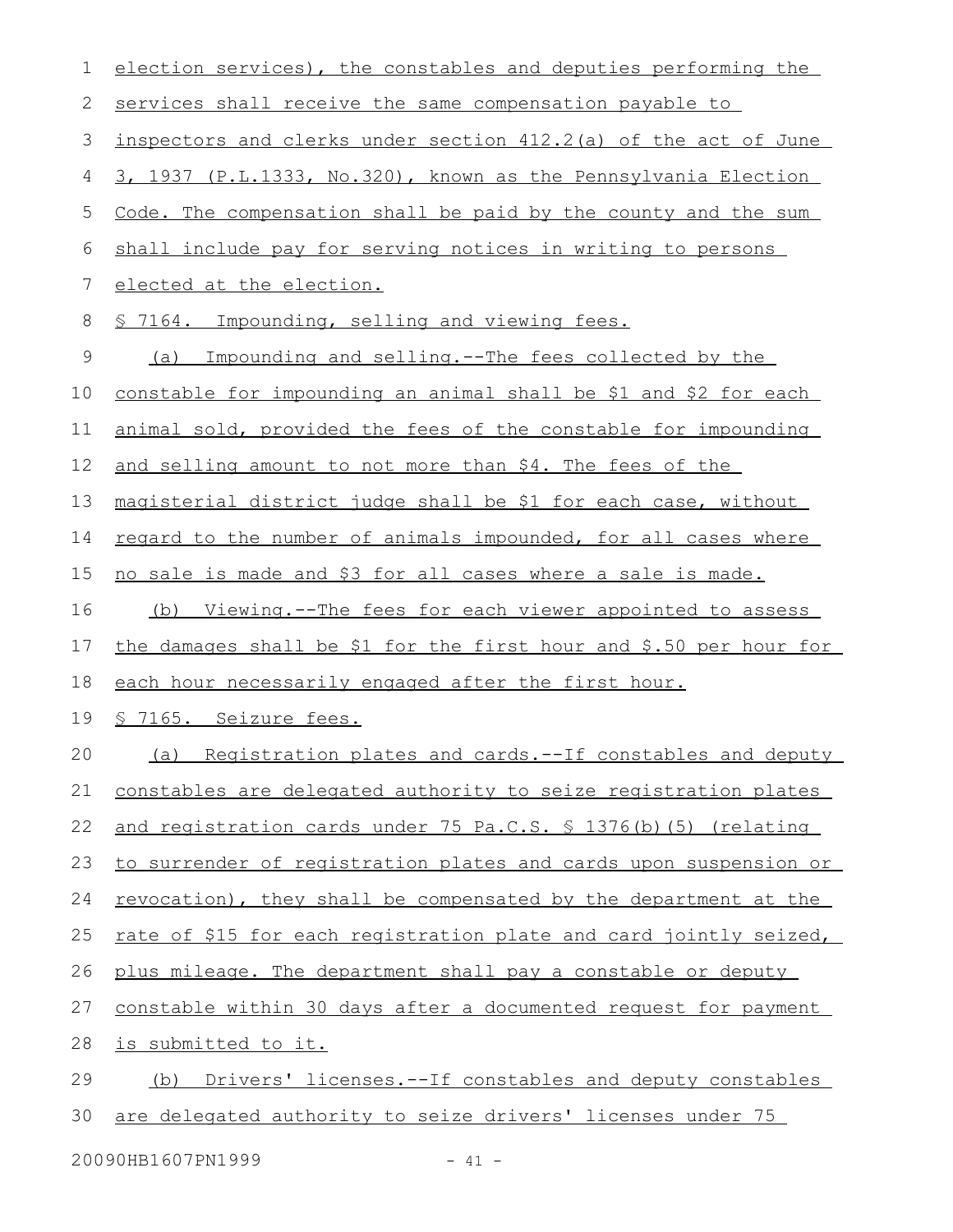election services), the constables and deputies performing the services shall receive the same compensation payable to inspectors and clerks under section 412.2(a) of the act of June 3, 1937 (P.L.1333, No.320), known as the Pennsylvania Election Code. The compensation shall be paid by the county and the sum shall include pay for serving notices in writing to persons elected at the election.

§ 7164. Impounding, selling and viewing fees.

(a) Impounding and selling.--The fees collected by the constable for impounding an animal shall be $1 and $2 for each animal sold, provided the fees of the constable for impounding and selling amount to not more than $4. The fees of the magisterial district judge shall be $1 for each case, without regard to the number of animals impounded, for all cases where no sale is made and $3 for all cases where a sale is made.

(b) Viewing.--The fees for each viewer appointed to assess the damages shall be $1 for the first hour and $.50 per hour for each hour necessarily engaged after the first hour.

§ 7165. Seizure fees.

(a) Registration plates and cards.--If constables and deputy constables are delegated authority to seize registration plates and registration cards under 75 Pa.C.S. § 1376(b)(5) (relating to surrender of registration plates and cards upon suspension or revocation), they shall be compensated by the department at the rate of $15 for each registration plate and card jointly seized, plus mileage. The department shall pay a constable or deputy constable within 30 days after a documented request for payment is submitted to it.

(b) Drivers' licenses.--If constables and deputy constables are delegated authority to seize drivers' licenses under 75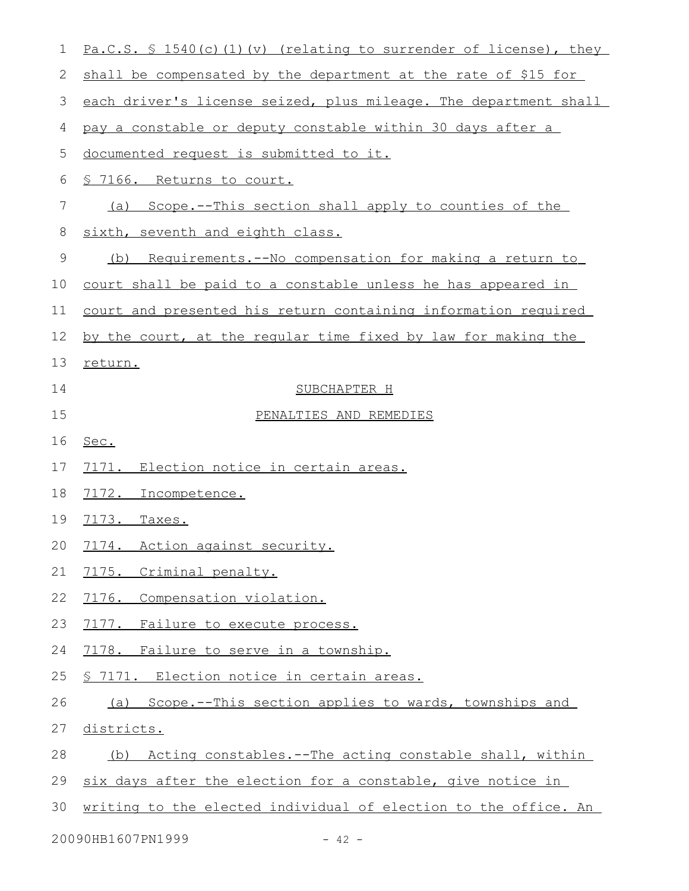Pa.C.S. § 1540(c)(1)(v) (relating to surrender of license), they shall be compensated by the department at the rate of $15 for each driver's license seized, plus mileage. The department shall pay a constable or deputy constable within 30 days after a documented request is submitted to it.

§ 7166. Returns to court.

(a) Scope.--This section shall apply to counties of the sixth, seventh and eighth class.

(b) Requirements.--No compensation for making a return to court shall be paid to a constable unless he has appeared in court and presented his return containing information required by the court, at the regular time fixed by law for making the return.

SUBCHAPTER H

PENALTIES AND REMEDIES

Sec.

7171. Election notice in certain areas.

7172. Incompetence.

7173. Taxes.

7174. Action against security.

7175. Criminal penalty.

7176. Compensation violation.

7177. Failure to execute process.

7178. Failure to serve in a township.

§ 7171. Election notice in certain areas.

(a) Scope.--This section applies to wards, townships and districts.

(b) Acting constables.--The acting constable shall, within six days after the election for a constable, give notice in writing to the elected individual of election to the office. An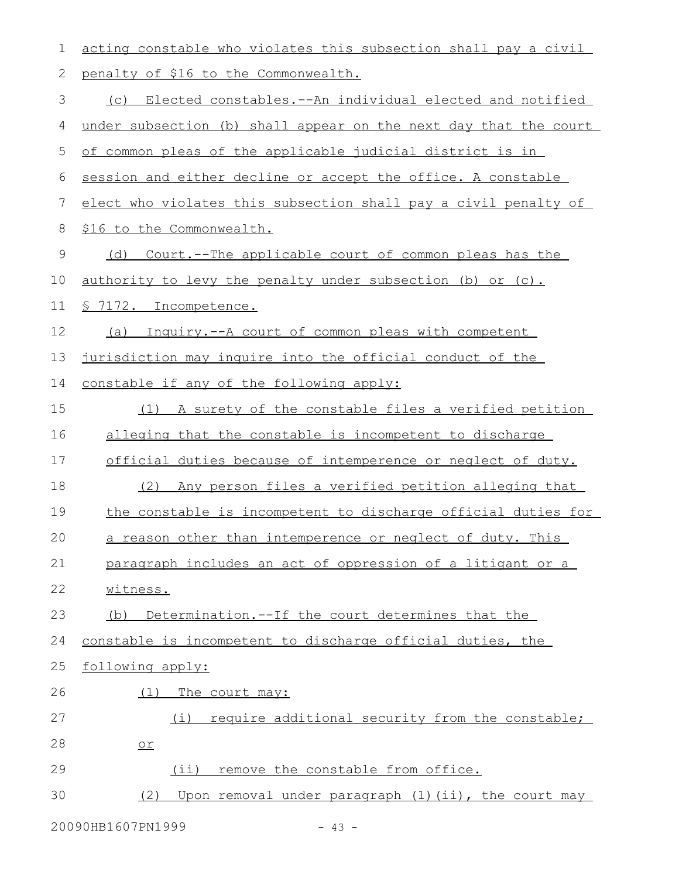acting constable who violates this subsection shall pay a civil penalty of $16 to the Commonwealth.

(c) Elected constables.--An individual elected and notified under subsection (b) shall appear on the next day that the court of common pleas of the applicable judicial district is in session and either decline or accept the office. A constable elect who violates this subsection shall pay a civil penalty of $16 to the Commonwealth.

(d) Court.--The applicable court of common pleas has the authority to levy the penalty under subsection (b) or (c).

§ 7172. Incompetence.

(a) Inquiry.--A court of common pleas with competent jurisdiction may inquire into the official conduct of the constable if any of the following apply:

(1) A surety of the constable files a verified petition alleging that the constable is incompetent to discharge official duties because of intemperence or neglect of duty.

(2) Any person files a verified petition alleging that the constable is incompetent to discharge official duties for a reason other than intemperence or neglect of duty. This paragraph includes an act of oppression of a litigant or a witness.

(b) Determination.--If the court determines that the constable is incompetent to discharge official duties, the following apply:

(1) The court may:

(i) require additional security from the constable; or

(ii) remove the constable from office.

(2) Upon removal under paragraph (1)(ii), the court may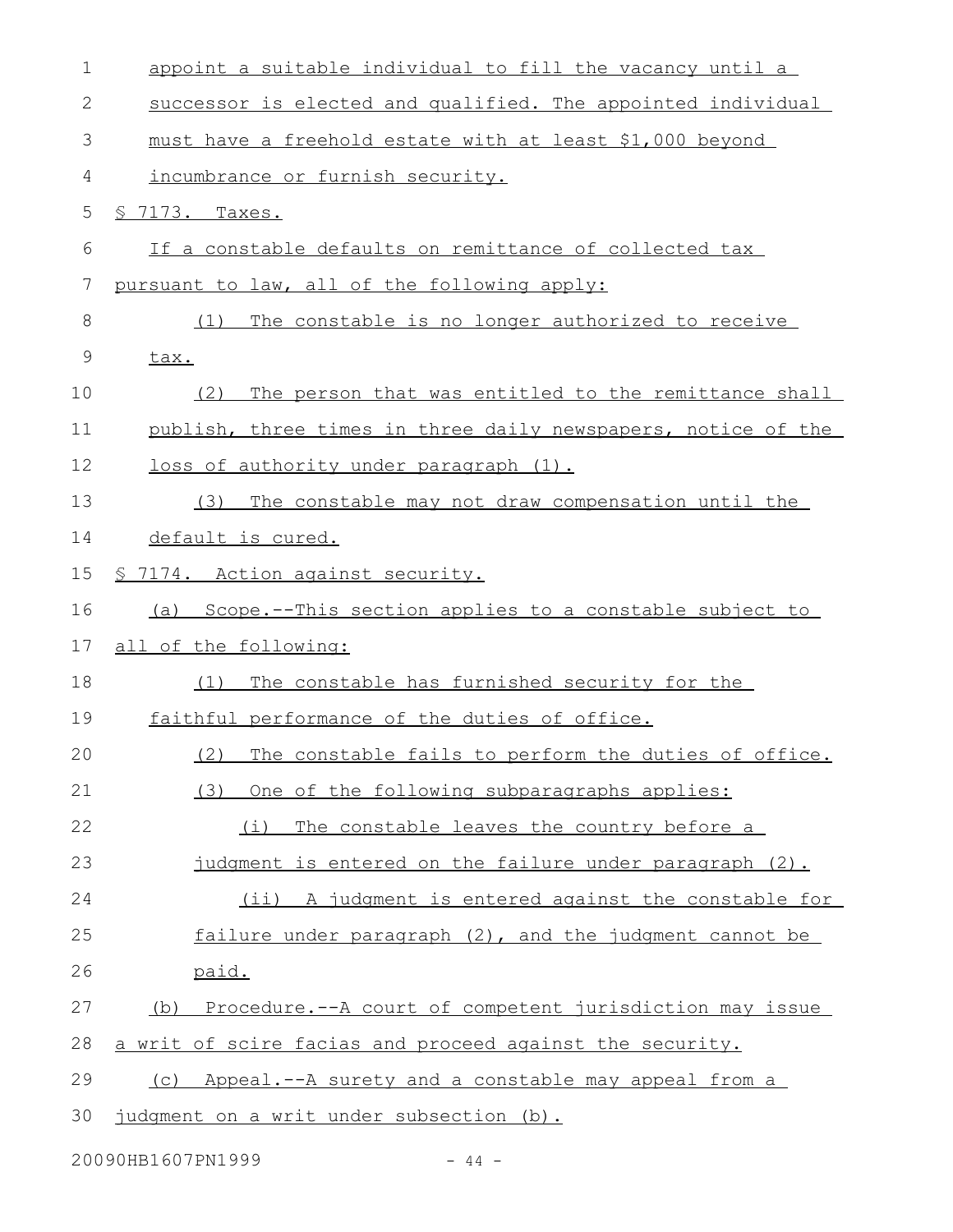appoint a suitable individual to fill the vacancy until a successor is elected and qualified. The appointed individual must have a freehold estate with at least $1,000 beyond incumbrance or furnish security.

§ 7173. Taxes.

If a constable defaults on remittance of collected tax pursuant to law, all of the following apply:

(1) The constable is no longer authorized to receive tax.

(2) The person that was entitled to the remittance shall publish, three times in three daily newspapers, notice of the loss of authority under paragraph (1).

(3) The constable may not draw compensation until the default is cured.

§ 7174. Action against security.

(a) Scope.--This section applies to a constable subject to all of the following:

(1) The constable has furnished security for the faithful performance of the duties of office.

(2) The constable fails to perform the duties of office.

(3) One of the following subparagraphs applies:

(i) The constable leaves the country before a judgment is entered on the failure under paragraph (2).

(ii) A judgment is entered against the constable for failure under paragraph (2), and the judgment cannot be paid.

(b) Procedure.--A court of competent jurisdiction may issue a writ of scire facias and proceed against the security.

(c) Appeal.--A surety and a constable may appeal from a judgment on a writ under subsection (b).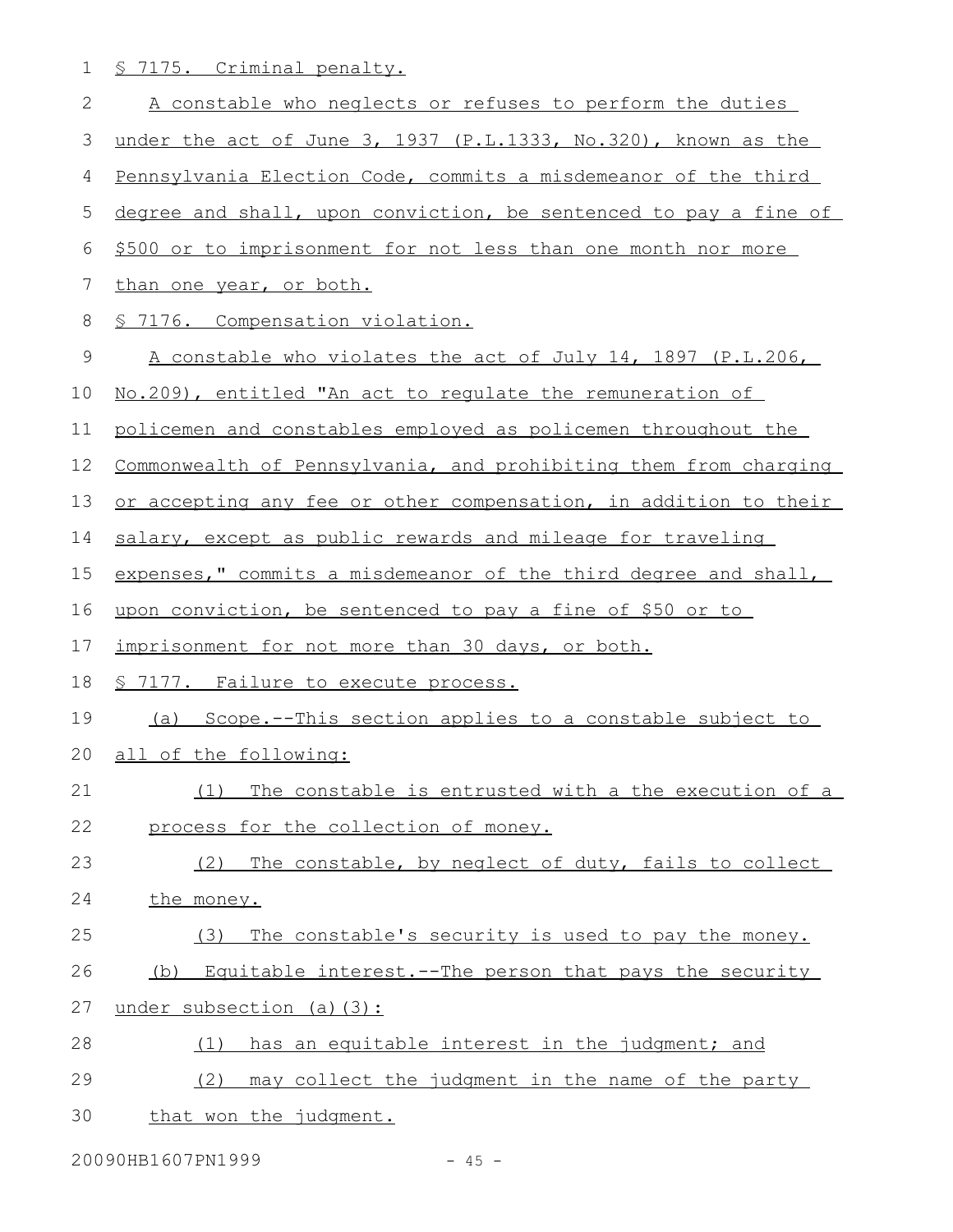§ 7175. Criminal penalty.

A constable who neglects or refuses to perform the duties under the act of June 3, 1937 (P.L.1333, No.320), known as the Pennsylvania Election Code, commits a misdemeanor of the third degree and shall, upon conviction, be sentenced to pay a fine of $500 or to imprisonment for not less than one month nor more than one year, or both.

§ 7176. Compensation violation.

A constable who violates the act of July 14, 1897 (P.L.206, No.209), entitled "An act to regulate the remuneration of policemen and constables employed as policemen throughout the Commonwealth of Pennsylvania, and prohibiting them from charging or accepting any fee or other compensation, in addition to their salary, except as public rewards and mileage for traveling expenses," commits a misdemeanor of the third degree and shall, upon conviction, be sentenced to pay a fine of $50 or to imprisonment for not more than 30 days, or both.

§ 7177. Failure to execute process.

(a) Scope.--This section applies to a constable subject to all of the following:

(1) The constable is entrusted with a the execution of a process for the collection of money.

(2) The constable, by neglect of duty, fails to collect the money.

(3) The constable's security is used to pay the money.

(b) Equitable interest.--The person that pays the security under subsection (a)(3):

(1) has an equitable interest in the judgment; and

(2) may collect the judgment in the name of the party that won the judgment.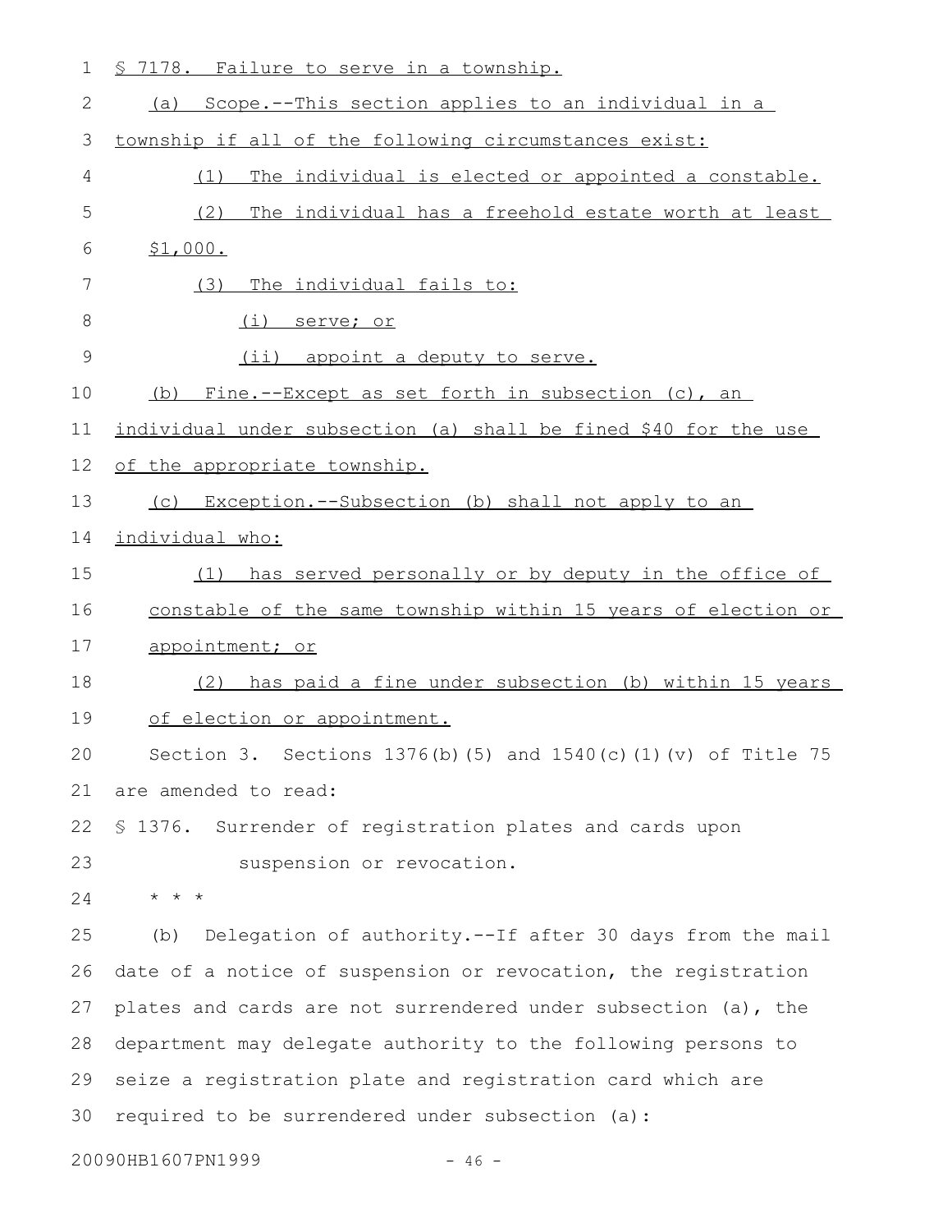§ 7178. Failure to serve in a township.

(a) Scope.--This section applies to an individual in a township if all of the following circumstances exist:

(1) The individual is elected or appointed a constable.

(2) The individual has a freehold estate worth at least $1,000.

(3) The individual fails to:

(i) serve; or

(ii) appoint a deputy to serve.

(b) Fine.--Except as set forth in subsection (c), an individual under subsection (a) shall be fined $40 for the use of the appropriate township.

(c) Exception.--Subsection (b) shall not apply to an individual who:

(1) has served personally or by deputy in the office of constable of the same township within 15 years of election or appointment; or

(2) has paid a fine under subsection (b) within 15 years of election or appointment.

Section 3. Sections 1376(b)(5) and 1540(c)(1)(v) of Title 75 are amended to read:

§ 1376. Surrender of registration plates and cards upon suspension or revocation.

* * *

(b) Delegation of authority.--If after 30 days from the mail date of a notice of suspension or revocation, the registration plates and cards are not surrendered under subsection (a), the department may delegate authority to the following persons to seize a registration plate and registration card which are required to be surrendered under subsection (a):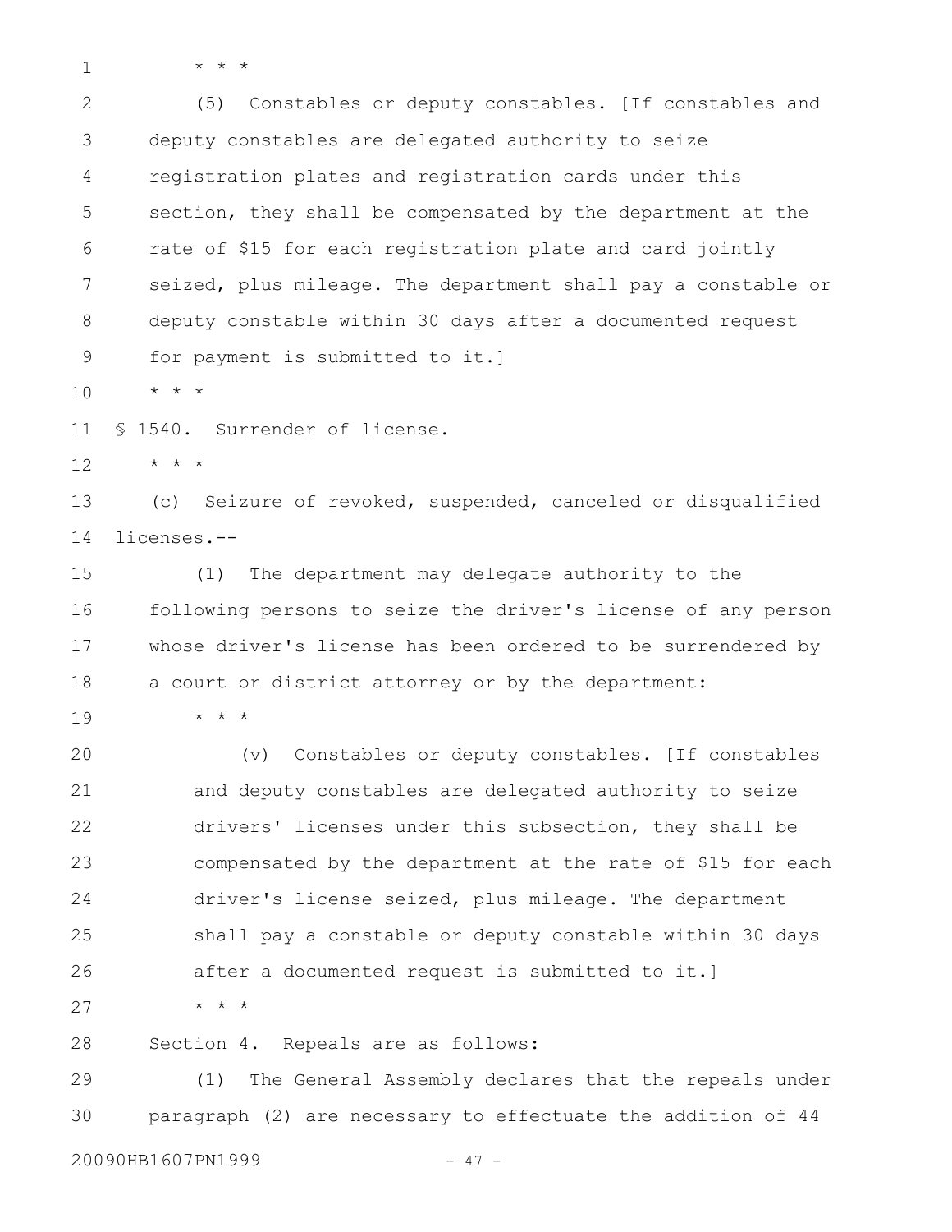\* \* \*

(5) Constables or deputy constables. [If constables and deputy constables are delegated authority to seize registration plates and registration cards under this section, they shall be compensated by the department at the rate of $15 for each registration plate and card jointly seized, plus mileage. The department shall pay a constable or deputy constable within 30 days after a documented request for payment is submitted to it.]

\* \* \*

§ 1540. Surrender of license.

\* \* \*

(c) Seizure of revoked, suspended, canceled or disqualified licenses.--

(1) The department may delegate authority to the following persons to seize the driver's license of any person whose driver's license has been ordered to be surrendered by a court or district attorney or by the department:

\* \* \*

(v) Constables or deputy constables. [If constables and deputy constables are delegated authority to seize drivers' licenses under this subsection, they shall be compensated by the department at the rate of $15 for each driver's license seized, plus mileage. The department shall pay a constable or deputy constable within 30 days after a documented request is submitted to it.]

\* \* \*

Section 4. Repeals are as follows:

(1) The General Assembly declares that the repeals under paragraph (2) are necessary to effectuate the addition of 44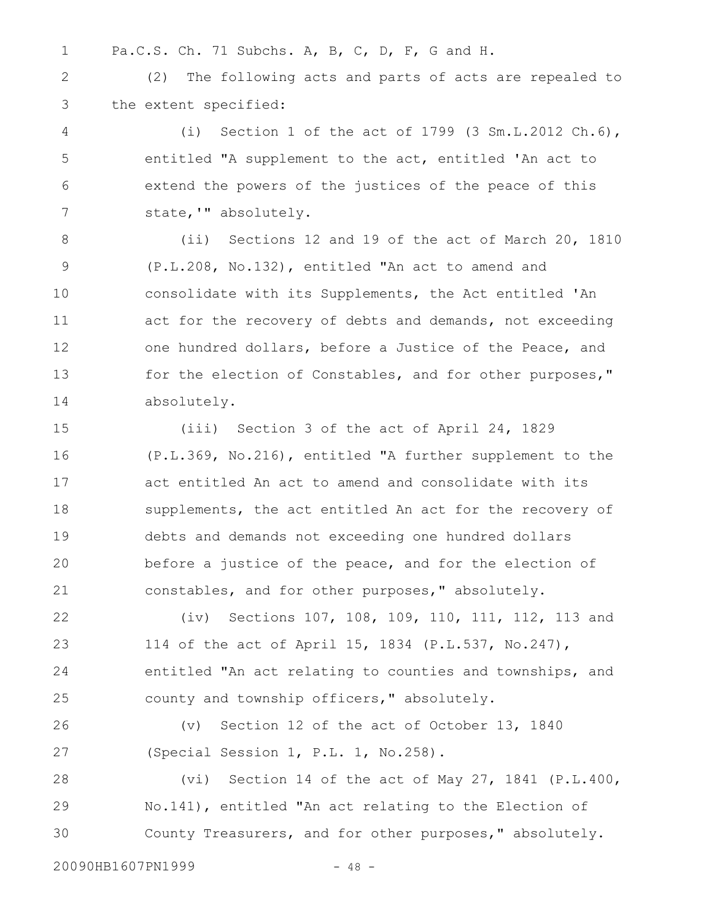Pa.C.S. Ch. 71 Subchs. A, B, C, D, F, G and H.

(2) The following acts and parts of acts are repealed to the extent specified:

(i) Section 1 of the act of 1799 (3 Sm.L.2012 Ch.6), entitled "A supplement to the act, entitled 'An act to extend the powers of the justices of the peace of this state,'" absolutely.

(ii) Sections 12 and 19 of the act of March 20, 1810 (P.L.208, No.132), entitled "An act to amend and consolidate with its Supplements, the Act entitled 'An act for the recovery of debts and demands, not exceeding one hundred dollars, before a Justice of the Peace, and for the election of Constables, and for other purposes," absolutely.

(iii) Section 3 of the act of April 24, 1829 (P.L.369, No.216), entitled "A further supplement to the act entitled An act to amend and consolidate with its supplements, the act entitled An act for the recovery of debts and demands not exceeding one hundred dollars before a justice of the peace, and for the election of constables, and for other purposes," absolutely.

(iv) Sections 107, 108, 109, 110, 111, 112, 113 and 114 of the act of April 15, 1834 (P.L.537, No.247), entitled "An act relating to counties and townships, and county and township officers," absolutely.

(v) Section 12 of the act of October 13, 1840 (Special Session 1, P.L. 1, No.258).

(vi) Section 14 of the act of May 27, 1841 (P.L.400, No.141), entitled "An act relating to the Election of County Treasurers, and for other purposes," absolutely.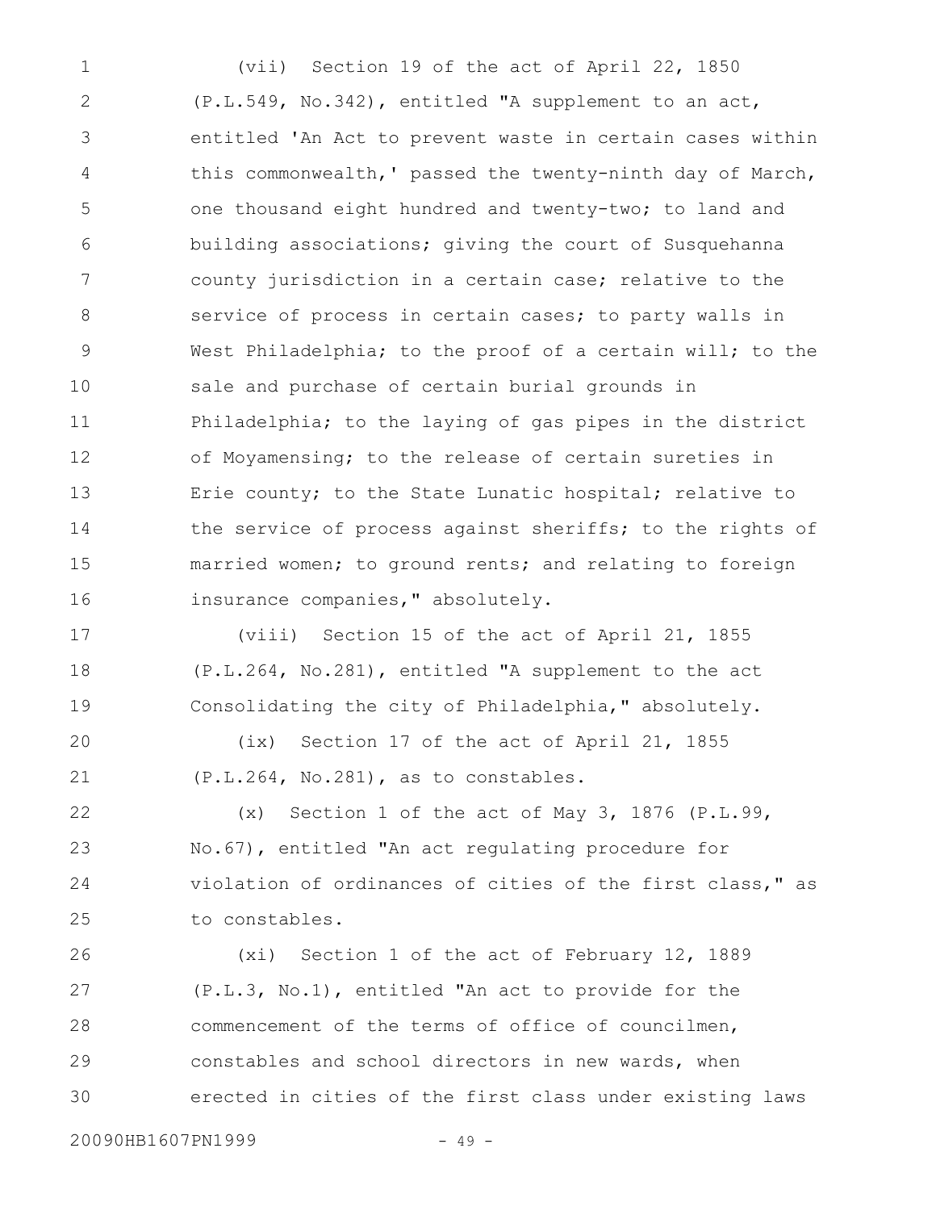(vii) Section 19 of the act of April 22, 1850 (P.L.549, No.342), entitled "A supplement to an act, entitled 'An Act to prevent waste in certain cases within this commonwealth,' passed the twenty-ninth day of March, one thousand eight hundred and twenty-two; to land and building associations; giving the court of Susquehanna county jurisdiction in a certain case; relative to the service of process in certain cases; to party walls in West Philadelphia; to the proof of a certain will; to the sale and purchase of certain burial grounds in Philadelphia; to the laying of gas pipes in the district of Moyamensing; to the release of certain sureties in Erie county; to the State Lunatic hospital; relative to the service of process against sheriffs; to the rights of married women; to ground rents; and relating to foreign insurance companies," absolutely.

(viii) Section 15 of the act of April 21, 1855 (P.L.264, No.281), entitled "A supplement to the act Consolidating the city of Philadelphia," absolutely.

(ix) Section 17 of the act of April 21, 1855 (P.L.264, No.281), as to constables.

(x) Section 1 of the act of May 3, 1876 (P.L.99, No.67), entitled "An act regulating procedure for violation of ordinances of cities of the first class," as to constables.

(xi) Section 1 of the act of February 12, 1889 (P.L.3, No.1), entitled "An act to provide for the commencement of the terms of office of councilmen, constables and school directors in new wards, when erected in cities of the first class under existing laws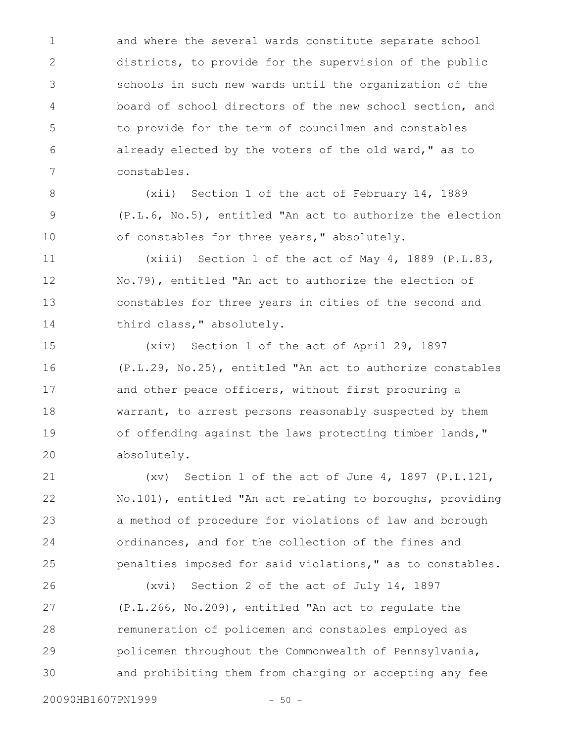and where the several wards constitute separate school districts, to provide for the supervision of the public schools in such new wards until the organization of the board of school directors of the new school section, and to provide for the term of councilmen and constables already elected by the voters of the old ward," as to constables.

(xii) Section 1 of the act of February 14, 1889 (P.L.6, No.5), entitled "An act to authorize the election of constables for three years," absolutely.

(xiii) Section 1 of the act of May 4, 1889 (P.L.83, No.79), entitled "An act to authorize the election of constables for three years in cities of the second and third class," absolutely.

(xiv) Section 1 of the act of April 29, 1897 (P.L.29, No.25), entitled "An act to authorize constables and other peace officers, without first procuring a warrant, to arrest persons reasonably suspected by them of offending against the laws protecting timber lands," absolutely.

(xv) Section 1 of the act of June 4, 1897 (P.L.121, No.101), entitled "An act relating to boroughs, providing a method of procedure for violations of law and borough ordinances, and for the collection of the fines and penalties imposed for said violations," as to constables.

(xvi) Section 2 of the act of July 14, 1897 (P.L.266, No.209), entitled "An act to regulate the remuneration of policemen and constables employed as policemen throughout the Commonwealth of Pennsylvania, and prohibiting them from charging or accepting any fee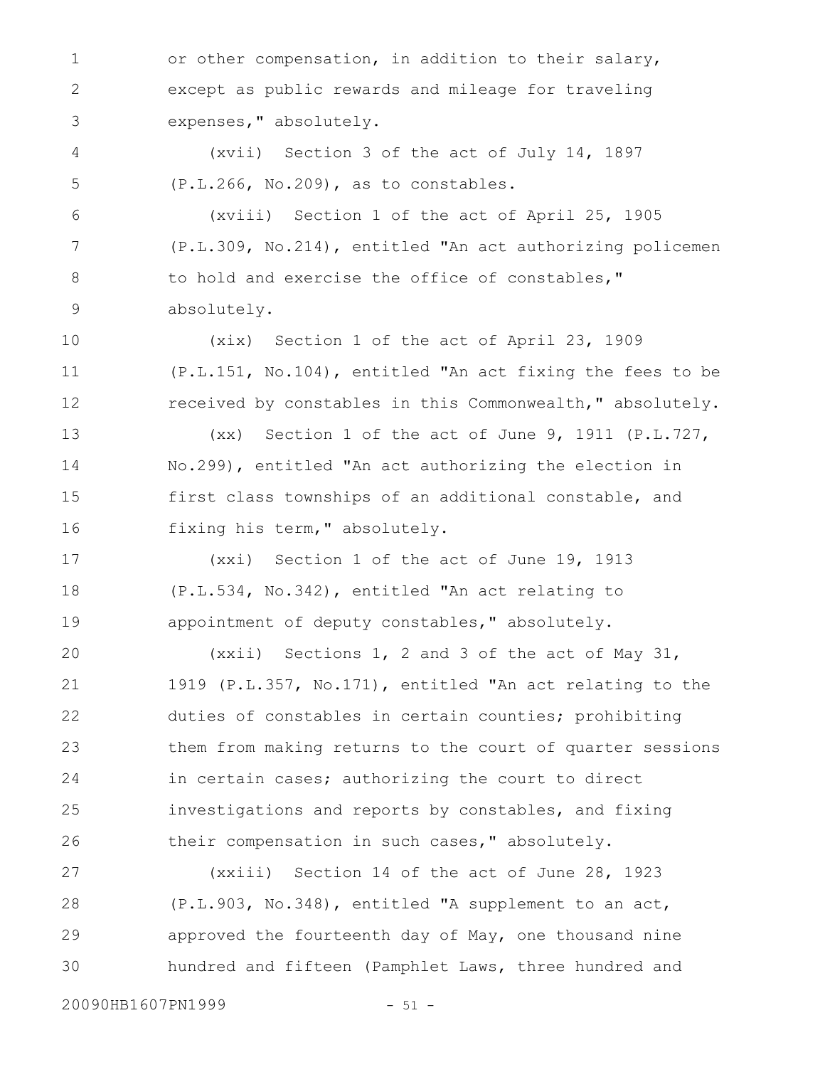or other compensation, in addition to their salary, except as public rewards and mileage for traveling expenses," absolutely.

(xvii) Section 3 of the act of July 14, 1897 (P.L.266, No.209), as to constables.

(xviii) Section 1 of the act of April 25, 1905 (P.L.309, No.214), entitled "An act authorizing policemen to hold and exercise the office of constables," absolutely.

(xix) Section 1 of the act of April 23, 1909 (P.L.151, No.104), entitled "An act fixing the fees to be received by constables in this Commonwealth," absolutely.

(xx) Section 1 of the act of June 9, 1911 (P.L.727, No.299), entitled "An act authorizing the election in first class townships of an additional constable, and fixing his term," absolutely.

(xxi) Section 1 of the act of June 19, 1913 (P.L.534, No.342), entitled "An act relating to appointment of deputy constables," absolutely.

(xxii) Sections 1, 2 and 3 of the act of May 31, 1919 (P.L.357, No.171), entitled "An act relating to the duties of constables in certain counties; prohibiting them from making returns to the court of quarter sessions in certain cases; authorizing the court to direct investigations and reports by constables, and fixing their compensation in such cases," absolutely.

(xxiii) Section 14 of the act of June 28, 1923 (P.L.903, No.348), entitled "A supplement to an act, approved the fourteenth day of May, one thousand nine hundred and fifteen (Pamphlet Laws, three hundred and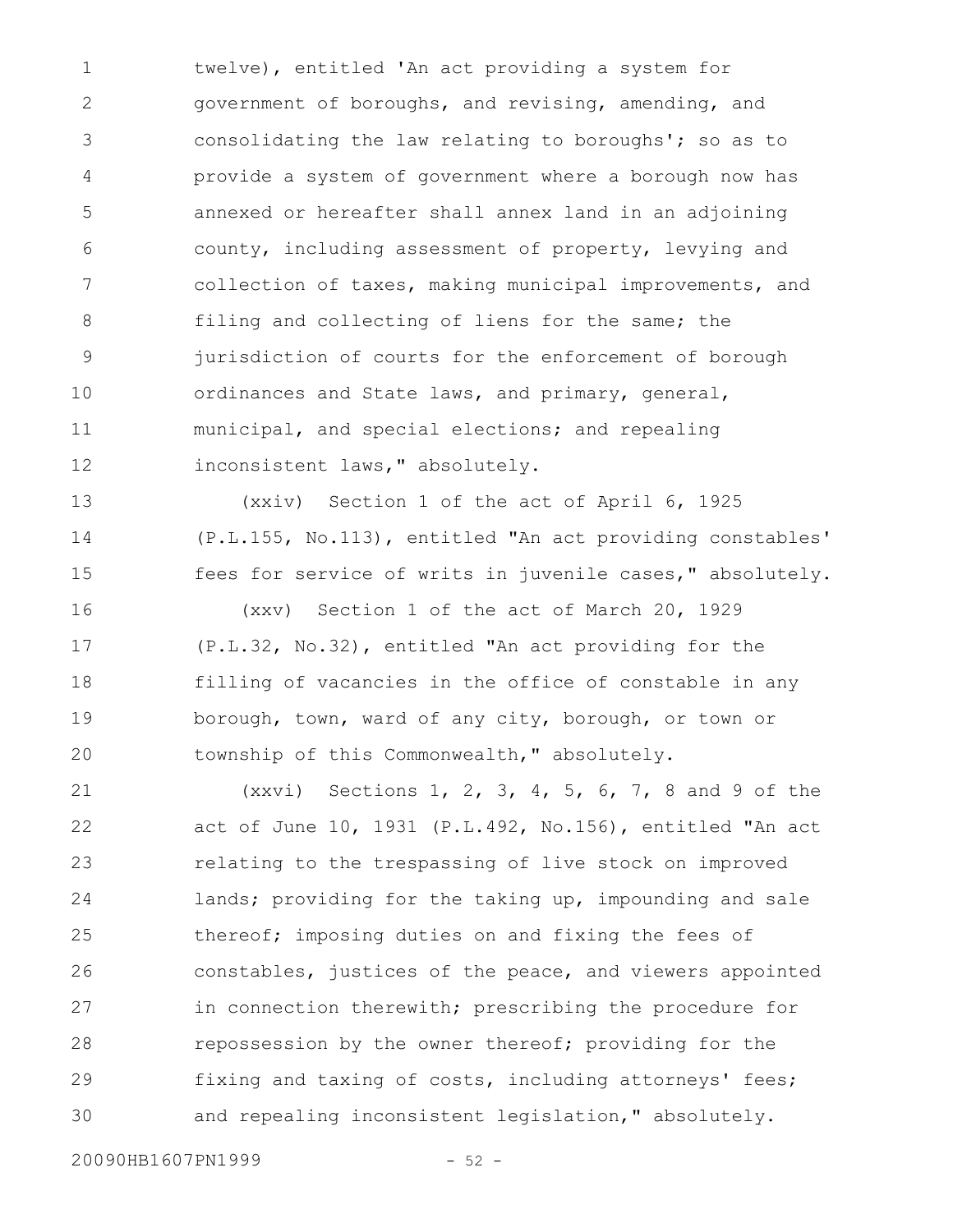twelve), entitled 'An act providing a system for government of boroughs, and revising, amending, and consolidating the law relating to boroughs'; so as to provide a system of government where a borough now has annexed or hereafter shall annex land in an adjoining county, including assessment of property, levying and collection of taxes, making municipal improvements, and filing and collecting of liens for the same; the jurisdiction of courts for the enforcement of borough ordinances and State laws, and primary, general, municipal, and special elections; and repealing inconsistent laws," absolutely.

(xxiv) Section 1 of the act of April 6, 1925 (P.L.155, No.113), entitled "An act providing constables' fees for service of writs in juvenile cases," absolutely.

(xxv) Section 1 of the act of March 20, 1929 (P.L.32, No.32), entitled "An act providing for the filling of vacancies in the office of constable in any borough, town, ward of any city, borough, or town or township of this Commonwealth," absolutely.

(xxvi) Sections 1, 2, 3, 4, 5, 6, 7, 8 and 9 of the act of June 10, 1931 (P.L.492, No.156), entitled "An act relating to the trespassing of live stock on improved lands; providing for the taking up, impounding and sale thereof; imposing duties on and fixing the fees of constables, justices of the peace, and viewers appointed in connection therewith; prescribing the procedure for repossession by the owner thereof; providing for the fixing and taxing of costs, including attorneys' fees; and repealing inconsistent legislation," absolutely.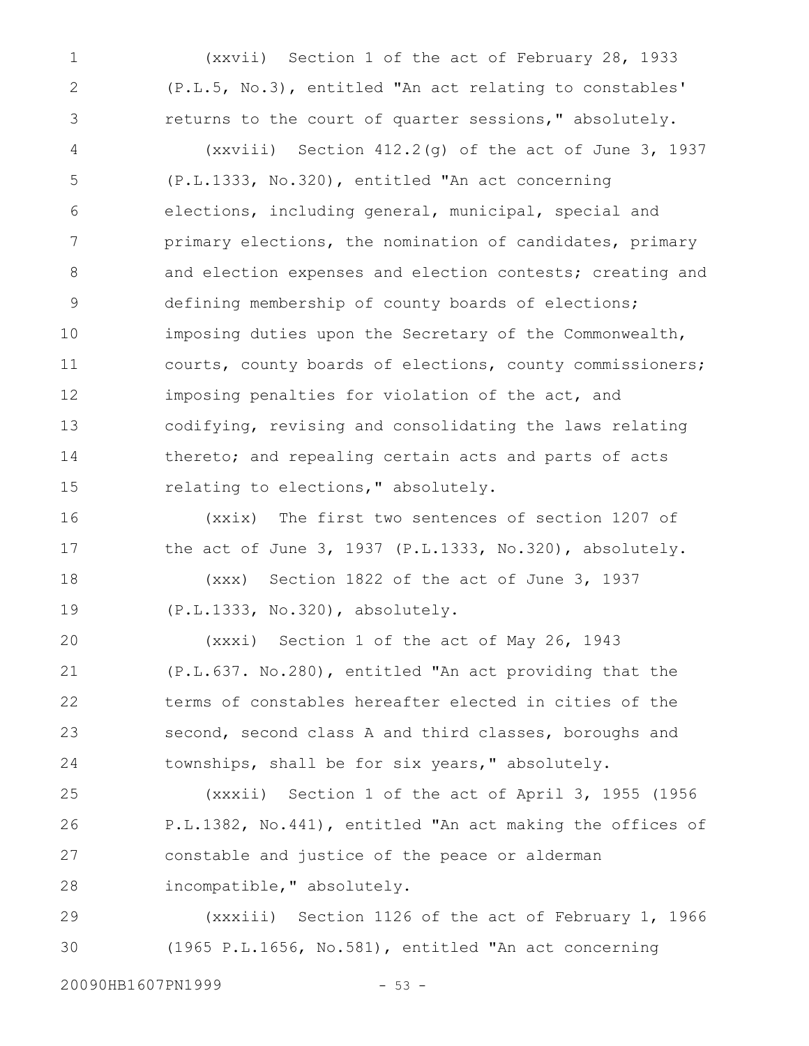(xxvii) Section 1 of the act of February 28, 1933 (P.L.5, No.3), entitled "An act relating to constables' returns to the court of quarter sessions," absolutely.

(xxviii) Section 412.2(g) of the act of June 3, 1937 (P.L.1333, No.320), entitled "An act concerning elections, including general, municipal, special and primary elections, the nomination of candidates, primary and election expenses and election contests; creating and defining membership of county boards of elections; imposing duties upon the Secretary of the Commonwealth, courts, county boards of elections, county commissioners; imposing penalties for violation of the act, and codifying, revising and consolidating the laws relating thereto; and repealing certain acts and parts of acts relating to elections," absolutely.

(xxix) The first two sentences of section 1207 of the act of June 3, 1937 (P.L.1333, No.320), absolutely.

(xxx) Section 1822 of the act of June 3, 1937 (P.L.1333, No.320), absolutely.

(xxxi) Section 1 of the act of May 26, 1943 (P.L.637. No.280), entitled "An act providing that the terms of constables hereafter elected in cities of the second, second class A and third classes, boroughs and townships, shall be for six years," absolutely.

(xxxii) Section 1 of the act of April 3, 1955 (1956 P.L.1382, No.441), entitled "An act making the offices of constable and justice of the peace or alderman incompatible," absolutely.

(xxxiii) Section 1126 of the act of February 1, 1966 (1965 P.L.1656, No.581), entitled "An act concerning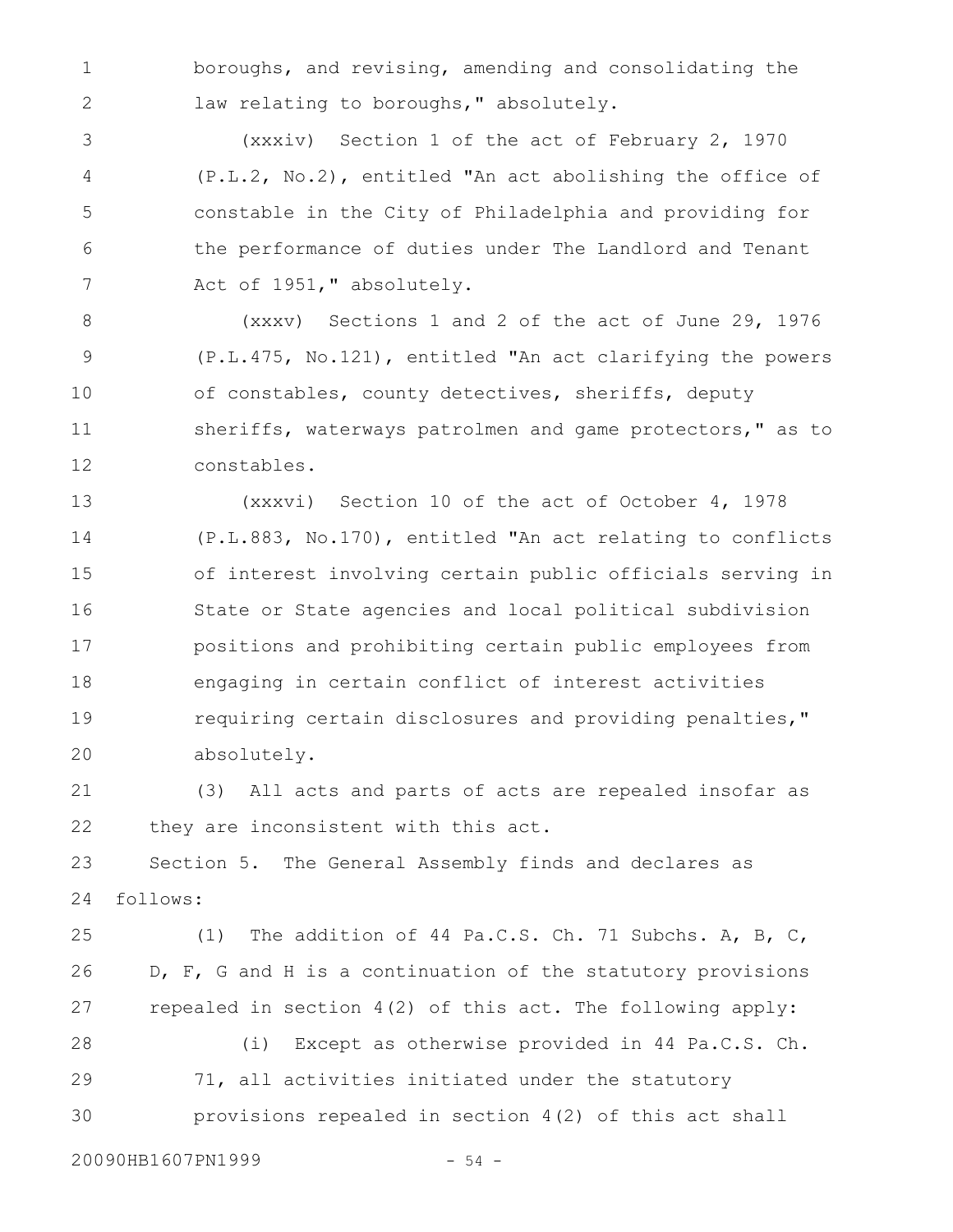boroughs, and revising, amending and consolidating the law relating to boroughs," absolutely.

(xxxiv) Section 1 of the act of February 2, 1970 (P.L.2, No.2), entitled "An act abolishing the office of constable in the City of Philadelphia and providing for the performance of duties under The Landlord and Tenant Act of 1951," absolutely.

(xxxv) Sections 1 and 2 of the act of June 29, 1976 (P.L.475, No.121), entitled "An act clarifying the powers of constables, county detectives, sheriffs, deputy sheriffs, waterways patrolmen and game protectors," as to constables.

(xxxvi) Section 10 of the act of October 4, 1978 (P.L.883, No.170), entitled "An act relating to conflicts of interest involving certain public officials serving in State or State agencies and local political subdivision positions and prohibiting certain public employees from engaging in certain conflict of interest activities requiring certain disclosures and providing penalties," absolutely.

(3) All acts and parts of acts are repealed insofar as they are inconsistent with this act.

Section 5. The General Assembly finds and declares as follows:

(1) The addition of 44 Pa.C.S. Ch. 71 Subchs. A, B, C, D, F, G and H is a continuation of the statutory provisions repealed in section 4(2) of this act. The following apply:

(i) Except as otherwise provided in 44 Pa.C.S. Ch. 71, all activities initiated under the statutory provisions repealed in section 4(2) of this act shall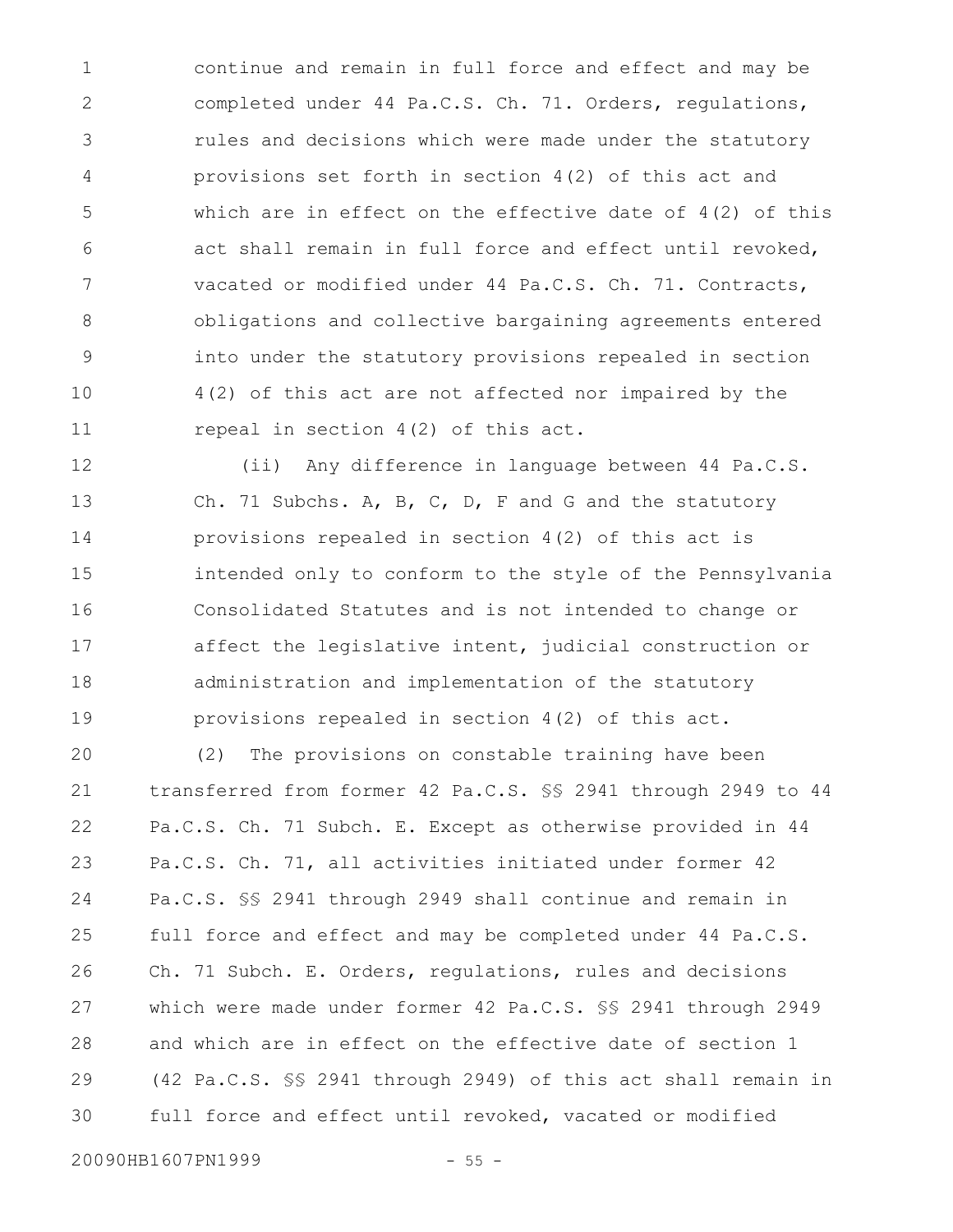continue and remain in full force and effect and may be completed under 44 Pa.C.S. Ch. 71. Orders, regulations, rules and decisions which were made under the statutory provisions set forth in section 4(2) of this act and which are in effect on the effective date of 4(2) of this act shall remain in full force and effect until revoked, vacated or modified under 44 Pa.C.S. Ch. 71. Contracts, obligations and collective bargaining agreements entered into under the statutory provisions repealed in section 4(2) of this act are not affected nor impaired by the repeal in section 4(2) of this act.

(ii) Any difference in language between 44 Pa.C.S. Ch. 71 Subchs. A, B, C, D, F and G and the statutory provisions repealed in section 4(2) of this act is intended only to conform to the style of the Pennsylvania Consolidated Statutes and is not intended to change or affect the legislative intent, judicial construction or administration and implementation of the statutory provisions repealed in section 4(2) of this act.

(2) The provisions on constable training have been transferred from former 42 Pa.C.S. §§ 2941 through 2949 to 44 Pa.C.S. Ch. 71 Subch. E. Except as otherwise provided in 44 Pa.C.S. Ch. 71, all activities initiated under former 42 Pa.C.S. §§ 2941 through 2949 shall continue and remain in full force and effect and may be completed under 44 Pa.C.S. Ch. 71 Subch. E. Orders, regulations, rules and decisions which were made under former 42 Pa.C.S. §§ 2941 through 2949 and which are in effect on the effective date of section 1 (42 Pa.C.S. §§ 2941 through 2949) of this act shall remain in full force and effect until revoked, vacated or modified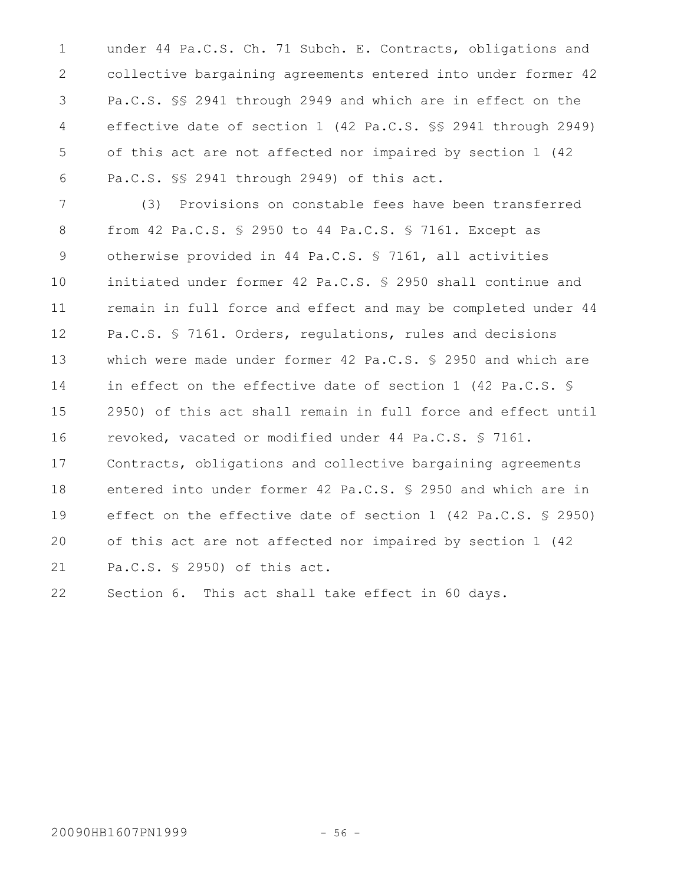under 44 Pa.C.S. Ch. 71 Subch. E. Contracts, obligations and collective bargaining agreements entered into under former 42 Pa.C.S. §§ 2941 through 2949 and which are in effect on the effective date of section 1 (42 Pa.C.S. §§ 2941 through 2949) of this act are not affected nor impaired by section 1 (42 Pa.C.S. §§ 2941 through 2949) of this act.

(3) Provisions on constable fees have been transferred from 42 Pa.C.S. § 2950 to 44 Pa.C.S. § 7161. Except as otherwise provided in 44 Pa.C.S. § 7161, all activities initiated under former 42 Pa.C.S. § 2950 shall continue and remain in full force and effect and may be completed under 44 Pa.C.S. § 7161. Orders, regulations, rules and decisions which were made under former 42 Pa.C.S. § 2950 and which are in effect on the effective date of section 1 (42 Pa.C.S. § 2950) of this act shall remain in full force and effect until revoked, vacated or modified under 44 Pa.C.S. § 7161. Contracts, obligations and collective bargaining agreements entered into under former 42 Pa.C.S. § 2950 and which are in effect on the effective date of section 1 (42 Pa.C.S. § 2950) of this act are not affected nor impaired by section 1 (42 Pa.C.S. § 2950) of this act.

Section 6. This act shall take effect in 60 days.